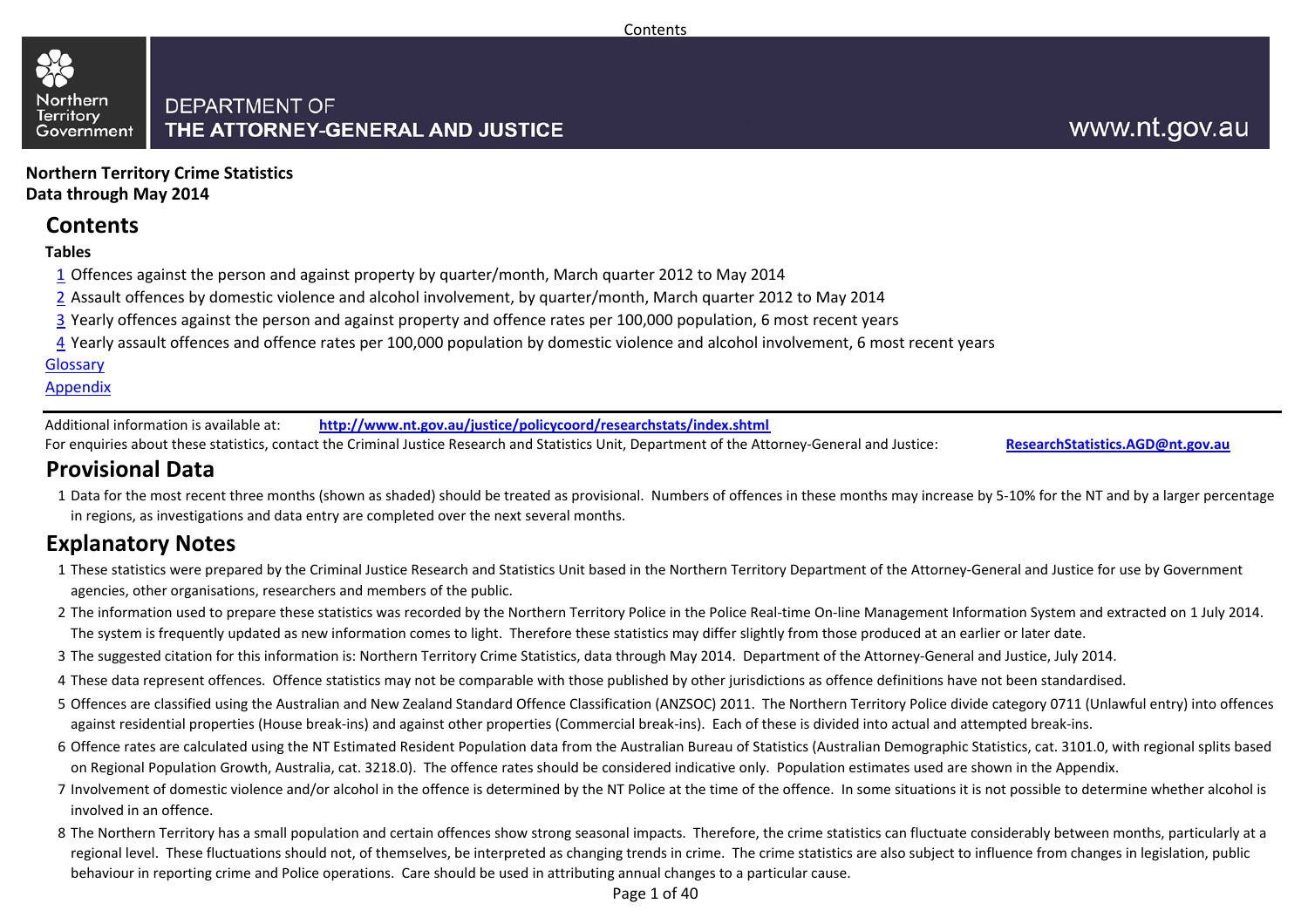DEPARTMENT OF
**THE ATTORNEY-GENERAL AND JUSTICE**

www.nt.gov.au

**Northern Territory Crime Statistics**
**Data through May 2014**

## Contents

**Tables**

1 Offences against the person and against property by quarter/month, March quarter 2012 to May 2014
2 Assault offences by domestic violence and alcohol involvement, by quarter/month, March quarter 2012 to May 2014
3 Yearly offences against the person and against property and offence rates per 100,000 population, 6 most recent years
4 Yearly assault offences and offence rates per 100,000 population by domestic violence and alcohol involvement, 6 most recent years

Glossary
Appendix

Additional information is available at: **http://www.nt.gov.au/justice/policycoord/researchstats/index.shtml**
For enquiries about these statistics, contact the Criminal Justice Research and Statistics Unit, Department of the Attorney-General and Justice: **ResearchStatistics.AGD@nt.gov.au**

## Provisional Data

1 Data for the most recent three months (shown as shaded) should be treated as provisional. Numbers of offences in these months may increase by 5-10% for the NT and by a larger percentage in regions, as investigations and data entry are completed over the next several months.

## Explanatory Notes

1 These statistics were prepared by the Criminal Justice Research and Statistics Unit based in the Northern Territory Department of the Attorney-General and Justice for use by Government agencies, other organisations, researchers and members of the public.

2 The information used to prepare these statistics was recorded by the Northern Territory Police in the Police Real-time On-line Management Information System and extracted on 1 July 2014. The system is frequently updated as new information comes to light. Therefore these statistics may differ slightly from those produced at an earlier or later date.

3 The suggested citation for this information is: Northern Territory Crime Statistics, data through May 2014. Department of the Attorney-General and Justice, July 2014.

4 These data represent offences. Offence statistics may not be comparable with those published by other jurisdictions as offence definitions have not been standardised.

5 Offences are classified using the Australian and New Zealand Standard Offence Classification (ANZSOC) 2011. The Northern Territory Police divide category 0711 (Unlawful entry) into offences against residential properties (House break-ins) and against other properties (Commercial break-ins). Each of these is divided into actual and attempted break-ins.

6 Offence rates are calculated using the NT Estimated Resident Population data from the Australian Bureau of Statistics (Australian Demographic Statistics, cat. 3101.0, with regional splits based on Regional Population Growth, Australia, cat. 3218.0). The offence rates should be considered indicative only. Population estimates used are shown in the Appendix.

7 Involvement of domestic violence and/or alcohol in the offence is determined by the NT Police at the time of the offence. In some situations it is not possible to determine whether alcohol is involved in an offence.

8 The Northern Territory has a small population and certain offences show strong seasonal impacts. Therefore, the crime statistics can fluctuate considerably between months, particularly at a regional level. These fluctuations should not, of themselves, be interpreted as changing trends in crime. The crime statistics are also subject to influence from changes in legislation, public behaviour in reporting crime and Police operations. Care should be used in attributing annual changes to a particular cause.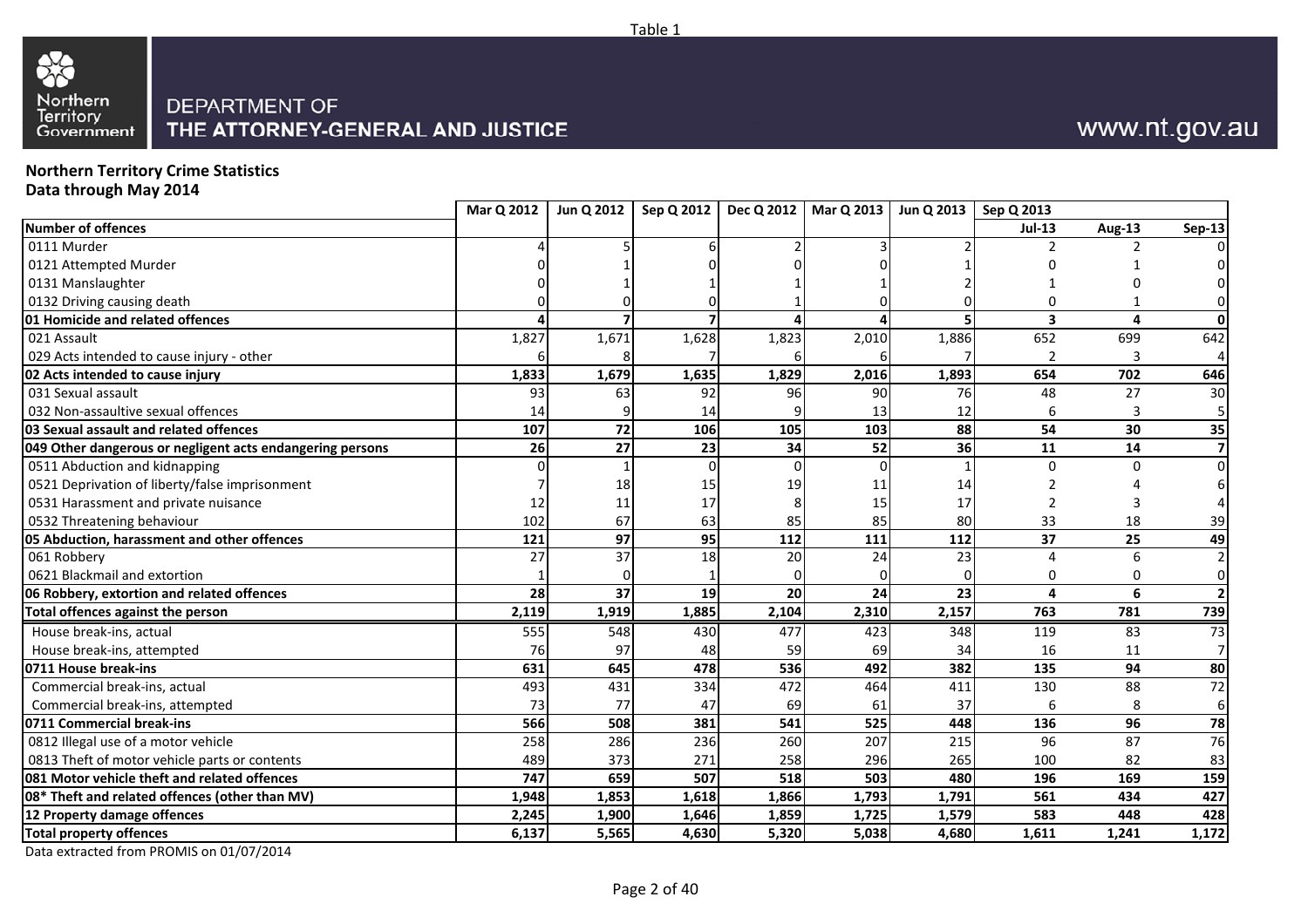Table 1

Northern Territory Government

DEPARTMENT OF THE ATTORNEY-GENERAL AND JUSTICE

www.nt.gov.au

**Northern Territory Crime Statistics**
**Data through May 2014**

| | Mar Q 2012 | Jun Q 2012 | Sep Q 2012 | Dec Q 2012 | Mar Q 2013 | Jun Q 2013 | Sep Q 2013 | | |
|---|---|---|---|---|---|---|---|---|---|
| **Number of offences** | | | | | | | **Jul-13** | **Aug-13** | **Sep-13** |
| 0111 Murder | 4 | 5 | 6 | 2 | 3 | 2 | 2 | 2 | 0 |
| 0121 Attempted Murder | 0 | 1 | 0 | 0 | 0 | 1 | 0 | 1 | 0 |
| 0131 Manslaughter | 0 | 1 | 1 | 1 | 1 | 2 | 1 | 0 | 0 |
| 0132 Driving causing death | 0 | 0 | 0 | 1 | 0 | 0 | 0 | 1 | 0 |
| **01 Homicide and related offences** | **4** | **7** | **7** | **4** | **4** | **5** | **3** | **4** | **0** |
| 021 Assault | 1,827 | 1,671 | 1,628 | 1,823 | 2,010 | 1,886 | 652 | 699 | 642 |
| 029 Acts intended to cause injury - other | 6 | 8 | 7 | 6 | 6 | 7 | 2 | 3 | 4 |
| **02 Acts intended to cause injury** | **1,833** | **1,679** | **1,635** | **1,829** | **2,016** | **1,893** | **654** | **702** | **646** |
| 031 Sexual assault | 93 | 63 | 92 | 96 | 90 | 76 | 48 | 27 | 30 |
| 032 Non-assaultive sexual offences | 14 | 9 | 14 | 9 | 13 | 12 | 6 | 3 | 5 |
| **03 Sexual assault and related offences** | **107** | **72** | **106** | **105** | **103** | **88** | **54** | **30** | **35** |
| **049 Other dangerous or negligent acts endangering persons** | **26** | **27** | **23** | **34** | **52** | **36** | **11** | **14** | **7** |
| 0511 Abduction and kidnapping | 0 | 1 | 0 | 0 | 0 | 1 | 0 | 0 | 0 |
| 0521 Deprivation of liberty/false imprisonment | 7 | 18 | 15 | 19 | 11 | 14 | 2 | 4 | 6 |
| 0531 Harassment and private nuisance | 12 | 11 | 17 | 8 | 15 | 17 | 2 | 3 | 4 |
| 0532 Threatening behaviour | 102 | 67 | 63 | 85 | 85 | 80 | 33 | 18 | 39 |
| **05 Abduction, harassment and other offences** | **121** | **97** | **95** | **112** | **111** | **112** | **37** | **25** | **49** |
| 061 Robbery | 27 | 37 | 18 | 20 | 24 | 23 | 4 | 6 | 2 |
| 0621 Blackmail and extortion | 1 | 0 | 1 | 0 | 0 | 0 | 0 | 0 | 0 |
| **06 Robbery, extortion and related offences** | **28** | **37** | **19** | **20** | **24** | **23** | **4** | **6** | **2** |
| **Total offences against the person** | **2,119** | **1,919** | **1,885** | **2,104** | **2,310** | **2,157** | **763** | **781** | **739** |
| House break-ins, actual | 555 | 548 | 430 | 477 | 423 | 348 | 119 | 83 | 73 |
| House break-ins, attempted | 76 | 97 | 48 | 59 | 69 | 34 | 16 | 11 | 7 |
| **0711 House break-ins** | **631** | **645** | **478** | **536** | **492** | **382** | **135** | **94** | **80** |
| Commercial break-ins, actual | 493 | 431 | 334 | 472 | 464 | 411 | 130 | 88 | 72 |
| Commercial break-ins, attempted | 73 | 77 | 47 | 69 | 61 | 37 | 6 | 8 | 6 |
| **0711 Commercial break-ins** | **566** | **508** | **381** | **541** | **525** | **448** | **136** | **96** | **78** |
| 0812 Illegal use of a motor vehicle | 258 | 286 | 236 | 260 | 207 | 215 | 96 | 87 | 76 |
| 0813 Theft of motor vehicle parts or contents | 489 | 373 | 271 | 258 | 296 | 265 | 100 | 82 | 83 |
| **081 Motor vehicle theft and related offences** | **747** | **659** | **507** | **518** | **503** | **480** | **196** | **169** | **159** |
| **08* Theft and related offences (other than MV)** | **1,948** | **1,853** | **1,618** | **1,866** | **1,793** | **1,791** | **561** | **434** | **427** |
| **12 Property damage offences** | **2,245** | **1,900** | **1,646** | **1,859** | **1,725** | **1,579** | **583** | **448** | **428** |
| **Total property offences** | **6,137** | **5,565** | **4,630** | **5,320** | **5,038** | **4,680** | **1,611** | **1,241** | **1,172** |

Data extracted from PROMIS on 01/07/2014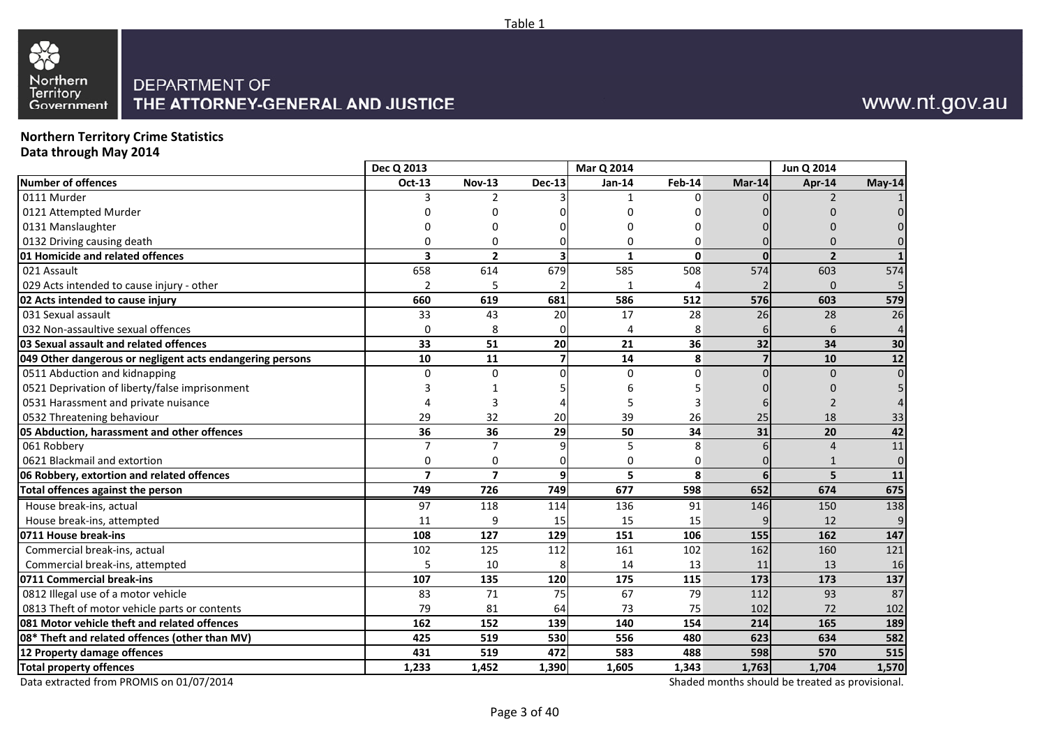Table 1

DEPARTMENT OF THE ATTORNEY-GENERAL AND JUSTICE

www.nt.gov.au

**Northern Territory Crime Statistics**
**Data through May 2014**

| | Dec Q 2013 | | | Mar Q 2014 | | | Jun Q 2014 | |
|---|---|---|---|---|---|---|---|---|
| **Number of offences** | **Oct-13** | **Nov-13** | **Dec-13** | **Jan-14** | **Feb-14** | **Mar-14** | **Apr-14** | **May-14** |
| 0111 Murder | 3 | 2 | 3 | 1 | 0 | 0 | 2 | 1 |
| 0121 Attempted Murder | 0 | 0 | 0 | 0 | 0 | 0 | 0 | 0 |
| 0131 Manslaughter | 0 | 0 | 0 | 0 | 0 | 0 | 0 | 0 |
| 0132 Driving causing death | 0 | 0 | 0 | 0 | 0 | 0 | 0 | 0 |
| **01 Homicide and related offences** | **3** | **2** | **3** | **1** | **0** | **0** | **2** | **1** |
| 021 Assault | 658 | 614 | 679 | 585 | 508 | 574 | 603 | 574 |
| 029 Acts intended to cause injury - other | 2 | 5 | 2 | 1 | 4 | 2 | 0 | 5 |
| **02 Acts intended to cause injury** | **660** | **619** | **681** | **586** | **512** | **576** | **603** | **579** |
| 031 Sexual assault | 33 | 43 | 20 | 17 | 28 | 26 | 28 | 26 |
| 032 Non-assaultive sexual offences | 0 | 8 | 0 | 4 | 8 | 6 | 6 | 4 |
| **03 Sexual assault and related offences** | **33** | **51** | **20** | **21** | **36** | **32** | **34** | **30** |
| **049 Other dangerous or negligent acts endangering persons** | **10** | **11** | **7** | **14** | **8** | **7** | **10** | **12** |
| 0511 Abduction and kidnapping | 0 | 0 | 0 | 0 | 0 | 0 | 0 | 0 |
| 0521 Deprivation of liberty/false imprisonment | 3 | 1 | 5 | 6 | 5 | 0 | 0 | 5 |
| 0531 Harassment and private nuisance | 4 | 3 | 4 | 5 | 3 | 6 | 2 | 4 |
| 0532 Threatening behaviour | 29 | 32 | 20 | 39 | 26 | 25 | 18 | 33 |
| **05 Abduction, harassment and other offences** | **36** | **36** | **29** | **50** | **34** | **31** | **20** | **42** |
| 061 Robbery | 7 | 7 | 9 | 5 | 8 | 6 | 4 | 11 |
| 0621 Blackmail and extortion | 0 | 0 | 0 | 0 | 0 | 0 | 1 | 0 |
| **06 Robbery, extortion and related offences** | **7** | **7** | **9** | **5** | **8** | **6** | **5** | **11** |
| **Total offences against the person** | **749** | **726** | **749** | **677** | **598** | **652** | **674** | **675** |
| House break-ins, actual | 97 | 118 | 114 | 136 | 91 | 146 | 150 | 138 |
| House break-ins, attempted | 11 | 9 | 15 | 15 | 15 | 9 | 12 | 9 |
| **0711 House break-ins** | **108** | **127** | **129** | **151** | **106** | **155** | **162** | **147** |
| Commercial break-ins, actual | 102 | 125 | 112 | 161 | 102 | 162 | 160 | 121 |
| Commercial break-ins, attempted | 5 | 10 | 8 | 14 | 13 | 11 | 13 | 16 |
| **0711 Commercial break-ins** | **107** | **135** | **120** | **175** | **115** | **173** | **173** | **137** |
| 0812 Illegal use of a motor vehicle | 83 | 71 | 75 | 67 | 79 | 112 | 93 | 87 |
| 0813 Theft of motor vehicle parts or contents | 79 | 81 | 64 | 73 | 75 | 102 | 72 | 102 |
| **081 Motor vehicle theft and related offences** | **162** | **152** | **139** | **140** | **154** | **214** | **165** | **189** |
| **08* Theft and related offences (other than MV)** | **425** | **519** | **530** | **556** | **480** | **623** | **634** | **582** |
| **12 Property damage offences** | **431** | **519** | **472** | **583** | **488** | **598** | **570** | **515** |
| **Total property offences** | **1,233** | **1,452** | **1,390** | **1,605** | **1,343** | **1,763** | **1,704** | **1,570** |

Data extracted from PROMIS on 01/07/2014

Shaded months should be treated as provisional.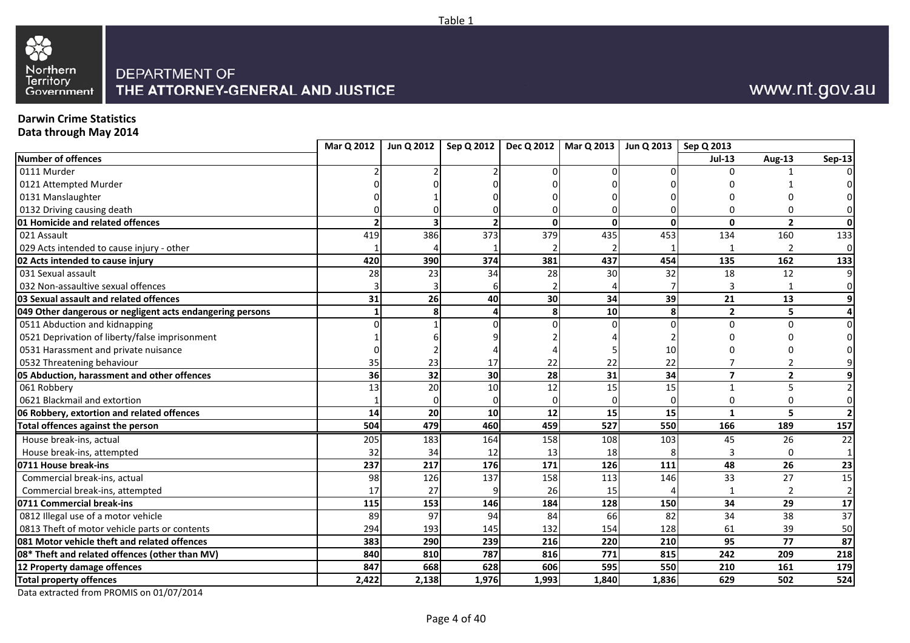Table 1

Northern Territory Government

DEPARTMENT OF
THE ATTORNEY-GENERAL AND JUSTICE

www.nt.gov.au

**Darwin Crime Statistics**
**Data through May 2014**

| | Mar Q 2012 | Jun Q 2012 | Sep Q 2012 | Dec Q 2012 | Mar Q 2013 | Jun Q 2013 | Sep Q 2013 | | |
|---|---|---|---|---|---|---|---|---|---|
| **Number of offences** | | | | | | | **Jul-13** | **Aug-13** | **Sep-13** |
| 0111 Murder | 2 | 2 | 2 | 0 | 0 | 0 | 0 | 1 | 0 |
| 0121 Attempted Murder | 0 | 0 | 0 | 0 | 0 | 0 | 0 | 1 | 0 |
| 0131 Manslaughter | 0 | 1 | 0 | 0 | 0 | 0 | 0 | 0 | 0 |
| 0132 Driving causing death | 0 | 0 | 0 | 0 | 0 | 0 | 0 | 0 | 0 |
| **01 Homicide and related offences** | **2** | **3** | **2** | **0** | **0** | **0** | **0** | **2** | **0** |
| 021 Assault | 419 | 386 | 373 | 379 | 435 | 453 | 134 | 160 | 133 |
| 029 Acts intended to cause injury - other | 1 | 4 | 1 | 2 | 2 | 1 | 1 | 2 | 0 |
| **02 Acts intended to cause injury** | **420** | **390** | **374** | **381** | **437** | **454** | **135** | **162** | **133** |
| 031 Sexual assault | 28 | 23 | 34 | 28 | 30 | 32 | 18 | 12 | 9 |
| 032 Non-assaultive sexual offences | 3 | 3 | 6 | 2 | 4 | 7 | 3 | 1 | 0 |
| **03 Sexual assault and related offences** | **31** | **26** | **40** | **30** | **34** | **39** | **21** | **13** | **9** |
| **049 Other dangerous or negligent acts endangering persons** | **1** | **8** | **4** | **8** | **10** | **8** | **2** | **5** | **4** |
| 0511 Abduction and kidnapping | 0 | 1 | 0 | 0 | 0 | 0 | 0 | 0 | 0 |
| 0521 Deprivation of liberty/false imprisonment | 1 | 6 | 9 | 2 | 4 | 2 | 0 | 0 | 0 |
| 0531 Harassment and private nuisance | 0 | 2 | 4 | 4 | 5 | 10 | 0 | 0 | 0 |
| 0532 Threatening behaviour | 35 | 23 | 17 | 22 | 22 | 22 | 7 | 2 | 9 |
| **05 Abduction, harassment and other offences** | **36** | **32** | **30** | **28** | **31** | **34** | **7** | **2** | **9** |
| 061 Robbery | 13 | 20 | 10 | 12 | 15 | 15 | 1 | 5 | 2 |
| 0621 Blackmail and extortion | 1 | 0 | 0 | 0 | 0 | 0 | 0 | 0 | 0 |
| **06 Robbery, extortion and related offences** | **14** | **20** | **10** | **12** | **15** | **15** | **1** | **5** | **2** |
| **Total offences against the person** | **504** | **479** | **460** | **459** | **527** | **550** | **166** | **189** | **157** |
| House break-ins, actual | 205 | 183 | 164 | 158 | 108 | 103 | 45 | 26 | 22 |
| House break-ins, attempted | 32 | 34 | 12 | 13 | 18 | 8 | 3 | 0 | 1 |
| **0711 House break-ins** | **237** | **217** | **176** | **171** | **126** | **111** | **48** | **26** | **23** |
| Commercial break-ins, actual | 98 | 126 | 137 | 158 | 113 | 146 | 33 | 27 | 15 |
| Commercial break-ins, attempted | 17 | 27 | 9 | 26 | 15 | 4 | 1 | 2 | 2 |
| **0711 Commercial break-ins** | **115** | **153** | **146** | **184** | **128** | **150** | **34** | **29** | **17** |
| 0812 Illegal use of a motor vehicle | 89 | 97 | 94 | 84 | 66 | 82 | 34 | 38 | 37 |
| 0813 Theft of motor vehicle parts or contents | 294 | 193 | 145 | 132 | 154 | 128 | 61 | 39 | 50 |
| **081 Motor vehicle theft and related offences** | **383** | **290** | **239** | **216** | **220** | **210** | **95** | **77** | **87** |
| **08* Theft and related offences (other than MV)** | **840** | **810** | **787** | **816** | **771** | **815** | **242** | **209** | **218** |
| **12 Property damage offences** | **847** | **668** | **628** | **606** | **595** | **550** | **210** | **161** | **179** |
| **Total property offences** | **2,422** | **2,138** | **1,976** | **1,993** | **1,840** | **1,836** | **629** | **502** | **524** |

Data extracted from PROMIS on 01/07/2014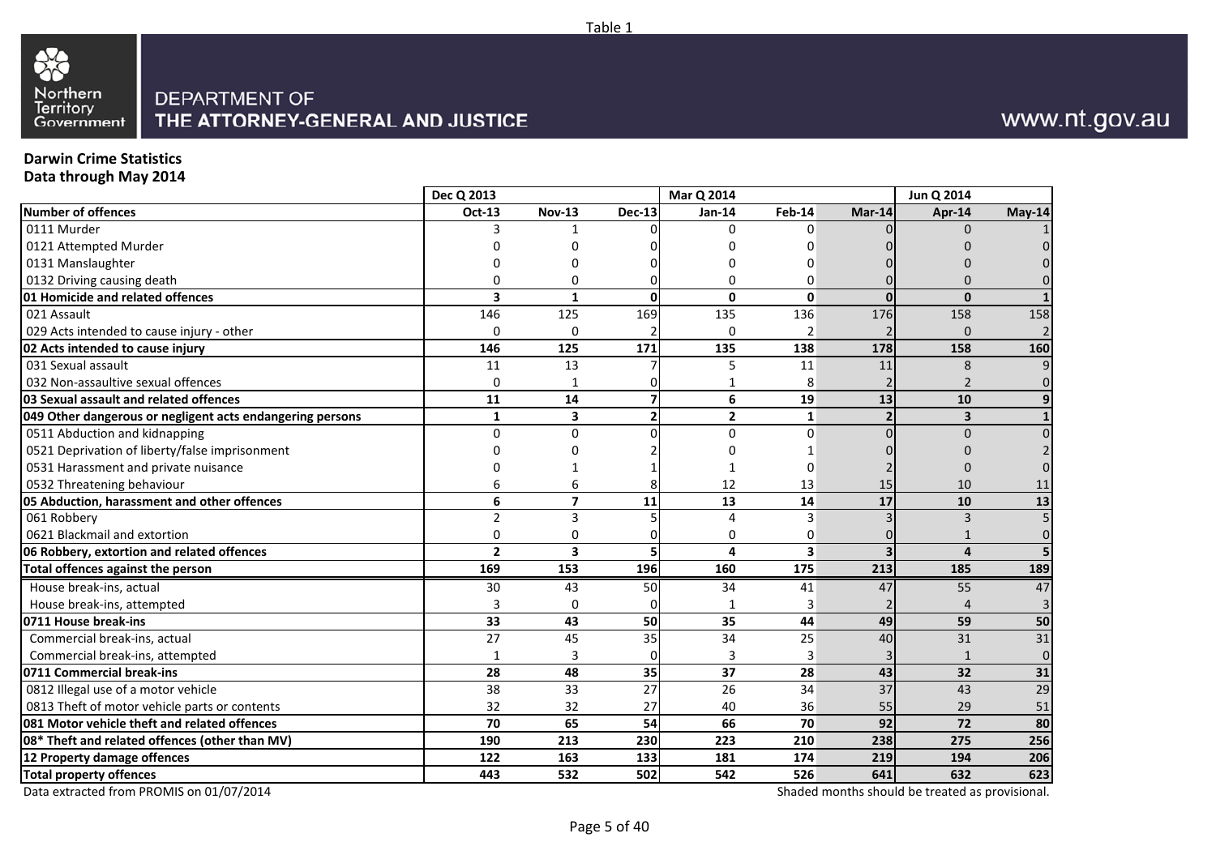Table 1

DEPARTMENT OF THE ATTORNEY-GENERAL AND JUSTICE

www.nt.gov.au

**Darwin Crime Statistics**
**Data through May 2014**

| | Dec Q 2013 | | | Mar Q 2014 | | | Jun Q 2014 | |
|---|---|---|---|---|---|---|---|---|
| **Number of offences** | **Oct-13** | **Nov-13** | **Dec-13** | **Jan-14** | **Feb-14** | **Mar-14** | **Apr-14** | **May-14** |
| 0111 Murder | 3 | 1 | 0 | 0 | 0 | 0 | 0 | 1 |
| 0121 Attempted Murder | 0 | 0 | 0 | 0 | 0 | 0 | 0 | 0 |
| 0131 Manslaughter | 0 | 0 | 0 | 0 | 0 | 0 | 0 | 0 |
| 0132 Driving causing death | 0 | 0 | 0 | 0 | 0 | 0 | 0 | 0 |
| **01 Homicide and related offences** | **3** | **1** | **0** | **0** | **0** | **0** | **0** | **1** |
| 021 Assault | 146 | 125 | 169 | 135 | 136 | 176 | 158 | 158 |
| 029 Acts intended to cause injury - other | 0 | 0 | 2 | 0 | 2 | 2 | 0 | 2 |
| **02 Acts intended to cause injury** | **146** | **125** | **171** | **135** | **138** | **178** | **158** | **160** |
| 031 Sexual assault | 11 | 13 | 7 | 5 | 11 | 11 | 8 | 9 |
| 032 Non-assaultive sexual offences | 0 | 1 | 0 | 1 | 8 | 2 | 2 | 0 |
| **03 Sexual assault and related offences** | **11** | **14** | **7** | **6** | **19** | **13** | **10** | **9** |
| **049 Other dangerous or negligent acts endangering persons** | **1** | **3** | **2** | **2** | **1** | **2** | **3** | **1** |
| 0511 Abduction and kidnapping | 0 | 0 | 0 | 0 | 0 | 0 | 0 | 0 |
| 0521 Deprivation of liberty/false imprisonment | 0 | 0 | 2 | 0 | 1 | 0 | 0 | 2 |
| 0531 Harassment and private nuisance | 0 | 1 | 1 | 1 | 0 | 2 | 0 | 0 |
| 0532 Threatening behaviour | 6 | 6 | 8 | 12 | 13 | 15 | 10 | 11 |
| **05 Abduction, harassment and other offences** | **6** | **7** | **11** | **13** | **14** | **17** | **10** | **13** |
| 061 Robbery | 2 | 3 | 5 | 4 | 3 | 3 | 3 | 5 |
| 0621 Blackmail and extortion | 0 | 0 | 0 | 0 | 0 | 0 | 1 | 0 |
| **06 Robbery, extortion and related offences** | **2** | **3** | **5** | **4** | **3** | **3** | **4** | **5** |
| **Total offences against the person** | **169** | **153** | **196** | **160** | **175** | **213** | **185** | **189** |
| House break-ins, actual | 30 | 43 | 50 | 34 | 41 | 47 | 55 | 47 |
| House break-ins, attempted | 3 | 0 | 0 | 1 | 3 | 2 | 4 | 3 |
| **0711 House break-ins** | **33** | **43** | **50** | **35** | **44** | **49** | **59** | **50** |
| Commercial break-ins, actual | 27 | 45 | 35 | 34 | 25 | 40 | 31 | 31 |
| Commercial break-ins, attempted | 1 | 3 | 0 | 3 | 3 | 3 | 1 | 0 |
| **0711 Commercial break-ins** | **28** | **48** | **35** | **37** | **28** | **43** | **32** | **31** |
| 0812 Illegal use of a motor vehicle | 38 | 33 | 27 | 26 | 34 | 37 | 43 | 29 |
| 0813 Theft of motor vehicle parts or contents | 32 | 32 | 27 | 40 | 36 | 55 | 29 | 51 |
| **081 Motor vehicle theft and related offences** | **70** | **65** | **54** | **66** | **70** | **92** | **72** | **80** |
| **08* Theft and related offences (other than MV)** | **190** | **213** | **230** | **223** | **210** | **238** | **275** | **256** |
| **12 Property damage offences** | **122** | **163** | **133** | **181** | **174** | **219** | **194** | **206** |
| **Total property offences** | **443** | **532** | **502** | **542** | **526** | **641** | **632** | **623** |

Data extracted from PROMIS on 01/07/2014

Shaded months should be treated as provisional.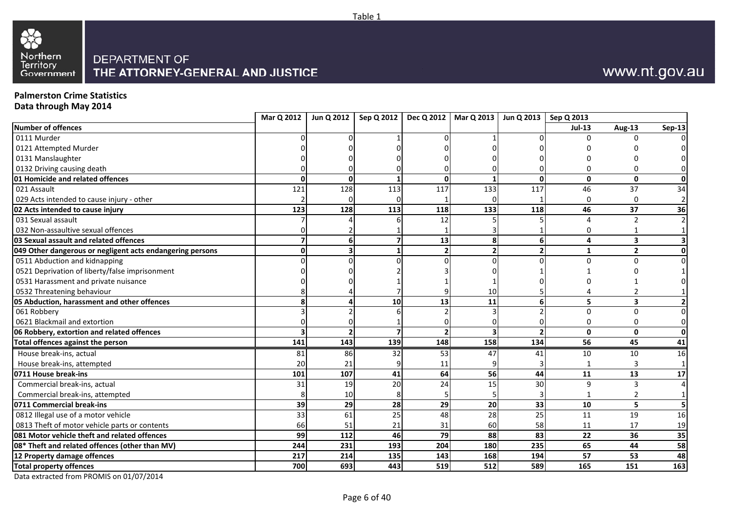Table 1

DEPARTMENT OF THE ATTORNEY-GENERAL AND JUSTICE

www.nt.gov.au

**Palmerston Crime Statistics**
**Data through May 2014**

| | Mar Q 2012 | Jun Q 2012 | Sep Q 2012 | Dec Q 2012 | Mar Q 2013 | Jun Q 2013 | Sep Q 2013 | | |
|---|---|---|---|---|---|---|---|---|---|
| **Number of offences** | | | | | | | **Jul-13** | **Aug-13** | **Sep-13** |
| 0111 Murder | 0 | 0 | 1 | 0 | 1 | 0 | 0 | 0 | 0 |
| 0121 Attempted Murder | 0 | 0 | 0 | 0 | 0 | 0 | 0 | 0 | 0 |
| 0131 Manslaughter | 0 | 0 | 0 | 0 | 0 | 0 | 0 | 0 | 0 |
| 0132 Driving causing death | 0 | 0 | 0 | 0 | 0 | 0 | 0 | 0 | 0 |
| **01 Homicide and related offences** | **0** | **0** | **1** | **0** | **1** | **0** | **0** | **0** | **0** |
| 021 Assault | 121 | 128 | 113 | 117 | 133 | 117 | 46 | 37 | 34 |
| 029 Acts intended to cause injury - other | 2 | 0 | 0 | 1 | 0 | 1 | 0 | 0 | 2 |
| **02 Acts intended to cause injury** | **123** | **128** | **113** | **118** | **133** | **118** | **46** | **37** | **36** |
| 031 Sexual assault | 7 | 4 | 6 | 12 | 5 | 5 | 4 | 2 | 2 |
| 032 Non-assaultive sexual offences | 0 | 2 | 1 | 1 | 3 | 1 | 0 | 1 | 1 |
| **03 Sexual assault and related offences** | **7** | **6** | **7** | **13** | **8** | **6** | **4** | **3** | **3** |
| **049 Other dangerous or negligent acts endangering persons** | **0** | **3** | **1** | **2** | **2** | **2** | **1** | **2** | **0** |
| 0511 Abduction and kidnapping | 0 | 0 | 0 | 0 | 0 | 0 | 0 | 0 | 0 |
| 0521 Deprivation of liberty/false imprisonment | 0 | 0 | 2 | 3 | 0 | 1 | 1 | 0 | 1 |
| 0531 Harassment and private nuisance | 0 | 0 | 1 | 1 | 1 | 0 | 0 | 1 | 0 |
| 0532 Threatening behaviour | 8 | 4 | 7 | 9 | 10 | 5 | 4 | 2 | 1 |
| **05 Abduction, harassment and other offences** | **8** | **4** | **10** | **13** | **11** | **6** | **5** | **3** | **2** |
| 061 Robbery | 3 | 2 | 6 | 2 | 3 | 2 | 0 | 0 | 0 |
| 0621 Blackmail and extortion | 0 | 0 | 1 | 0 | 0 | 0 | 0 | 0 | 0 |
| **06 Robbery, extortion and related offences** | **3** | **2** | **7** | **2** | **3** | **2** | **0** | **0** | **0** |
| **Total offences against the person** | **141** | **143** | **139** | **148** | **158** | **134** | **56** | **45** | **41** |
| House break-ins, actual | 81 | 86 | 32 | 53 | 47 | 41 | 10 | 10 | 16 |
| House break-ins, attempted | 20 | 21 | 9 | 11 | 9 | 3 | 1 | 3 | 1 |
| **0711 House break-ins** | **101** | **107** | **41** | **64** | **56** | **44** | **11** | **13** | **17** |
| Commercial break-ins, actual | 31 | 19 | 20 | 24 | 15 | 30 | 9 | 3 | 4 |
| Commercial break-ins, attempted | 8 | 10 | 8 | 5 | 5 | 3 | 1 | 2 | 1 |
| **0711 Commercial break-ins** | **39** | **29** | **28** | **29** | **20** | **33** | **10** | **5** | **5** |
| 0812 Illegal use of a motor vehicle | 33 | 61 | 25 | 48 | 28 | 25 | 11 | 19 | 16 |
| 0813 Theft of motor vehicle parts or contents | 66 | 51 | 21 | 31 | 60 | 58 | 11 | 17 | 19 |
| **081 Motor vehicle theft and related offences** | **99** | **112** | **46** | **79** | **88** | **83** | **22** | **36** | **35** |
| **08* Theft and related offences (other than MV)** | **244** | **231** | **193** | **204** | **180** | **235** | **65** | **44** | **58** |
| **12 Property damage offences** | **217** | **214** | **135** | **143** | **168** | **194** | **57** | **53** | **48** |
| **Total property offences** | **700** | **693** | **443** | **519** | **512** | **589** | **165** | **151** | **163** |

Data extracted from PROMIS on 01/07/2014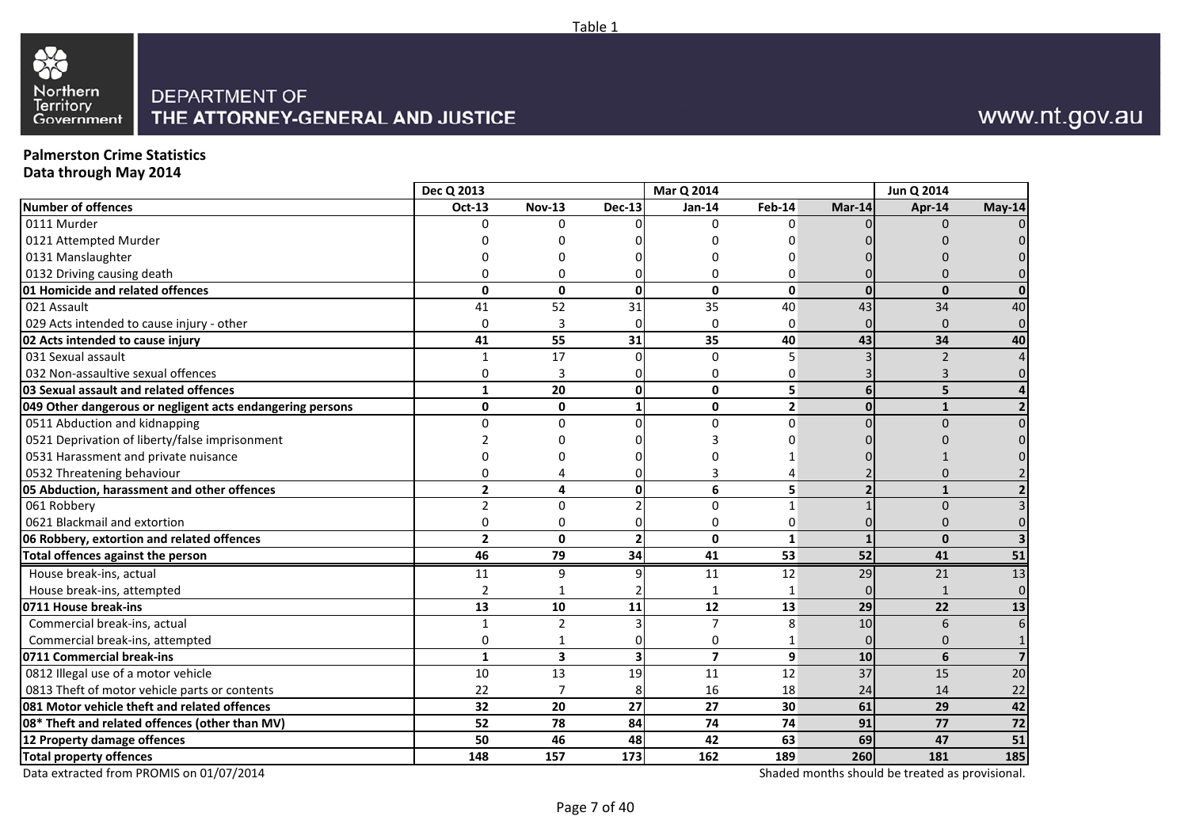Table 1

DEPARTMENT OF THE ATTORNEY-GENERAL AND JUSTICE

www.nt.gov.au

## Palmerston Crime Statistics

**Data through May 2014**

| | Dec Q 2013 | | | Mar Q 2014 | | | Jun Q 2014 | |
|---|---|---|---|---|---|---|---|---|
| **Number of offences** | **Oct-13** | **Nov-13** | **Dec-13** | **Jan-14** | **Feb-14** | **Mar-14** | **Apr-14** | **May-14** |
| 0111 Murder | 0 | 0 | 0 | 0 | 0 | 0 | 0 | 0 |
| 0121 Attempted Murder | 0 | 0 | 0 | 0 | 0 | 0 | 0 | 0 |
| 0131 Manslaughter | 0 | 0 | 0 | 0 | 0 | 0 | 0 | 0 |
| 0132 Driving causing death | 0 | 0 | 0 | 0 | 0 | 0 | 0 | 0 |
| **01 Homicide and related offences** | **0** | **0** | **0** | **0** | **0** | **0** | **0** | **0** |
| 021 Assault | 41 | 52 | 31 | 35 | 40 | 43 | 34 | 40 |
| 029 Acts intended to cause injury - other | 0 | 3 | 0 | 0 | 0 | 0 | 0 | 0 |
| **02 Acts intended to cause injury** | **41** | **55** | **31** | **35** | **40** | **43** | **34** | **40** |
| 031 Sexual assault | 1 | 17 | 0 | 0 | 5 | 3 | 2 | 4 |
| 032 Non-assaultive sexual offences | 0 | 3 | 0 | 0 | 0 | 3 | 3 | 0 |
| **03 Sexual assault and related offences** | **1** | **20** | **0** | **0** | **5** | **6** | **5** | **4** |
| **049 Other dangerous or negligent acts endangering persons** | **0** | **0** | **1** | **0** | **2** | **0** | **1** | **2** |
| 0511 Abduction and kidnapping | 0 | 0 | 0 | 0 | 0 | 0 | 0 | 0 |
| 0521 Deprivation of liberty/false imprisonment | 2 | 0 | 0 | 3 | 0 | 0 | 0 | 0 |
| 0531 Harassment and private nuisance | 0 | 0 | 0 | 0 | 1 | 0 | 1 | 0 |
| 0532 Threatening behaviour | 0 | 4 | 0 | 3 | 4 | 2 | 0 | 2 |
| **05 Abduction, harassment and other offences** | **2** | **4** | **0** | **6** | **5** | **2** | **1** | **2** |
| 061 Robbery | 2 | 0 | 2 | 0 | 1 | 1 | 0 | 3 |
| 0621 Blackmail and extortion | 0 | 0 | 0 | 0 | 0 | 0 | 0 | 0 |
| **06 Robbery, extortion and related offences** | **2** | **0** | **2** | **0** | **1** | **1** | **0** | **3** |
| **Total offences against the person** | **46** | **79** | **34** | **41** | **53** | **52** | **41** | **51** |
| House break-ins, actual | 11 | 9 | 9 | 11 | 12 | 29 | 21 | 13 |
| House break-ins, attempted | 2 | 1 | 2 | 1 | 1 | 0 | 1 | 0 |
| **0711 House break-ins** | **13** | **10** | **11** | **12** | **13** | **29** | **22** | **13** |
| Commercial break-ins, actual | 1 | 2 | 3 | 7 | 8 | 10 | 6 | 6 |
| Commercial break-ins, attempted | 0 | 1 | 0 | 0 | 1 | 0 | 0 | 1 |
| **0711 Commercial break-ins** | **1** | **3** | **3** | **7** | **9** | **10** | **6** | **7** |
| 0812 Illegal use of a motor vehicle | 10 | 13 | 19 | 11 | 12 | 37 | 15 | 20 |
| 0813 Theft of motor vehicle parts or contents | 22 | 7 | 8 | 16 | 18 | 24 | 14 | 22 |
| **081 Motor vehicle theft and related offences** | **32** | **20** | **27** | **27** | **30** | **61** | **29** | **42** |
| **08* Theft and related offences (other than MV)** | **52** | **78** | **84** | **74** | **74** | **91** | **77** | **72** |
| **12 Property damage offences** | **50** | **46** | **48** | **42** | **63** | **69** | **47** | **51** |
| **Total property offences** | **148** | **157** | **173** | **162** | **189** | **260** | **181** | **185** |

Data extracted from PROMIS on 01/07/2014

Shaded months should be treated as provisional.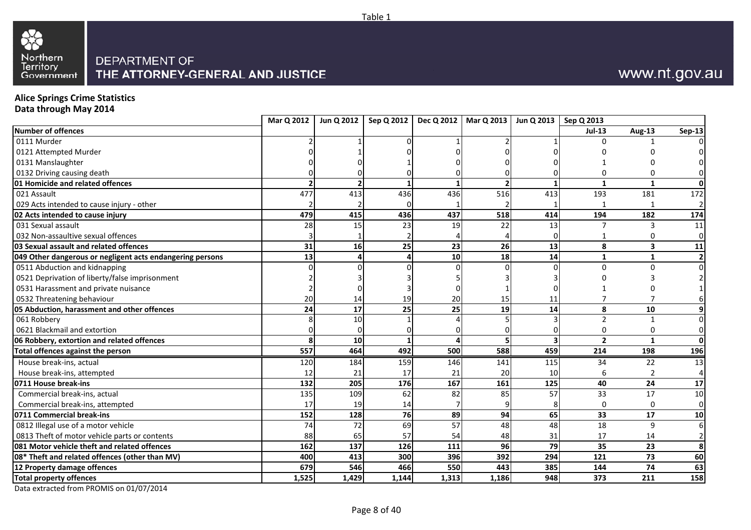Table 1

DEPARTMENT OF
THE ATTORNEY-GENERAL AND JUSTICE

www.nt.gov.au

**Alice Springs Crime Statistics**
**Data through May 2014**

| | Mar Q 2012 | Jun Q 2012 | Sep Q 2012 | Dec Q 2012 | Mar Q 2013 | Jun Q 2013 | Sep Q 2013 | | |
|---|---|---|---|---|---|---|---|---|---|
| **Number of offences** | | | | | | | **Jul-13** | **Aug-13** | **Sep-13** |
| 0111 Murder | 2 | 1 | 0 | 1 | 2 | 1 | 0 | 1 | 0 |
| 0121 Attempted Murder | 0 | 1 | 0 | 0 | 0 | 0 | 0 | 0 | 0 |
| 0131 Manslaughter | 0 | 0 | 1 | 0 | 0 | 0 | 1 | 0 | 0 |
| 0132 Driving causing death | 0 | 0 | 0 | 0 | 0 | 0 | 0 | 0 | 0 |
| **01 Homicide and related offences** | **2** | **2** | **1** | **1** | **2** | **1** | **1** | **1** | **0** |
| 021 Assault | 477 | 413 | 436 | 436 | 516 | 413 | 193 | 181 | 172 |
| 029 Acts intended to cause injury - other | 2 | 2 | 0 | 1 | 2 | 1 | 1 | 1 | 2 |
| **02 Acts intended to cause injury** | **479** | **415** | **436** | **437** | **518** | **414** | **194** | **182** | **174** |
| 031 Sexual assault | 28 | 15 | 23 | 19 | 22 | 13 | 7 | 3 | 11 |
| 032 Non-assaultive sexual offences | 3 | 1 | 2 | 4 | 4 | 0 | 1 | 0 | 0 |
| **03 Sexual assault and related offences** | **31** | **16** | **25** | **23** | **26** | **13** | **8** | **3** | **11** |
| **049 Other dangerous or negligent acts endangering persons** | **13** | **4** | **4** | **10** | **18** | **14** | **1** | **1** | **2** |
| 0511 Abduction and kidnapping | 0 | 0 | 0 | 0 | 0 | 0 | 0 | 0 | 0 |
| 0521 Deprivation of liberty/false imprisonment | 2 | 3 | 3 | 5 | 3 | 3 | 0 | 3 | 2 |
| 0531 Harassment and private nuisance | 2 | 0 | 3 | 0 | 1 | 0 | 1 | 0 | 1 |
| 0532 Threatening behaviour | 20 | 14 | 19 | 20 | 15 | 11 | 7 | 7 | 6 |
| **05 Abduction, harassment and other offences** | **24** | **17** | **25** | **25** | **19** | **14** | **8** | **10** | **9** |
| 061 Robbery | 8 | 10 | 1 | 4 | 5 | 3 | 2 | 1 | 0 |
| 0621 Blackmail and extortion | 0 | 0 | 0 | 0 | 0 | 0 | 0 | 0 | 0 |
| **06 Robbery, extortion and related offences** | **8** | **10** | **1** | **4** | **5** | **3** | **2** | **1** | **0** |
| **Total offences against the person** | **557** | **464** | **492** | **500** | **588** | **459** | **214** | **198** | **196** |
| House break-ins, actual | 120 | 184 | 159 | 146 | 141 | 115 | 34 | 22 | 13 |
| House break-ins, attempted | 12 | 21 | 17 | 21 | 20 | 10 | 6 | 2 | 4 |
| **0711 House break-ins** | **132** | **205** | **176** | **167** | **161** | **125** | **40** | **24** | **17** |
| Commercial break-ins, actual | 135 | 109 | 62 | 82 | 85 | 57 | 33 | 17 | 10 |
| Commercial break-ins, attempted | 17 | 19 | 14 | 7 | 9 | 8 | 0 | 0 | 0 |
| **0711 Commercial break-ins** | **152** | **128** | **76** | **89** | **94** | **65** | **33** | **17** | **10** |
| 0812 Illegal use of a motor vehicle | 74 | 72 | 69 | 57 | 48 | 48 | 18 | 9 | 6 |
| 0813 Theft of motor vehicle parts or contents | 88 | 65 | 57 | 54 | 48 | 31 | 17 | 14 | 2 |
| **081 Motor vehicle theft and related offences** | **162** | **137** | **126** | **111** | **96** | **79** | **35** | **23** | **8** |
| **08* Theft and related offences (other than MV)** | **400** | **413** | **300** | **396** | **392** | **294** | **121** | **73** | **60** |
| **12 Property damage offences** | **679** | **546** | **466** | **550** | **443** | **385** | **144** | **74** | **63** |
| **Total property offences** | **1,525** | **1,429** | **1,144** | **1,313** | **1,186** | **948** | **373** | **211** | **158** |

Data extracted from PROMIS on 01/07/2014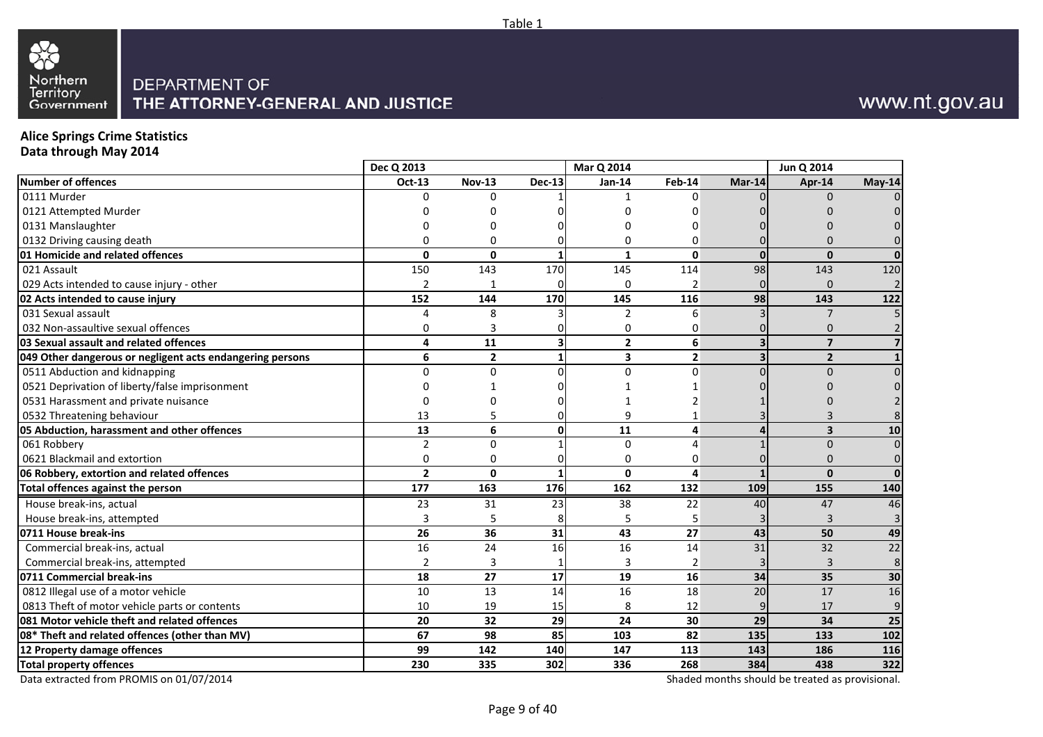Table 1

DEPARTMENT OF
THE ATTORNEY-GENERAL AND JUSTICE

www.nt.gov.au

**Alice Springs Crime Statistics**
**Data through May 2014**

| | Dec Q 2013 | | | Mar Q 2014 | | | Jun Q 2014 | |
|---|---|---|---|---|---|---|---|---|
| **Number of offences** | **Oct-13** | **Nov-13** | **Dec-13** | **Jan-14** | **Feb-14** | **Mar-14** | **Apr-14** | **May-14** |
| 0111 Murder | 0 | 0 | 1 | 1 | 0 | 0 | 0 | 0 |
| 0121 Attempted Murder | 0 | 0 | 0 | 0 | 0 | 0 | 0 | 0 |
| 0131 Manslaughter | 0 | 0 | 0 | 0 | 0 | 0 | 0 | 0 |
| 0132 Driving causing death | 0 | 0 | 0 | 0 | 0 | 0 | 0 | 0 |
| **01 Homicide and related offences** | **0** | **0** | **1** | **1** | **0** | **0** | **0** | **0** |
| 021 Assault | 150 | 143 | 170 | 145 | 114 | 98 | 143 | 120 |
| 029 Acts intended to cause injury - other | 2 | 1 | 0 | 0 | 2 | 0 | 0 | 2 |
| **02 Acts intended to cause injury** | **152** | **144** | **170** | **145** | **116** | **98** | **143** | **122** |
| 031 Sexual assault | 4 | 8 | 3 | 2 | 6 | 3 | 7 | 5 |
| 032 Non-assaultive sexual offences | 0 | 3 | 0 | 0 | 0 | 0 | 0 | 2 |
| **03 Sexual assault and related offences** | **4** | **11** | **3** | **2** | **6** | **3** | **7** | **7** |
| **049 Other dangerous or negligent acts endangering persons** | **6** | **2** | **1** | **3** | **2** | **3** | **2** | **1** |
| 0511 Abduction and kidnapping | 0 | 0 | 0 | 0 | 0 | 0 | 0 | 0 |
| 0521 Deprivation of liberty/false imprisonment | 0 | 1 | 0 | 1 | 1 | 0 | 0 | 0 |
| 0531 Harassment and private nuisance | 0 | 0 | 0 | 1 | 2 | 1 | 0 | 2 |
| 0532 Threatening behaviour | 13 | 5 | 0 | 9 | 1 | 3 | 3 | 8 |
| **05 Abduction, harassment and other offences** | **13** | **6** | **0** | **11** | **4** | **4** | **3** | **10** |
| 061 Robbery | 2 | 0 | 1 | 0 | 4 | 1 | 0 | 0 |
| 0621 Blackmail and extortion | 0 | 0 | 0 | 0 | 0 | 0 | 0 | 0 |
| **06 Robbery, extortion and related offences** | **2** | **0** | **1** | **0** | **4** | **1** | **0** | **0** |
| **Total offences against the person** | **177** | **163** | **176** | **162** | **132** | **109** | **155** | **140** |
| House break-ins, actual | 23 | 31 | 23 | 38 | 22 | 40 | 47 | 46 |
| House break-ins, attempted | 3 | 5 | 8 | 5 | 5 | 3 | 3 | 3 |
| **0711 House break-ins** | **26** | **36** | **31** | **43** | **27** | **43** | **50** | **49** |
| Commercial break-ins, actual | 16 | 24 | 16 | 16 | 14 | 31 | 32 | 22 |
| Commercial break-ins, attempted | 2 | 3 | 1 | 3 | 2 | 3 | 3 | 8 |
| **0711 Commercial break-ins** | **18** | **27** | **17** | **19** | **16** | **34** | **35** | **30** |
| 0812 Illegal use of a motor vehicle | 10 | 13 | 14 | 16 | 18 | 20 | 17 | 16 |
| 0813 Theft of motor vehicle parts or contents | 10 | 19 | 15 | 8 | 12 | 9 | 17 | 9 |
| **081 Motor vehicle theft and related offences** | **20** | **32** | **29** | **24** | **30** | **29** | **34** | **25** |
| **08* Theft and related offences (other than MV)** | **67** | **98** | **85** | **103** | **82** | **135** | **133** | **102** |
| **12 Property damage offences** | **99** | **142** | **140** | **147** | **113** | **143** | **186** | **116** |
| **Total property offences** | **230** | **335** | **302** | **336** | **268** | **384** | **438** | **322** |

Data extracted from PROMIS on 01/07/2014

Shaded months should be treated as provisional.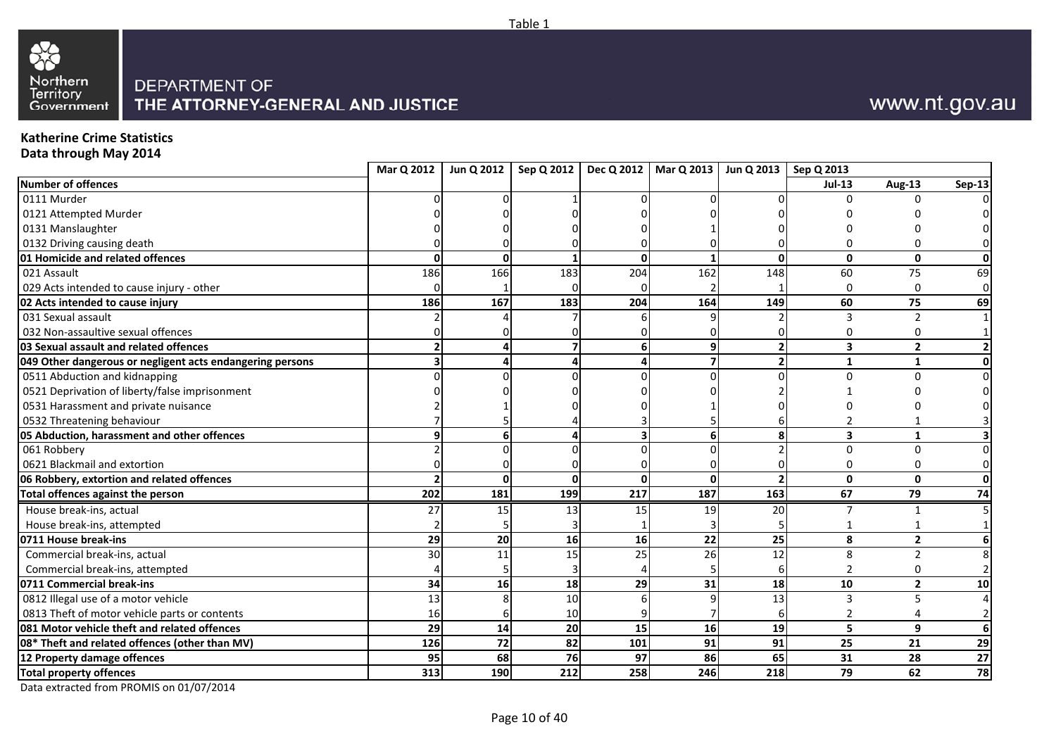Table 1

Northern Territory Government

DEPARTMENT OF
THE ATTORNEY-GENERAL AND JUSTICE

www.nt.gov.au

**Katherine Crime Statistics**
**Data through May 2014**

| | Mar Q 2012 | Jun Q 2012 | Sep Q 2012 | Dec Q 2012 | Mar Q 2013 | Jun Q 2013 | Sep Q 2013 | | |
|---|---|---|---|---|---|---|---|---|---|
| **Number of offences** | | | | | | | **Jul-13** | **Aug-13** | **Sep-13** |
| 0111 Murder | 0 | 0 | 1 | 0 | 0 | 0 | 0 | 0 | 0 |
| 0121 Attempted Murder | 0 | 0 | 0 | 0 | 0 | 0 | 0 | 0 | 0 |
| 0131 Manslaughter | 0 | 0 | 0 | 0 | 1 | 0 | 0 | 0 | 0 |
| 0132 Driving causing death | 0 | 0 | 0 | 0 | 0 | 0 | 0 | 0 | 0 |
| **01 Homicide and related offences** | **0** | **0** | **1** | **0** | **1** | **0** | **0** | **0** | **0** |
| 021 Assault | 186 | 166 | 183 | 204 | 162 | 148 | 60 | 75 | 69 |
| 029 Acts intended to cause injury - other | 0 | 1 | 0 | 0 | 2 | 1 | 0 | 0 | 0 |
| **02 Acts intended to cause injury** | **186** | **167** | **183** | **204** | **164** | **149** | **60** | **75** | **69** |
| 031 Sexual assault | 2 | 4 | 7 | 6 | 9 | 2 | 3 | 2 | 1 |
| 032 Non-assaultive sexual offences | 0 | 0 | 0 | 0 | 0 | 0 | 0 | 0 | 1 |
| **03 Sexual assault and related offences** | **2** | **4** | **7** | **6** | **9** | **2** | **3** | **2** | **2** |
| **049 Other dangerous or negligent acts endangering persons** | **3** | **4** | **4** | **4** | **7** | **2** | **1** | **1** | **0** |
| 0511 Abduction and kidnapping | 0 | 0 | 0 | 0 | 0 | 0 | 0 | 0 | 0 |
| 0521 Deprivation of liberty/false imprisonment | 0 | 0 | 0 | 0 | 0 | 2 | 1 | 0 | 0 |
| 0531 Harassment and private nuisance | 2 | 1 | 0 | 0 | 1 | 0 | 0 | 0 | 0 |
| 0532 Threatening behaviour | 7 | 5 | 4 | 3 | 5 | 6 | 2 | 1 | 3 |
| **05 Abduction, harassment and other offences** | **9** | **6** | **4** | **3** | **6** | **8** | **3** | **1** | **3** |
| 061 Robbery | 2 | 0 | 0 | 0 | 0 | 2 | 0 | 0 | 0 |
| 0621 Blackmail and extortion | 0 | 0 | 0 | 0 | 0 | 0 | 0 | 0 | 0 |
| **06 Robbery, extortion and related offences** | **2** | **0** | **0** | **0** | **0** | **2** | **0** | **0** | **0** |
| **Total offences against the person** | **202** | **181** | **199** | **217** | **187** | **163** | **67** | **79** | **74** |
| House break-ins, actual | 27 | 15 | 13 | 15 | 19 | 20 | 7 | 1 | 5 |
| House break-ins, attempted | 2 | 5 | 3 | 1 | 3 | 5 | 1 | 1 | 1 |
| **0711 House break-ins** | **29** | **20** | **16** | **16** | **22** | **25** | **8** | **2** | **6** |
| Commercial break-ins, actual | 30 | 11 | 15 | 25 | 26 | 12 | 8 | 2 | 8 |
| Commercial break-ins, attempted | 4 | 5 | 3 | 4 | 5 | 6 | 2 | 0 | 2 |
| **0711 Commercial break-ins** | **34** | **16** | **18** | **29** | **31** | **18** | **10** | **2** | **10** |
| 0812 Illegal use of a motor vehicle | 13 | 8 | 10 | 6 | 9 | 13 | 3 | 5 | 4 |
| 0813 Theft of motor vehicle parts or contents | 16 | 6 | 10 | 9 | 7 | 6 | 2 | 4 | 2 |
| **081 Motor vehicle theft and related offences** | **29** | **14** | **20** | **15** | **16** | **19** | **5** | **9** | **6** |
| **08* Theft and related offences (other than MV)** | **126** | **72** | **82** | **101** | **91** | **91** | **25** | **21** | **29** |
| **12 Property damage offences** | **95** | **68** | **76** | **97** | **86** | **65** | **31** | **28** | **27** |
| **Total property offences** | **313** | **190** | **212** | **258** | **246** | **218** | **79** | **62** | **78** |

Data extracted from PROMIS on 01/07/2014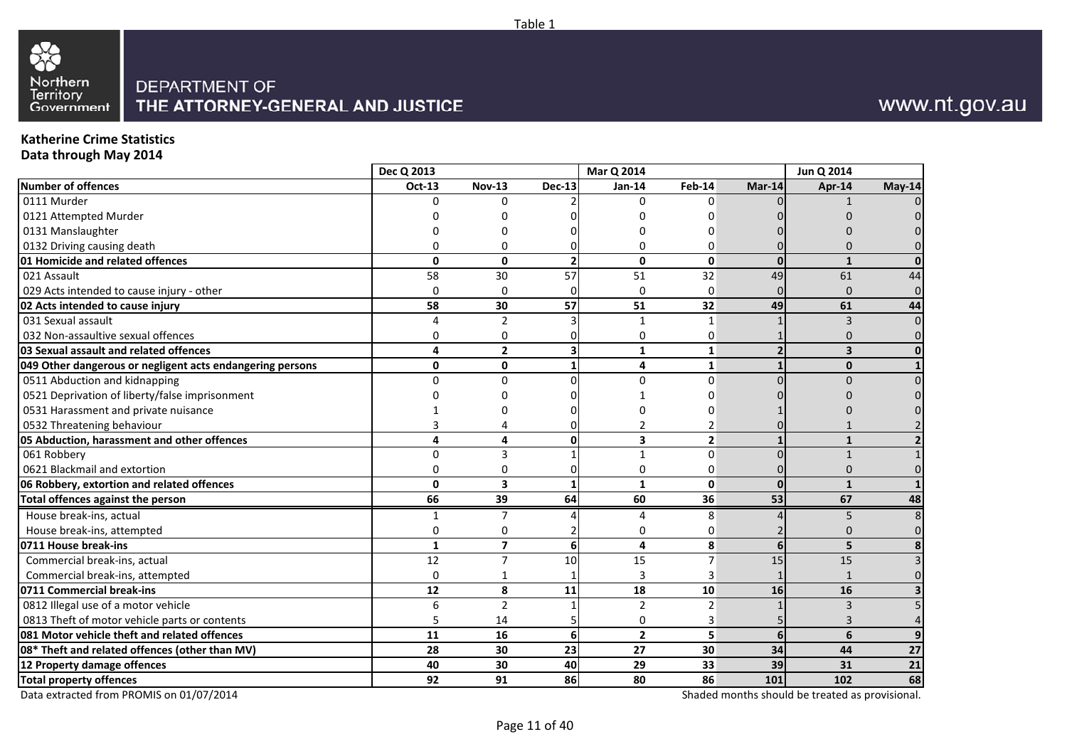Table 1

DEPARTMENT OF
THE ATTORNEY-GENERAL AND JUSTICE

www.nt.gov.au

## Katherine Crime Statistics
## Data through May 2014

| | Dec Q 2013 | | | Mar Q 2014 | | | Jun Q 2014 | |
|---|---|---|---|---|---|---|---|---|
| **Number of offences** | **Oct-13** | **Nov-13** | **Dec-13** | **Jan-14** | **Feb-14** | **Mar-14** | **Apr-14** | **May-14** |
| 0111 Murder | 0 | 0 | 2 | 0 | 0 | 0 | 1 | 0 |
| 0121 Attempted Murder | 0 | 0 | 0 | 0 | 0 | 0 | 0 | 0 |
| 0131 Manslaughter | 0 | 0 | 0 | 0 | 0 | 0 | 0 | 0 |
| 0132 Driving causing death | 0 | 0 | 0 | 0 | 0 | 0 | 0 | 0 |
| **01 Homicide and related offences** | **0** | **0** | **2** | **0** | **0** | **0** | **1** | **0** |
| 021 Assault | 58 | 30 | 57 | 51 | 32 | 49 | 61 | 44 |
| 029 Acts intended to cause injury - other | 0 | 0 | 0 | 0 | 0 | 0 | 0 | 0 |
| **02 Acts intended to cause injury** | **58** | **30** | **57** | **51** | **32** | **49** | **61** | **44** |
| 031 Sexual assault | 4 | 2 | 3 | 1 | 1 | 1 | 3 | 0 |
| 032 Non-assaultive sexual offences | 0 | 0 | 0 | 0 | 0 | 1 | 0 | 0 |
| **03 Sexual assault and related offences** | **4** | **2** | **3** | **1** | **1** | **2** | **3** | **0** |
| **049 Other dangerous or negligent acts endangering persons** | **0** | **0** | **1** | **4** | **1** | **1** | **0** | **1** |
| 0511 Abduction and kidnapping | 0 | 0 | 0 | 0 | 0 | 0 | 0 | 0 |
| 0521 Deprivation of liberty/false imprisonment | 0 | 0 | 0 | 1 | 0 | 0 | 0 | 0 |
| 0531 Harassment and private nuisance | 1 | 0 | 0 | 0 | 0 | 1 | 0 | 0 |
| 0532 Threatening behaviour | 3 | 4 | 0 | 2 | 2 | 0 | 1 | 2 |
| **05 Abduction, harassment and other offences** | **4** | **4** | **0** | **3** | **2** | **1** | **1** | **2** |
| 061 Robbery | 0 | 3 | 1 | 1 | 0 | 0 | 1 | 1 |
| 0621 Blackmail and extortion | 0 | 0 | 0 | 0 | 0 | 0 | 0 | 0 |
| **06 Robbery, extortion and related offences** | **0** | **3** | **1** | **1** | **0** | **0** | **1** | **1** |
| **Total offences against the person** | **66** | **39** | **64** | **60** | **36** | **53** | **67** | **48** |
| House break-ins, actual | 1 | 7 | 4 | 4 | 8 | 4 | 5 | 8 |
| House break-ins, attempted | 0 | 0 | 2 | 0 | 0 | 2 | 0 | 0 |
| **0711 House break-ins** | **1** | **7** | **6** | **4** | **8** | **6** | **5** | **8** |
| Commercial break-ins, actual | 12 | 7 | 10 | 15 | 7 | 15 | 15 | 3 |
| Commercial break-ins, attempted | 0 | 1 | 1 | 3 | 3 | 1 | 1 | 0 |
| **0711 Commercial break-ins** | **12** | **8** | **11** | **18** | **10** | **16** | **16** | **3** |
| 0812 Illegal use of a motor vehicle | 6 | 2 | 1 | 2 | 2 | 1 | 3 | 5 |
| 0813 Theft of motor vehicle parts or contents | 5 | 14 | 5 | 0 | 3 | 5 | 3 | 4 |
| **081 Motor vehicle theft and related offences** | **11** | **16** | **6** | **2** | **5** | **6** | **6** | **9** |
| **08* Theft and related offences (other than MV)** | **28** | **30** | **23** | **27** | **30** | **34** | **44** | **27** |
| **12 Property damage offences** | **40** | **30** | **40** | **29** | **33** | **39** | **31** | **21** |
| **Total property offences** | **92** | **91** | **86** | **80** | **86** | **101** | **102** | **68** |

Data extracted from PROMIS on 01/07/2014

Shaded months should be treated as provisional.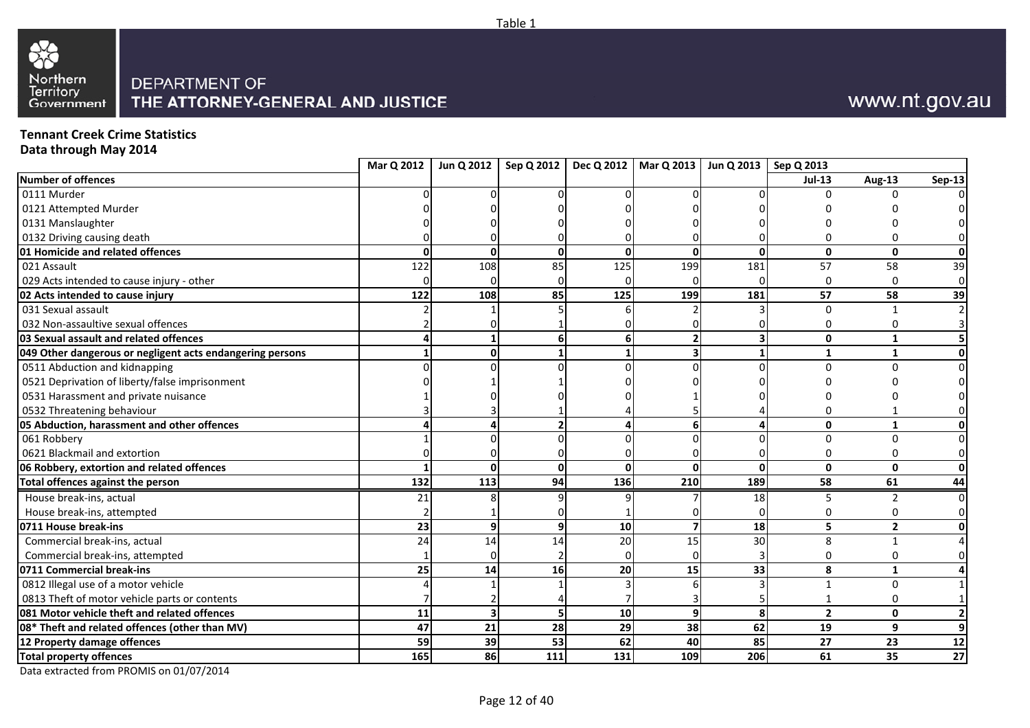Table 1

Northern Territory Government

DEPARTMENT OF THE ATTORNEY-GENERAL AND JUSTICE

www.nt.gov.au

**Tennant Creek Crime Statistics**
**Data through May 2014**

| | Mar Q 2012 | Jun Q 2012 | Sep Q 2012 | Dec Q 2012 | Mar Q 2013 | Jun Q 2013 | Sep Q 2013 | | |
|---|---|---|---|---|---|---|---|---|---|
| **Number of offences** | | | | | | | **Jul-13** | **Aug-13** | **Sep-13** |
| 0111 Murder | 0 | 0 | 0 | 0 | 0 | 0 | 0 | 0 | 0 |
| 0121 Attempted Murder | 0 | 0 | 0 | 0 | 0 | 0 | 0 | 0 | 0 |
| 0131 Manslaughter | 0 | 0 | 0 | 0 | 0 | 0 | 0 | 0 | 0 |
| 0132 Driving causing death | 0 | 0 | 0 | 0 | 0 | 0 | 0 | 0 | 0 |
| **01 Homicide and related offences** | **0** | **0** | **0** | **0** | **0** | **0** | **0** | **0** | **0** |
| 021 Assault | 122 | 108 | 85 | 125 | 199 | 181 | 57 | 58 | 39 |
| 029 Acts intended to cause injury - other | 0 | 0 | 0 | 0 | 0 | 0 | 0 | 0 | 0 |
| **02 Acts intended to cause injury** | **122** | **108** | **85** | **125** | **199** | **181** | **57** | **58** | **39** |
| 031 Sexual assault | 2 | 1 | 5 | 6 | 2 | 3 | 0 | 1 | 2 |
| 032 Non-assaultive sexual offences | 2 | 0 | 1 | 0 | 0 | 0 | 0 | 0 | 3 |
| **03 Sexual assault and related offences** | **4** | **1** | **6** | **6** | **2** | **3** | **0** | **1** | **5** |
| **049 Other dangerous or negligent acts endangering persons** | **1** | **0** | **1** | **1** | **3** | **1** | **1** | **1** | **0** |
| 0511 Abduction and kidnapping | 0 | 0 | 0 | 0 | 0 | 0 | 0 | 0 | 0 |
| 0521 Deprivation of liberty/false imprisonment | 0 | 1 | 1 | 0 | 0 | 0 | 0 | 0 | 0 |
| 0531 Harassment and private nuisance | 1 | 0 | 0 | 0 | 1 | 0 | 0 | 0 | 0 |
| 0532 Threatening behaviour | 3 | 3 | 1 | 4 | 5 | 4 | 0 | 1 | 0 |
| **05 Abduction, harassment and other offences** | **4** | **4** | **2** | **4** | **6** | **4** | **0** | **1** | **0** |
| 061 Robbery | 1 | 0 | 0 | 0 | 0 | 0 | 0 | 0 | 0 |
| 0621 Blackmail and extortion | 0 | 0 | 0 | 0 | 0 | 0 | 0 | 0 | 0 |
| **06 Robbery, extortion and related offences** | **1** | **0** | **0** | **0** | **0** | **0** | **0** | **0** | **0** |
| **Total offences against the person** | **132** | **113** | **94** | **136** | **210** | **189** | **58** | **61** | **44** |
| House break-ins, actual | 21 | 8 | 9 | 9 | 7 | 18 | 5 | 2 | 0 |
| House break-ins, attempted | 2 | 1 | 0 | 1 | 0 | 0 | 0 | 0 | 0 |
| **0711 House break-ins** | **23** | **9** | **9** | **10** | **7** | **18** | **5** | **2** | **0** |
| Commercial break-ins, actual | 24 | 14 | 14 | 20 | 15 | 30 | 8 | 1 | 4 |
| Commercial break-ins, attempted | 1 | 0 | 2 | 0 | 0 | 3 | 0 | 0 | 0 |
| **0711 Commercial break-ins** | **25** | **14** | **16** | **20** | **15** | **33** | **8** | **1** | **4** |
| 0812 Illegal use of a motor vehicle | 4 | 1 | 1 | 3 | 6 | 3 | 1 | 0 | 1 |
| 0813 Theft of motor vehicle parts or contents | 7 | 2 | 4 | 7 | 3 | 5 | 1 | 0 | 1 |
| **081 Motor vehicle theft and related offences** | **11** | **3** | **5** | **10** | **9** | **8** | **2** | **0** | **2** |
| **08* Theft and related offences (other than MV)** | **47** | **21** | **28** | **29** | **38** | **62** | **19** | **9** | **9** |
| **12 Property damage offences** | **59** | **39** | **53** | **62** | **40** | **85** | **27** | **23** | **12** |
| **Total property offences** | **165** | **86** | **111** | **131** | **109** | **206** | **61** | **35** | **27** |

Data extracted from PROMIS on 01/07/2014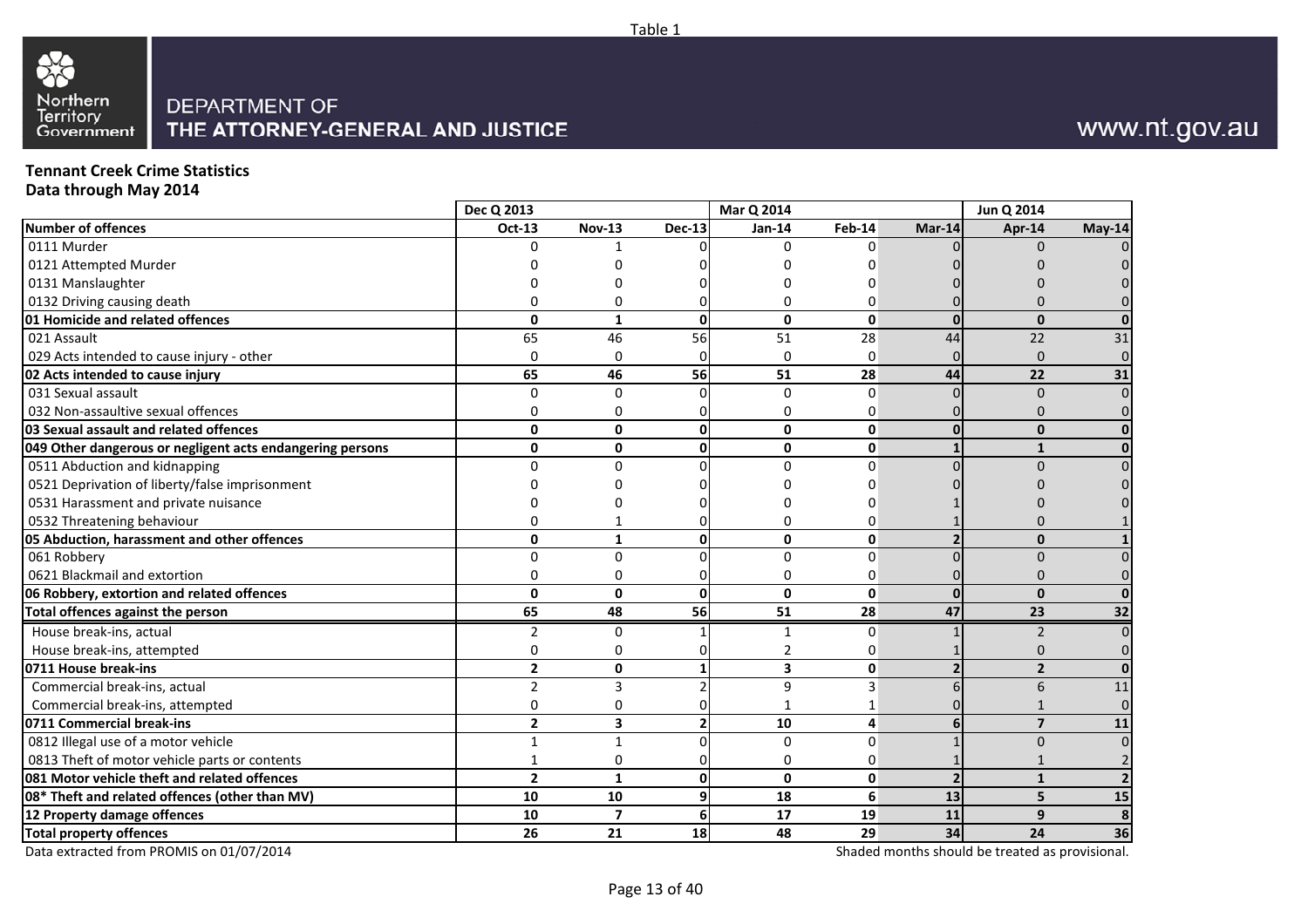Table 1

DEPARTMENT OF THE ATTORNEY-GENERAL AND JUSTICE

www.nt.gov.au

**Tennant Creek Crime Statistics**
**Data through May 2014**

| | Dec Q 2013 | | | Mar Q 2014 | | | Jun Q 2014 | |
|---|---|---|---|---|---|---|---|---|
| **Number of offences** | **Oct-13** | **Nov-13** | **Dec-13** | **Jan-14** | **Feb-14** | **Mar-14** | **Apr-14** | **May-14** |
| 0111 Murder | 0 | 1 | 0 | 0 | 0 | 0 | 0 | 0 |
| 0121 Attempted Murder | 0 | 0 | 0 | 0 | 0 | 0 | 0 | 0 |
| 0131 Manslaughter | 0 | 0 | 0 | 0 | 0 | 0 | 0 | 0 |
| 0132 Driving causing death | 0 | 0 | 0 | 0 | 0 | 0 | 0 | 0 |
| **01 Homicide and related offences** | **0** | **1** | **0** | **0** | **0** | **0** | **0** | **0** |
| 021 Assault | 65 | 46 | 56 | 51 | 28 | 44 | 22 | 31 |
| 029 Acts intended to cause injury - other | 0 | 0 | 0 | 0 | 0 | 0 | 0 | 0 |
| **02 Acts intended to cause injury** | **65** | **46** | **56** | **51** | **28** | **44** | **22** | **31** |
| 031 Sexual assault | 0 | 0 | 0 | 0 | 0 | 0 | 0 | 0 |
| 032 Non-assaultive sexual offences | 0 | 0 | 0 | 0 | 0 | 0 | 0 | 0 |
| **03 Sexual assault and related offences** | **0** | **0** | **0** | **0** | **0** | **0** | **0** | **0** |
| **049 Other dangerous or negligent acts endangering persons** | **0** | **0** | **0** | **0** | **0** | **1** | **1** | **0** |
| 0511 Abduction and kidnapping | 0 | 0 | 0 | 0 | 0 | 0 | 0 | 0 |
| 0521 Deprivation of liberty/false imprisonment | 0 | 0 | 0 | 0 | 0 | 0 | 0 | 0 |
| 0531 Harassment and private nuisance | 0 | 0 | 0 | 0 | 0 | 1 | 0 | 0 |
| 0532 Threatening behaviour | 0 | 1 | 0 | 0 | 0 | 1 | 0 | 1 |
| **05 Abduction, harassment and other offences** | **0** | **1** | **0** | **0** | **0** | **2** | **0** | **1** |
| 061 Robbery | 0 | 0 | 0 | 0 | 0 | 0 | 0 | 0 |
| 0621 Blackmail and extortion | 0 | 0 | 0 | 0 | 0 | 0 | 0 | 0 |
| **06 Robbery, extortion and related offences** | **0** | **0** | **0** | **0** | **0** | **0** | **0** | **0** |
| **Total offences against the person** | **65** | **48** | **56** | **51** | **28** | **47** | **23** | **32** |
| House break-ins, actual | 2 | 0 | 1 | 1 | 0 | 1 | 2 | 0 |
| House break-ins, attempted | 0 | 0 | 0 | 2 | 0 | 1 | 0 | 0 |
| **0711 House break-ins** | **2** | **0** | **1** | **3** | **0** | **2** | **2** | **0** |
| Commercial break-ins, actual | 2 | 3 | 2 | 9 | 3 | 6 | 6 | 11 |
| Commercial break-ins, attempted | 0 | 0 | 0 | 1 | 1 | 0 | 1 | 0 |
| **0711 Commercial break-ins** | **2** | **3** | **2** | **10** | **4** | **6** | **7** | **11** |
| 0812 Illegal use of a motor vehicle | 1 | 1 | 0 | 0 | 0 | 1 | 0 | 0 |
| 0813 Theft of motor vehicle parts or contents | 1 | 0 | 0 | 0 | 0 | 1 | 1 | 2 |
| **081 Motor vehicle theft and related offences** | **2** | **1** | **0** | **0** | **0** | **2** | **1** | **2** |
| **08* Theft and related offences (other than MV)** | **10** | **10** | **9** | **18** | **6** | **13** | **5** | **15** |
| **12 Property damage offences** | **10** | **7** | **6** | **17** | **19** | **11** | **9** | **8** |
| **Total property offences** | **26** | **21** | **18** | **48** | **29** | **34** | **24** | **36** |

Data extracted from PROMIS on 01/07/2014

Shaded months should be treated as provisional.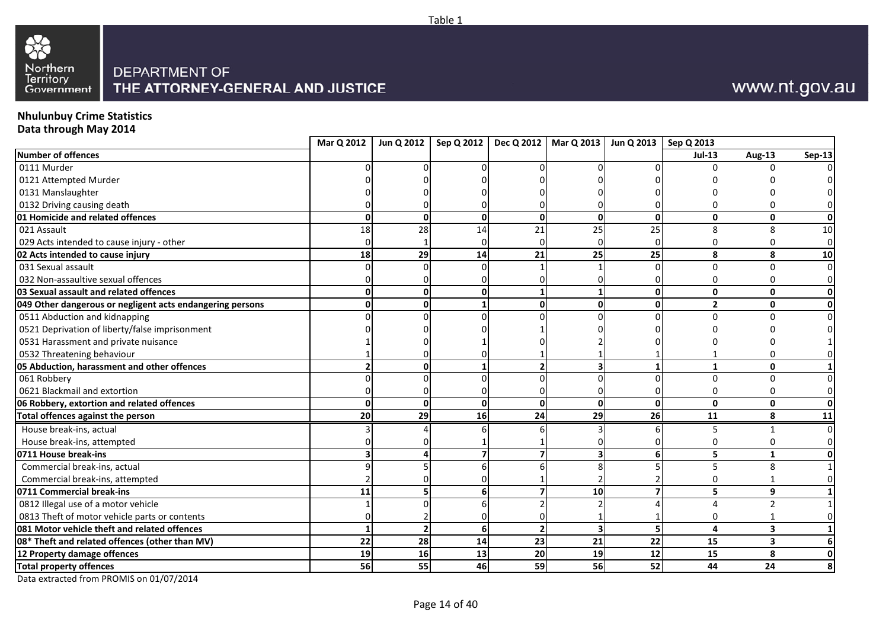Table 1

DEPARTMENT OF THE ATTORNEY-GENERAL AND JUSTICE

www.nt.gov.au

**Nhulunbuy Crime Statistics**
**Data through May 2014**

| | Mar Q 2012 | Jun Q 2012 | Sep Q 2012 | Dec Q 2012 | Mar Q 2013 | Jun Q 2013 | Sep Q 2013 | | |
|---|---|---|---|---|---|---|---|---|---|
| **Number of offences** | | | | | | | **Jul-13** | **Aug-13** | **Sep-13** |
| 0111 Murder | 0 | 0 | 0 | 0 | 0 | 0 | 0 | 0 | 0 |
| 0121 Attempted Murder | 0 | 0 | 0 | 0 | 0 | 0 | 0 | 0 | 0 |
| 0131 Manslaughter | 0 | 0 | 0 | 0 | 0 | 0 | 0 | 0 | 0 |
| 0132 Driving causing death | 0 | 0 | 0 | 0 | 0 | 0 | 0 | 0 | 0 |
| **01 Homicide and related offences** | **0** | **0** | **0** | **0** | **0** | **0** | **0** | **0** | **0** |
| 021 Assault | 18 | 28 | 14 | 21 | 25 | 25 | 8 | 8 | 10 |
| 029 Acts intended to cause injury - other | 0 | 1 | 0 | 0 | 0 | 0 | 0 | 0 | 0 |
| **02 Acts intended to cause injury** | **18** | **29** | **14** | **21** | **25** | **25** | **8** | **8** | **10** |
| 031 Sexual assault | 0 | 0 | 0 | 1 | 1 | 0 | 0 | 0 | 0 |
| 032 Non-assaultive sexual offences | 0 | 0 | 0 | 0 | 0 | 0 | 0 | 0 | 0 |
| **03 Sexual assault and related offences** | **0** | **0** | **0** | **1** | **1** | **0** | **0** | **0** | **0** |
| **049 Other dangerous or negligent acts endangering persons** | **0** | **0** | **1** | **0** | **0** | **0** | **2** | **0** | **0** |
| 0511 Abduction and kidnapping | 0 | 0 | 0 | 0 | 0 | 0 | 0 | 0 | 0 |
| 0521 Deprivation of liberty/false imprisonment | 0 | 0 | 0 | 1 | 0 | 0 | 0 | 0 | 0 |
| 0531 Harassment and private nuisance | 1 | 0 | 1 | 0 | 2 | 0 | 0 | 0 | 1 |
| 0532 Threatening behaviour | 1 | 0 | 0 | 1 | 1 | 1 | 1 | 0 | 0 |
| **05 Abduction, harassment and other offences** | **2** | **0** | **1** | **2** | **3** | **1** | **1** | **0** | **1** |
| 061 Robbery | 0 | 0 | 0 | 0 | 0 | 0 | 0 | 0 | 0 |
| 0621 Blackmail and extortion | 0 | 0 | 0 | 0 | 0 | 0 | 0 | 0 | 0 |
| **06 Robbery, extortion and related offences** | **0** | **0** | **0** | **0** | **0** | **0** | **0** | **0** | **0** |
| **Total offences against the person** | **20** | **29** | **16** | **24** | **29** | **26** | **11** | **8** | **11** |
| House break-ins, actual | 3 | 4 | 6 | 6 | 3 | 6 | 5 | 1 | 0 |
| House break-ins, attempted | 0 | 0 | 1 | 1 | 0 | 0 | 0 | 0 | 0 |
| **0711 House break-ins** | **3** | **4** | **7** | **7** | **3** | **6** | **5** | **1** | **0** |
| Commercial break-ins, actual | 9 | 5 | 6 | 6 | 8 | 5 | 5 | 8 | 1 |
| Commercial break-ins, attempted | 2 | 0 | 0 | 1 | 2 | 2 | 0 | 1 | 0 |
| **0711 Commercial break-ins** | **11** | **5** | **6** | **7** | **10** | **7** | **5** | **9** | **1** |
| 0812 Illegal use of a motor vehicle | 1 | 0 | 6 | 2 | 2 | 4 | 4 | 2 | 1 |
| 0813 Theft of motor vehicle parts or contents | 0 | 2 | 0 | 0 | 1 | 1 | 0 | 1 | 0 |
| **081 Motor vehicle theft and related offences** | **1** | **2** | **6** | **2** | **3** | **5** | **4** | **3** | **1** |
| **08* Theft and related offences (other than MV)** | **22** | **28** | **14** | **23** | **21** | **22** | **15** | **3** | **6** |
| **12 Property damage offences** | **19** | **16** | **13** | **20** | **19** | **12** | **15** | **8** | **0** |
| **Total property offences** | **56** | **55** | **46** | **59** | **56** | **52** | **44** | **24** | **8** |

Data extracted from PROMIS on 01/07/2014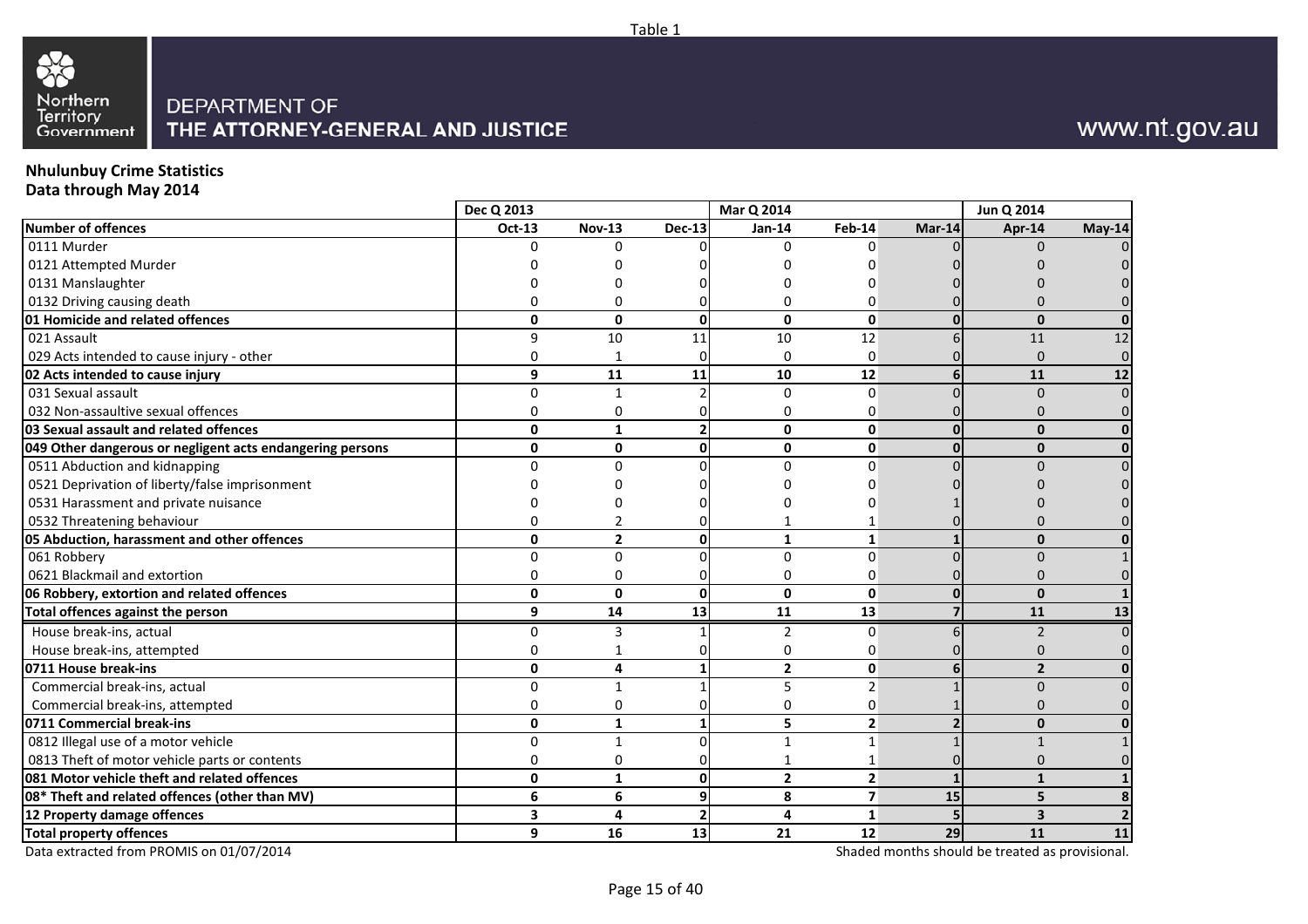Table 1

DEPARTMENT OF
THE ATTORNEY-GENERAL AND JUSTICE

www.nt.gov.au

**Nhulunbuy Crime Statistics**
**Data through May 2014**

| | Dec Q 2013 | | | Mar Q 2014 | | | Jun Q 2014 | |
|---|---|---|---|---|---|---|---|---|
| **Number of offences** | **Oct-13** | **Nov-13** | **Dec-13** | **Jan-14** | **Feb-14** | **Mar-14** | **Apr-14** | **May-14** |
| 0111 Murder | 0 | 0 | 0 | 0 | 0 | 0 | 0 | 0 |
| 0121 Attempted Murder | 0 | 0 | 0 | 0 | 0 | 0 | 0 | 0 |
| 0131 Manslaughter | 0 | 0 | 0 | 0 | 0 | 0 | 0 | 0 |
| 0132 Driving causing death | 0 | 0 | 0 | 0 | 0 | 0 | 0 | 0 |
| **01 Homicide and related offences** | **0** | **0** | **0** | **0** | **0** | **0** | **0** | **0** |
| 021 Assault | 9 | 10 | 11 | 10 | 12 | 6 | 11 | 12 |
| 029 Acts intended to cause injury - other | 0 | 1 | 0 | 0 | 0 | 0 | 0 | 0 |
| **02 Acts intended to cause injury** | **9** | **11** | **11** | **10** | **12** | **6** | **11** | **12** |
| 031 Sexual assault | 0 | 1 | 2 | 0 | 0 | 0 | 0 | 0 |
| 032 Non-assaultive sexual offences | 0 | 0 | 0 | 0 | 0 | 0 | 0 | 0 |
| **03 Sexual assault and related offences** | **0** | **1** | **2** | **0** | **0** | **0** | **0** | **0** |
| **049 Other dangerous or negligent acts endangering persons** | **0** | **0** | **0** | **0** | **0** | **0** | **0** | **0** |
| 0511 Abduction and kidnapping | 0 | 0 | 0 | 0 | 0 | 0 | 0 | 0 |
| 0521 Deprivation of liberty/false imprisonment | 0 | 0 | 0 | 0 | 0 | 0 | 0 | 0 |
| 0531 Harassment and private nuisance | 0 | 0 | 0 | 0 | 0 | 1 | 0 | 0 |
| 0532 Threatening behaviour | 0 | 2 | 0 | 1 | 1 | 0 | 0 | 0 |
| **05 Abduction, harassment and other offences** | **0** | **2** | **0** | **1** | **1** | **1** | **0** | **0** |
| 061 Robbery | 0 | 0 | 0 | 0 | 0 | 0 | 0 | 1 |
| 0621 Blackmail and extortion | 0 | 0 | 0 | 0 | 0 | 0 | 0 | 0 |
| **06 Robbery, extortion and related offences** | **0** | **0** | **0** | **0** | **0** | **0** | **0** | **1** |
| **Total offences against the person** | **9** | **14** | **13** | **11** | **13** | **7** | **11** | **13** |
| House break-ins, actual | 0 | 3 | 1 | 2 | 0 | 6 | 2 | 0 |
| House break-ins, attempted | 0 | 1 | 0 | 0 | 0 | 0 | 0 | 0 |
| **0711 House break-ins** | **0** | **4** | **1** | **2** | **0** | **6** | **2** | **0** |
| Commercial break-ins, actual | 0 | 1 | 1 | 5 | 2 | 1 | 0 | 0 |
| Commercial break-ins, attempted | 0 | 0 | 0 | 0 | 0 | 1 | 0 | 0 |
| **0711 Commercial break-ins** | **0** | **1** | **1** | **5** | **2** | **2** | **0** | **0** |
| 0812 Illegal use of a motor vehicle | 0 | 1 | 0 | 1 | 1 | 1 | 1 | 1 |
| 0813 Theft of motor vehicle parts or contents | 0 | 0 | 0 | 1 | 1 | 0 | 0 | 0 |
| **081 Motor vehicle theft and related offences** | **0** | **1** | **0** | **2** | **2** | **1** | **1** | **1** |
| **08* Theft and related offences (other than MV)** | **6** | **6** | **9** | **8** | **7** | **15** | **5** | **8** |
| **12 Property damage offences** | **3** | **4** | **2** | **4** | **1** | **5** | **3** | **2** |
| **Total property offences** | **9** | **16** | **13** | **21** | **12** | **29** | **11** | **11** |

Data extracted from PROMIS on 01/07/2014

Shaded months should be treated as provisional.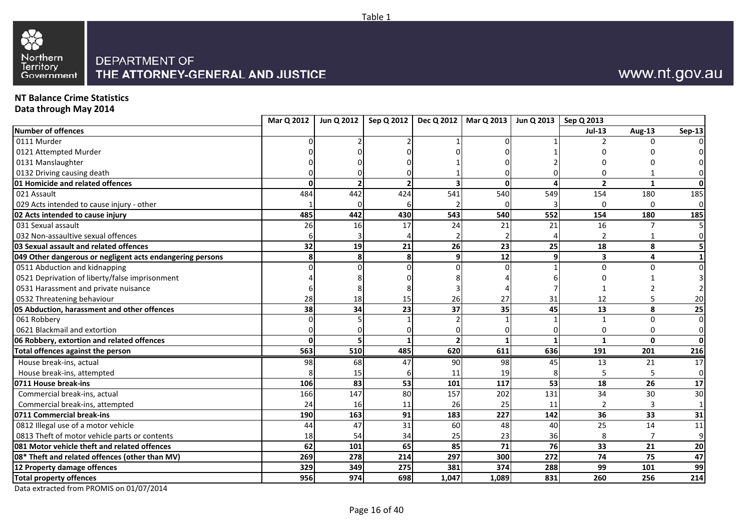Table 1

Northern Territory Government

DEPARTMENT OF
THE ATTORNEY-GENERAL AND JUSTICE

www.nt.gov.au

**NT Balance Crime Statistics**
**Data through May 2014**

| | Mar Q 2012 | Jun Q 2012 | Sep Q 2012 | Dec Q 2012 | Mar Q 2013 | Jun Q 2013 | Sep Q 2013 | | |
|---|---|---|---|---|---|---|---|---|---|
| **Number of offences** | | | | | | | **Jul-13** | **Aug-13** | **Sep-13** |
| 0111 Murder | 0 | 2 | 2 | 1 | 0 | 1 | 2 | 0 | 0 |
| 0121 Attempted Murder | 0 | 0 | 0 | 0 | 0 | 1 | 0 | 0 | 0 |
| 0131 Manslaughter | 0 | 0 | 0 | 1 | 0 | 2 | 0 | 0 | 0 |
| 0132 Driving causing death | 0 | 0 | 0 | 1 | 0 | 0 | 0 | 1 | 0 |
| **01 Homicide and related offences** | **0** | **2** | **2** | **3** | **0** | **4** | **2** | **1** | **0** |
| 021 Assault | 484 | 442 | 424 | 541 | 540 | 549 | 154 | 180 | 185 |
| 029 Acts intended to cause injury - other | 1 | 0 | 6 | 2 | 0 | 3 | 0 | 0 | 0 |
| **02 Acts intended to cause injury** | **485** | **442** | **430** | **543** | **540** | **552** | **154** | **180** | **185** |
| 031 Sexual assault | 26 | 16 | 17 | 24 | 21 | 21 | 16 | 7 | 5 |
| 032 Non-assaultive sexual offences | 6 | 3 | 4 | 2 | 2 | 4 | 2 | 1 | 0 |
| **03 Sexual assault and related offences** | **32** | **19** | **21** | **26** | **23** | **25** | **18** | **8** | **5** |
| **049 Other dangerous or negligent acts endangering persons** | **8** | **8** | **8** | **9** | **12** | **9** | **3** | **4** | **1** |
| 0511 Abduction and kidnapping | 0 | 0 | 0 | 0 | 0 | 1 | 0 | 0 | 0 |
| 0521 Deprivation of liberty/false imprisonment | 4 | 8 | 0 | 8 | 4 | 6 | 0 | 1 | 3 |
| 0531 Harassment and private nuisance | 6 | 8 | 8 | 3 | 4 | 7 | 1 | 2 | 2 |
| 0532 Threatening behaviour | 28 | 18 | 15 | 26 | 27 | 31 | 12 | 5 | 20 |
| **05 Abduction, harassment and other offences** | **38** | **34** | **23** | **37** | **35** | **45** | **13** | **8** | **25** |
| 061 Robbery | 0 | 5 | 1 | 2 | 1 | 1 | 1 | 0 | 0 |
| 0621 Blackmail and extortion | 0 | 0 | 0 | 0 | 0 | 0 | 0 | 0 | 0 |
| **06 Robbery, extortion and related offences** | **0** | **5** | **1** | **2** | **1** | **1** | **1** | **0** | **0** |
| **Total offences against the person** | **563** | **510** | **485** | **620** | **611** | **636** | **191** | **201** | **216** |
| House break-ins, actual | 98 | 68 | 47 | 90 | 98 | 45 | 13 | 21 | 17 |
| House break-ins, attempted | 8 | 15 | 6 | 11 | 19 | 8 | 5 | 5 | 0 |
| **0711 House break-ins** | **106** | **83** | **53** | **101** | **117** | **53** | **18** | **26** | **17** |
| Commercial break-ins, actual | 166 | 147 | 80 | 157 | 202 | 131 | 34 | 30 | 30 |
| Commercial break-ins, attempted | 24 | 16 | 11 | 26 | 25 | 11 | 2 | 3 | 1 |
| **0711 Commercial break-ins** | **190** | **163** | **91** | **183** | **227** | **142** | **36** | **33** | **31** |
| 0812 Illegal use of a motor vehicle | 44 | 47 | 31 | 60 | 48 | 40 | 25 | 14 | 11 |
| 0813 Theft of motor vehicle parts or contents | 18 | 54 | 34 | 25 | 23 | 36 | 8 | 7 | 9 |
| **081 Motor vehicle theft and related offences** | **62** | **101** | **65** | **85** | **71** | **76** | **33** | **21** | **20** |
| **08* Theft and related offences (other than MV)** | **269** | **278** | **214** | **297** | **300** | **272** | **74** | **75** | **47** |
| **12 Property damage offences** | **329** | **349** | **275** | **381** | **374** | **288** | **99** | **101** | **99** |
| **Total property offences** | **956** | **974** | **698** | **1,047** | **1,089** | **831** | **260** | **256** | **214** |

Data extracted from PROMIS on 01/07/2014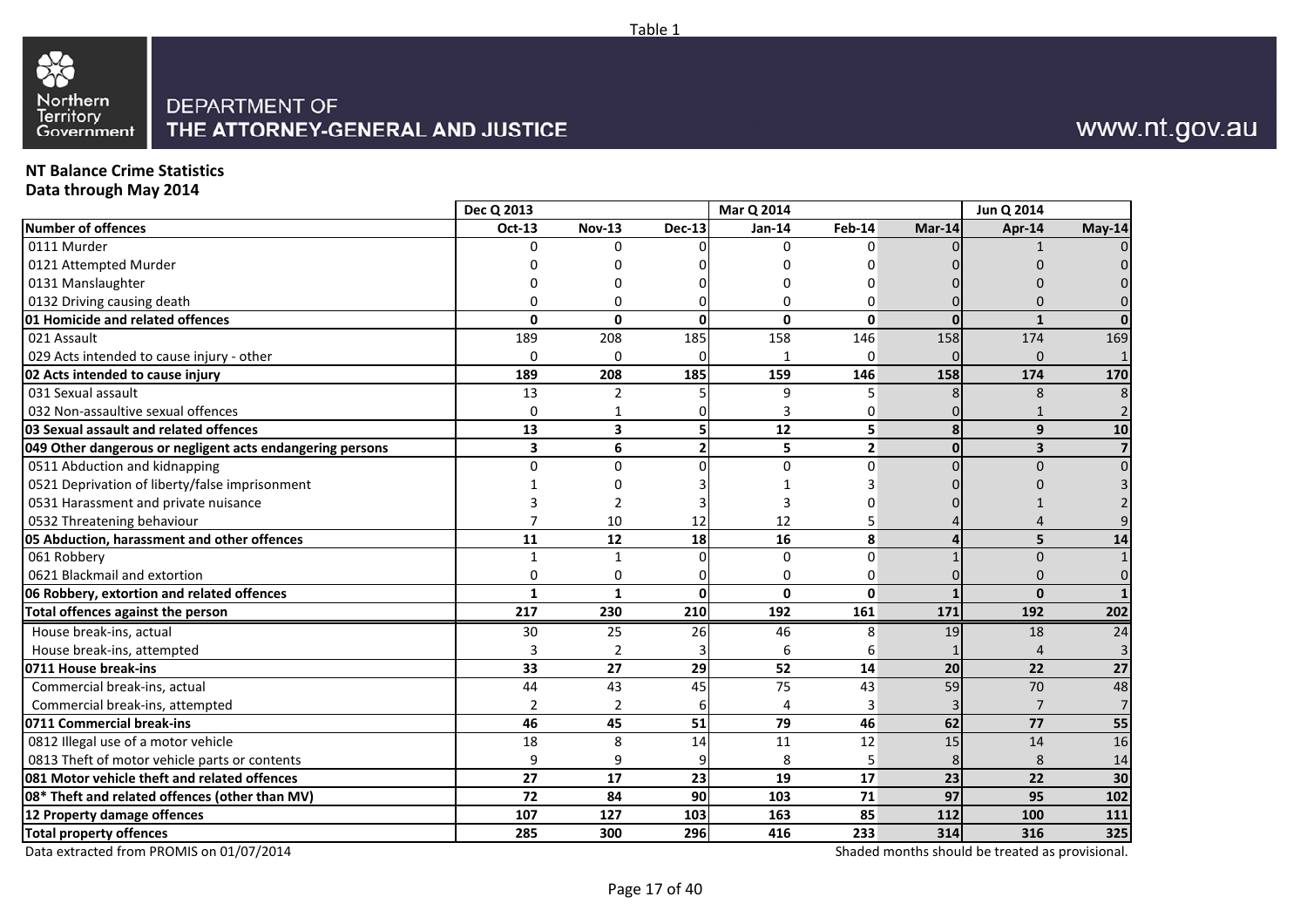Table 1

DEPARTMENT OF THE ATTORNEY-GENERAL AND JUSTICE

www.nt.gov.au

**NT Balance Crime Statistics**
**Data through May 2014**

| | Dec Q 2013 | | | Mar Q 2014 | | | Jun Q 2014 | |
|---|---|---|---|---|---|---|---|---|
| **Number of offences** | **Oct-13** | **Nov-13** | **Dec-13** | **Jan-14** | **Feb-14** | **Mar-14** | **Apr-14** | **May-14** |
| 0111 Murder | 0 | 0 | 0 | 0 | 0 | 0 | 1 | 0 |
| 0121 Attempted Murder | 0 | 0 | 0 | 0 | 0 | 0 | 0 | 0 |
| 0131 Manslaughter | 0 | 0 | 0 | 0 | 0 | 0 | 0 | 0 |
| 0132 Driving causing death | 0 | 0 | 0 | 0 | 0 | 0 | 0 | 0 |
| **01 Homicide and related offences** | **0** | **0** | **0** | **0** | **0** | **0** | **1** | **0** |
| 021 Assault | 189 | 208 | 185 | 158 | 146 | 158 | 174 | 169 |
| 029 Acts intended to cause injury - other | 0 | 0 | 0 | 1 | 0 | 0 | 0 | 1 |
| **02 Acts intended to cause injury** | **189** | **208** | **185** | **159** | **146** | **158** | **174** | **170** |
| 031 Sexual assault | 13 | 2 | 5 | 9 | 5 | 8 | 8 | 8 |
| 032 Non-assaultive sexual offences | 0 | 1 | 0 | 3 | 0 | 0 | 1 | 2 |
| **03 Sexual assault and related offences** | **13** | **3** | **5** | **12** | **5** | **8** | **9** | **10** |
| **049 Other dangerous or negligent acts endangering persons** | **3** | **6** | **2** | **5** | **2** | **0** | **3** | **7** |
| 0511 Abduction and kidnapping | 0 | 0 | 0 | 0 | 0 | 0 | 0 | 0 |
| 0521 Deprivation of liberty/false imprisonment | 1 | 0 | 3 | 1 | 3 | 0 | 0 | 3 |
| 0531 Harassment and private nuisance | 3 | 2 | 3 | 3 | 0 | 0 | 1 | 2 |
| 0532 Threatening behaviour | 7 | 10 | 12 | 12 | 5 | 4 | 4 | 9 |
| **05 Abduction, harassment and other offences** | **11** | **12** | **18** | **16** | **8** | **4** | **5** | **14** |
| 061 Robbery | 1 | 1 | 0 | 0 | 0 | 1 | 0 | 1 |
| 0621 Blackmail and extortion | 0 | 0 | 0 | 0 | 0 | 0 | 0 | 0 |
| **06 Robbery, extortion and related offences** | **1** | **1** | **0** | **0** | **0** | **1** | **0** | **1** |
| **Total offences against the person** | **217** | **230** | **210** | **192** | **161** | **171** | **192** | **202** |
| House break-ins, actual | 30 | 25 | 26 | 46 | 8 | 19 | 18 | 24 |
| House break-ins, attempted | 3 | 2 | 3 | 6 | 6 | 1 | 4 | 3 |
| **0711 House break-ins** | **33** | **27** | **29** | **52** | **14** | **20** | **22** | **27** |
| Commercial break-ins, actual | 44 | 43 | 45 | 75 | 43 | 59 | 70 | 48 |
| Commercial break-ins, attempted | 2 | 2 | 6 | 4 | 3 | 3 | 7 | 7 |
| **0711 Commercial break-ins** | **46** | **45** | **51** | **79** | **46** | **62** | **77** | **55** |
| 0812 Illegal use of a motor vehicle | 18 | 8 | 14 | 11 | 12 | 15 | 14 | 16 |
| 0813 Theft of motor vehicle parts or contents | 9 | 9 | 9 | 8 | 5 | 8 | 8 | 14 |
| **081 Motor vehicle theft and related offences** | **27** | **17** | **23** | **19** | **17** | **23** | **22** | **30** |
| **08* Theft and related offences (other than MV)** | **72** | **84** | **90** | **103** | **71** | **97** | **95** | **102** |
| **12 Property damage offences** | **107** | **127** | **103** | **163** | **85** | **112** | **100** | **111** |
| **Total property offences** | **285** | **300** | **296** | **416** | **233** | **314** | **316** | **325** |

Data extracted from PROMIS on 01/07/2014

Shaded months should be treated as provisional.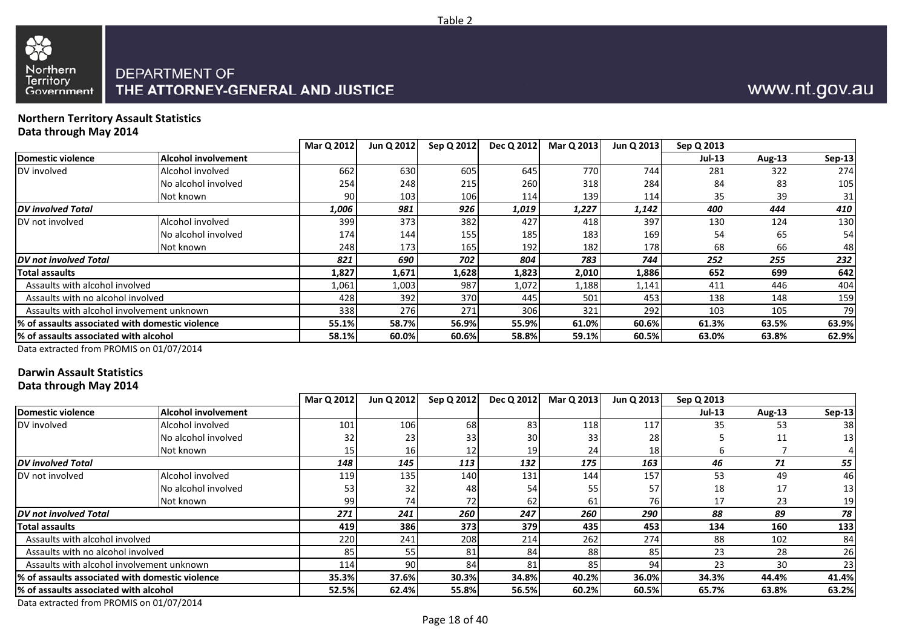Table 2

Northern Territory Government

DEPARTMENT OF THE ATTORNEY-GENERAL AND JUSTICE

www.nt.gov.au

**Northern Territory Assault Statistics**
**Data through May 2014**

| Domestic violence | Alcohol involvement | Mar Q 2012 | Jun Q 2012 | Sep Q 2012 | Dec Q 2012 | Mar Q 2013 | Jun Q 2013 | Sep Q 2013 | | |
|---|---|---|---|---|---|---|---|---|---|---|
| | | | | | | | | Jul-13 | Aug-13 | Sep-13 |
| DV involved | Alcohol involved | 662 | 630 | 605 | 645 | 770 | 744 | 281 | 322 | 274 |
| | No alcohol involved | 254 | 248 | 215 | 260 | 318 | 284 | 84 | 83 | 105 |
| | Not known | 90 | 103 | 106 | 114 | 139 | 114 | 35 | 39 | 31 |
| ***DV involved Total*** | | ***1,006*** | ***981*** | ***926*** | ***1,019*** | ***1,227*** | ***1,142*** | ***400*** | ***444*** | ***410*** |
| DV not involved | Alcohol involved | 399 | 373 | 382 | 427 | 418 | 397 | 130 | 124 | 130 |
| | No alcohol involved | 174 | 144 | 155 | 185 | 183 | 169 | 54 | 65 | 54 |
| | Not known | 248 | 173 | 165 | 192 | 182 | 178 | 68 | 66 | 48 |
| ***DV not involved Total*** | | ***821*** | ***690*** | ***702*** | ***804*** | ***783*** | ***744*** | ***252*** | ***255*** | ***232*** |
| **Total assaults** | | **1,827** | **1,671** | **1,628** | **1,823** | **2,010** | **1,886** | **652** | **699** | **642** |
| Assaults with alcohol involved | | 1,061 | 1,003 | 987 | 1,072 | 1,188 | 1,141 | 411 | 446 | 404 |
| Assaults with no alcohol involved | | 428 | 392 | 370 | 445 | 501 | 453 | 138 | 148 | 159 |
| Assaults with alcohol involvement unknown | | 338 | 276 | 271 | 306 | 321 | 292 | 103 | 105 | 79 |
| **% of assaults associated with domestic violence** | | **55.1%** | **58.7%** | **56.9%** | **55.9%** | **61.0%** | **60.6%** | **61.3%** | **63.5%** | **63.9%** |
| **% of assaults associated with alcohol** | | **58.1%** | **60.0%** | **60.6%** | **58.8%** | **59.1%** | **60.5%** | **63.0%** | **63.8%** | **62.9%** |

Data extracted from PROMIS on 01/07/2014

**Darwin Assault Statistics**
**Data through May 2014**

| Domestic violence | Alcohol involvement | Mar Q 2012 | Jun Q 2012 | Sep Q 2012 | Dec Q 2012 | Mar Q 2013 | Jun Q 2013 | Sep Q 2013 | | |
|---|---|---|---|---|---|---|---|---|---|---|
| | | | | | | | | Jul-13 | Aug-13 | Sep-13 |
| DV involved | Alcohol involved | 101 | 106 | 68 | 83 | 118 | 117 | 35 | 53 | 38 |
| | No alcohol involved | 32 | 23 | 33 | 30 | 33 | 28 | 5 | 11 | 13 |
| | Not known | 15 | 16 | 12 | 19 | 24 | 18 | 6 | 7 | 4 |
| ***DV involved Total*** | | ***148*** | ***145*** | ***113*** | ***132*** | ***175*** | ***163*** | ***46*** | ***71*** | ***55*** |
| DV not involved | Alcohol involved | 119 | 135 | 140 | 131 | 144 | 157 | 53 | 49 | 46 |
| | No alcohol involved | 53 | 32 | 48 | 54 | 55 | 57 | 18 | 17 | 13 |
| | Not known | 99 | 74 | 72 | 62 | 61 | 76 | 17 | 23 | 19 |
| ***DV not involved Total*** | | ***271*** | ***241*** | ***260*** | ***247*** | ***260*** | ***290*** | ***88*** | ***89*** | ***78*** |
| **Total assaults** | | **419** | **386** | **373** | **379** | **435** | **453** | **134** | **160** | **133** |
| Assaults with alcohol involved | | 220 | 241 | 208 | 214 | 262 | 274 | 88 | 102 | 84 |
| Assaults with no alcohol involved | | 85 | 55 | 81 | 84 | 88 | 85 | 23 | 28 | 26 |
| Assaults with alcohol involvement unknown | | 114 | 90 | 84 | 81 | 85 | 94 | 23 | 30 | 23 |
| **% of assaults associated with domestic violence** | | **35.3%** | **37.6%** | **30.3%** | **34.8%** | **40.2%** | **36.0%** | **34.3%** | **44.4%** | **41.4%** |
| **% of assaults associated with alcohol** | | **52.5%** | **62.4%** | **55.8%** | **56.5%** | **60.2%** | **60.5%** | **65.7%** | **63.8%** | **63.2%** |

Data extracted from PROMIS on 01/07/2014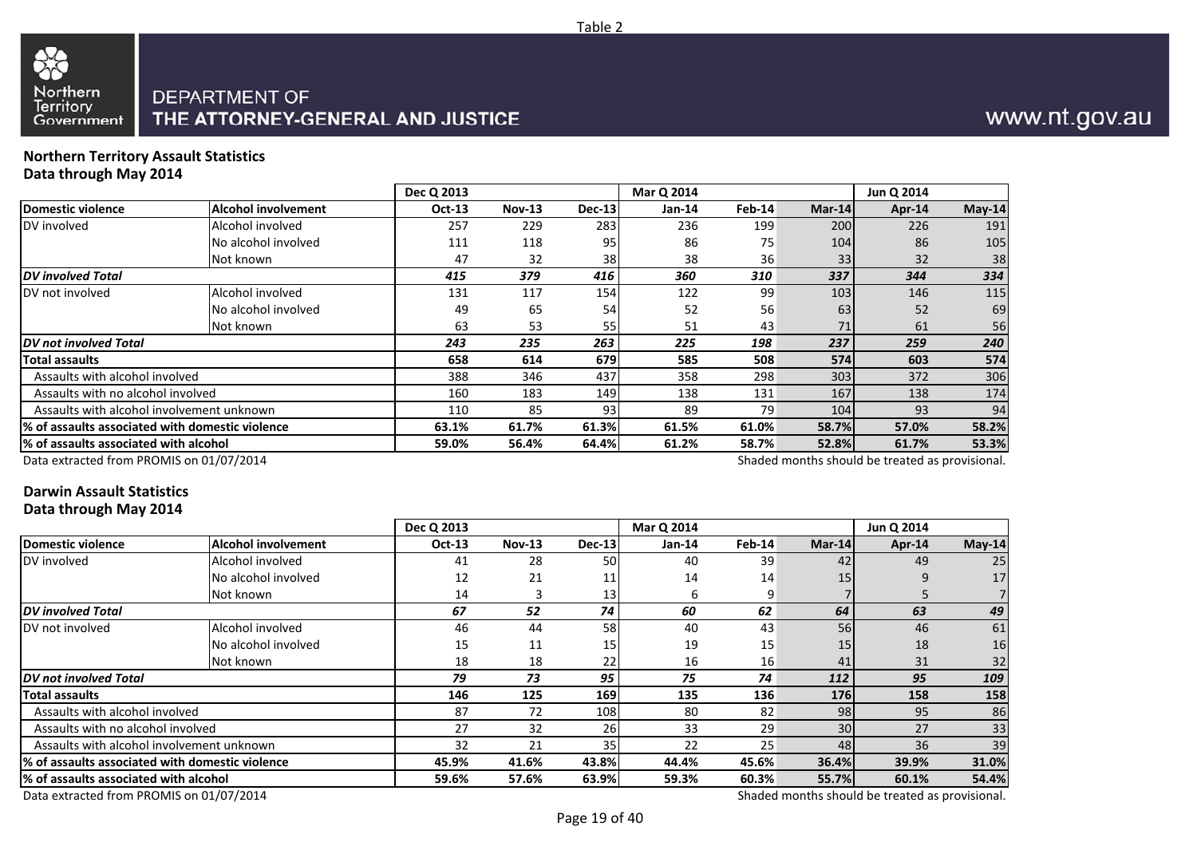Table 2

DEPARTMENT OF
THE ATTORNEY-GENERAL AND JUSTICE

www.nt.gov.au

**Northern Territory Assault Statistics**
**Data through May 2014**

| | | Dec Q 2013 | | | Mar Q 2014 | | | Jun Q 2014 | |
|---|---|---|---|---|---|---|---|---|---|
| **Domestic violence** | **Alcohol involvement** | **Oct-13** | **Nov-13** | **Dec-13** | **Jan-14** | **Feb-14** | **Mar-14** | **Apr-14** | **May-14** |
| DV involved | Alcohol involved | 257 | 229 | 283 | 236 | 199 | 200 | 226 | 191 |
| | No alcohol involved | 111 | 118 | 95 | 86 | 75 | 104 | 86 | 105 |
| | Not known | 47 | 32 | 38 | 38 | 36 | 33 | 32 | 38 |
| ***DV involved Total*** | | ***415*** | ***379*** | ***416*** | ***360*** | ***310*** | ***337*** | ***344*** | ***334*** |
| DV not involved | Alcohol involved | 131 | 117 | 154 | 122 | 99 | 103 | 146 | 115 |
| | No alcohol involved | 49 | 65 | 54 | 52 | 56 | 63 | 52 | 69 |
| | Not known | 63 | 53 | 55 | 51 | 43 | 71 | 61 | 56 |
| ***DV not involved Total*** | | ***243*** | ***235*** | ***263*** | ***225*** | ***198*** | ***237*** | ***259*** | ***240*** |
| **Total assaults** | | **658** | **614** | **679** | **585** | **508** | **574** | **603** | **574** |
| Assaults with alcohol involved | | 388 | 346 | 437 | 358 | 298 | 303 | 372 | 306 |
| Assaults with no alcohol involved | | 160 | 183 | 149 | 138 | 131 | 167 | 138 | 174 |
| Assaults with alcohol involvement unknown | | 110 | 85 | 93 | 89 | 79 | 104 | 93 | 94 |
| **% of assaults associated with domestic violence** | | **63.1%** | **61.7%** | **61.3%** | **61.5%** | **61.0%** | **58.7%** | **57.0%** | **58.2%** |
| **% of assaults associated with alcohol** | | **59.0%** | **56.4%** | **64.4%** | **61.2%** | **58.7%** | **52.8%** | **61.7%** | **53.3%** |

Data extracted from PROMIS on 01/07/2014

Shaded months should be treated as provisional.

**Darwin Assault Statistics**
**Data through May 2014**

| | | Dec Q 2013 | | | Mar Q 2014 | | | Jun Q 2014 | |
|---|---|---|---|---|---|---|---|---|---|
| **Domestic violence** | **Alcohol involvement** | **Oct-13** | **Nov-13** | **Dec-13** | **Jan-14** | **Feb-14** | **Mar-14** | **Apr-14** | **May-14** |
| DV involved | Alcohol involved | 41 | 28 | 50 | 40 | 39 | 42 | 49 | 25 |
| | No alcohol involved | 12 | 21 | 11 | 14 | 14 | 15 | 9 | 17 |
| | Not known | 14 | 3 | 13 | 6 | 9 | 7 | 5 | 7 |
| ***DV involved Total*** | | ***67*** | ***52*** | ***74*** | ***60*** | ***62*** | ***64*** | ***63*** | ***49*** |
| DV not involved | Alcohol involved | 46 | 44 | 58 | 40 | 43 | 56 | 46 | 61 |
| | No alcohol involved | 15 | 11 | 15 | 19 | 15 | 15 | 18 | 16 |
| | Not known | 18 | 18 | 22 | 16 | 16 | 41 | 31 | 32 |
| ***DV not involved Total*** | | ***79*** | ***73*** | ***95*** | ***75*** | ***74*** | ***112*** | ***95*** | ***109*** |
| **Total assaults** | | **146** | **125** | **169** | **135** | **136** | **176** | **158** | **158** |
| Assaults with alcohol involved | | 87 | 72 | 108 | 80 | 82 | 98 | 95 | 86 |
| Assaults with no alcohol involved | | 27 | 32 | 26 | 33 | 29 | 30 | 27 | 33 |
| Assaults with alcohol involvement unknown | | 32 | 21 | 35 | 22 | 25 | 48 | 36 | 39 |
| **% of assaults associated with domestic violence** | | **45.9%** | **41.6%** | **43.8%** | **44.4%** | **45.6%** | **36.4%** | **39.9%** | **31.0%** |
| **% of assaults associated with alcohol** | | **59.6%** | **57.6%** | **63.9%** | **59.3%** | **60.3%** | **55.7%** | **60.1%** | **54.4%** |

Data extracted from PROMIS on 01/07/2014

Shaded months should be treated as provisional.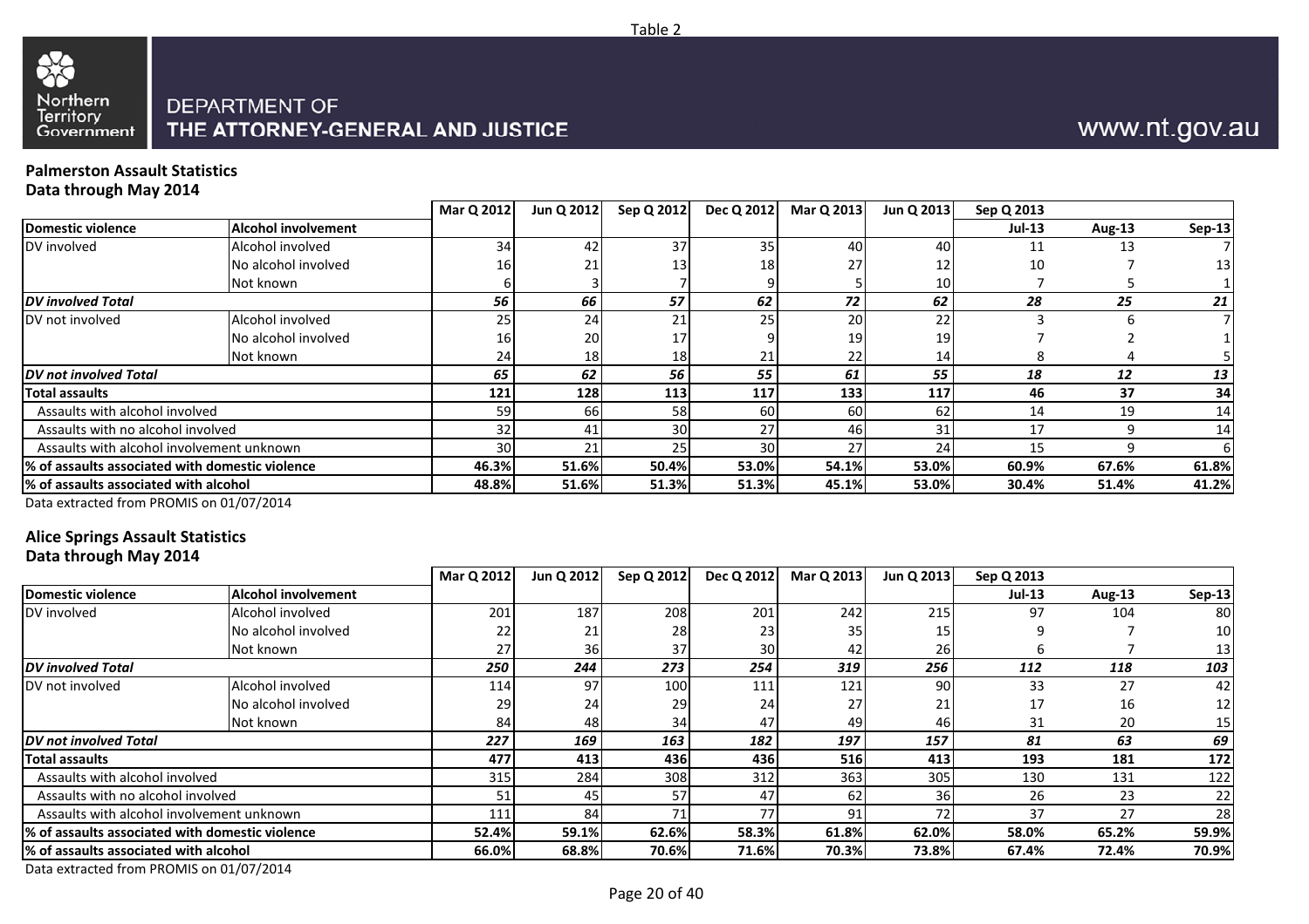Table 2

Northern Territory Government

DEPARTMENT OF THE ATTORNEY-GENERAL AND JUSTICE

www.nt.gov.au

## Palmerston Assault Statistics
### Data through May 2014

| Domestic violence | Alcohol involvement | Mar Q 2012 | Jun Q 2012 | Sep Q 2012 | Dec Q 2012 | Mar Q 2013 | Jun Q 2013 | Sep Q 2013 | | |
|---|---|---|---|---|---|---|---|---|---|---|
| | | | | | | | | Jul-13 | Aug-13 | Sep-13 |
| DV involved | Alcohol involved | 34 | 42 | 37 | 35 | 40 | 40 | 11 | 13 | 7 |
| | No alcohol involved | 16 | 21 | 13 | 18 | 27 | 12 | 10 | 7 | 13 |
| | Not known | 6 | 3 | 7 | 9 | 5 | 10 | 7 | 5 | 1 |
| ***DV involved Total*** | | ***56*** | ***66*** | ***57*** | ***62*** | ***72*** | ***62*** | ***28*** | ***25*** | ***21*** |
| DV not involved | Alcohol involved | 25 | 24 | 21 | 25 | 20 | 22 | 3 | 6 | 7 |
| | No alcohol involved | 16 | 20 | 17 | 9 | 19 | 19 | 7 | 2 | 1 |
| | Not known | 24 | 18 | 18 | 21 | 22 | 14 | 8 | 4 | 5 |
| ***DV not involved Total*** | | ***65*** | ***62*** | ***56*** | ***55*** | ***61*** | ***55*** | ***18*** | ***12*** | ***13*** |
| **Total assaults** | | **121** | **128** | **113** | **117** | **133** | **117** | **46** | **37** | **34** |
| Assaults with alcohol involved | | 59 | 66 | 58 | 60 | 60 | 62 | 14 | 19 | 14 |
| Assaults with no alcohol involved | | 32 | 41 | 30 | 27 | 46 | 31 | 17 | 9 | 14 |
| Assaults with alcohol involvement unknown | | 30 | 21 | 25 | 30 | 27 | 24 | 15 | 9 | 6 |
| **% of assaults associated with domestic violence** | | **46.3%** | **51.6%** | **50.4%** | **53.0%** | **54.1%** | **53.0%** | **60.9%** | **67.6%** | **61.8%** |
| **% of assaults associated with alcohol** | | **48.8%** | **51.6%** | **51.3%** | **51.3%** | **45.1%** | **53.0%** | **30.4%** | **51.4%** | **41.2%** |

Data extracted from PROMIS on 01/07/2014

## Alice Springs Assault Statistics
### Data through May 2014

| Domestic violence | Alcohol involvement | Mar Q 2012 | Jun Q 2012 | Sep Q 2012 | Dec Q 2012 | Mar Q 2013 | Jun Q 2013 | Sep Q 2013 | | |
|---|---|---|---|---|---|---|---|---|---|---|
| | | | | | | | | Jul-13 | Aug-13 | Sep-13 |
| DV involved | Alcohol involved | 201 | 187 | 208 | 201 | 242 | 215 | 97 | 104 | 80 |
| | No alcohol involved | 22 | 21 | 28 | 23 | 35 | 15 | 9 | 7 | 10 |
| | Not known | 27 | 36 | 37 | 30 | 42 | 26 | 6 | 7 | 13 |
| ***DV involved Total*** | | ***250*** | ***244*** | ***273*** | ***254*** | ***319*** | ***256*** | ***112*** | ***118*** | ***103*** |
| DV not involved | Alcohol involved | 114 | 97 | 100 | 111 | 121 | 90 | 33 | 27 | 42 |
| | No alcohol involved | 29 | 24 | 29 | 24 | 27 | 21 | 17 | 16 | 12 |
| | Not known | 84 | 48 | 34 | 47 | 49 | 46 | 31 | 20 | 15 |
| ***DV not involved Total*** | | ***227*** | ***169*** | ***163*** | ***182*** | ***197*** | ***157*** | ***81*** | ***63*** | ***69*** |
| **Total assaults** | | **477** | **413** | **436** | **436** | **516** | **413** | **193** | **181** | **172** |
| Assaults with alcohol involved | | 315 | 284 | 308 | 312 | 363 | 305 | 130 | 131 | 122 |
| Assaults with no alcohol involved | | 51 | 45 | 57 | 47 | 62 | 36 | 26 | 23 | 22 |
| Assaults with alcohol involvement unknown | | 111 | 84 | 71 | 77 | 91 | 72 | 37 | 27 | 28 |
| **% of assaults associated with domestic violence** | | **52.4%** | **59.1%** | **62.6%** | **58.3%** | **61.8%** | **62.0%** | **58.0%** | **65.2%** | **59.9%** |
| **% of assaults associated with alcohol** | | **66.0%** | **68.8%** | **70.6%** | **71.6%** | **70.3%** | **73.8%** | **67.4%** | **72.4%** | **70.9%** |

Data extracted from PROMIS on 01/07/2014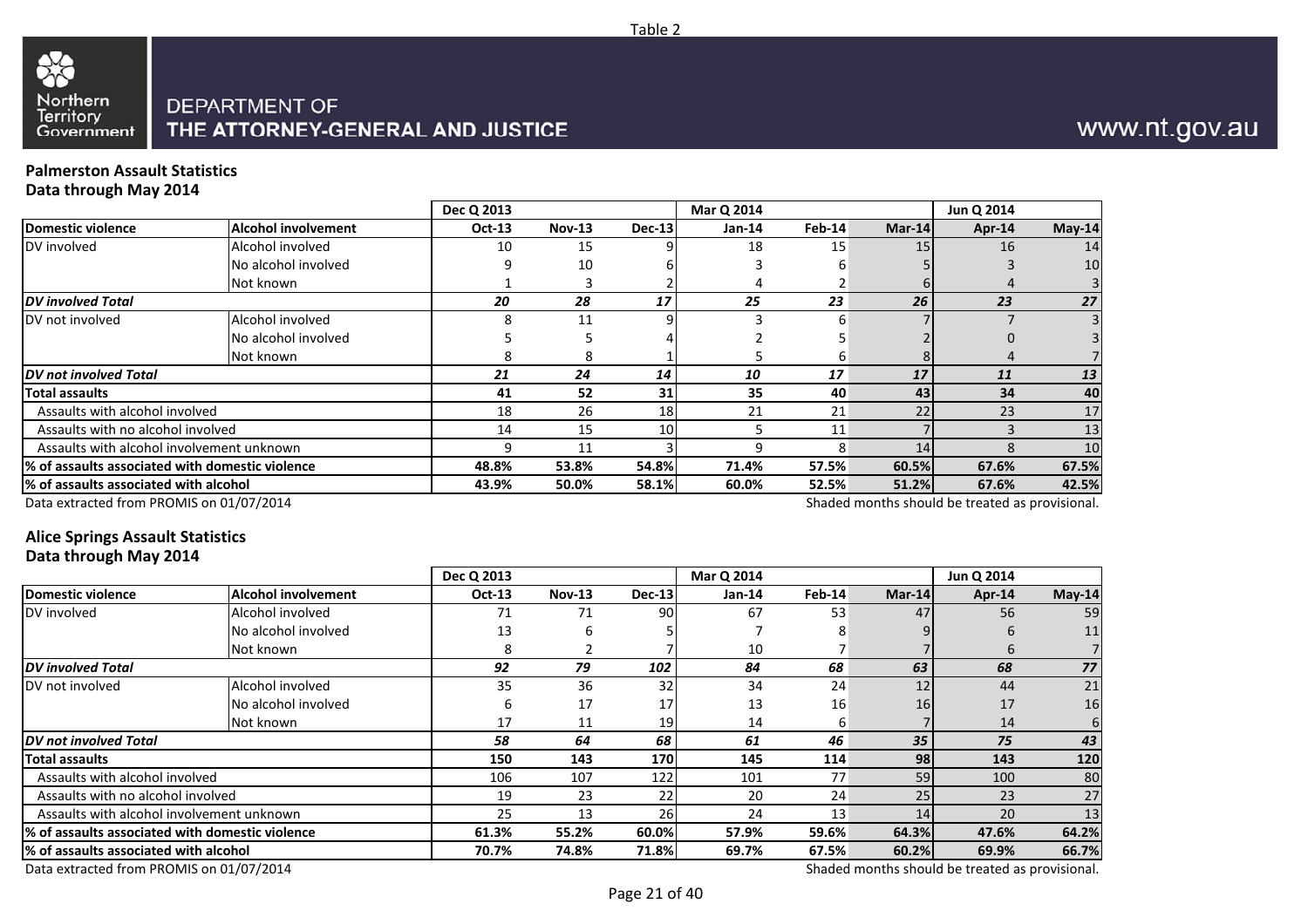Table 2

Northern Territory Government

DEPARTMENT OF THE ATTORNEY-GENERAL AND JUSTICE

www.nt.gov.au

**Palmerston Assault Statistics**
**Data through May 2014**

| | | Dec Q 2013 | | | Mar Q 2014 | | | Jun Q 2014 | |
|---|---|---|---|---|---|---|---|---|---|
| **Domestic violence** | **Alcohol involvement** | **Oct-13** | **Nov-13** | **Dec-13** | **Jan-14** | **Feb-14** | **Mar-14** | **Apr-14** | **May-14** |
| DV involved | Alcohol involved | 10 | 15 | 9 | 18 | 15 | 15 | 16 | 14 |
| | No alcohol involved | 9 | 10 | 6 | 3 | 6 | 5 | 3 | 10 |
| | Not known | 1 | 3 | 2 | 4 | 2 | 6 | 4 | 3 |
| ***DV involved Total*** | | ***20*** | ***28*** | ***17*** | ***25*** | ***23*** | ***26*** | ***23*** | ***27*** |
| DV not involved | Alcohol involved | 8 | 11 | 9 | 3 | 6 | 7 | 7 | 3 |
| | No alcohol involved | 5 | 5 | 4 | 2 | 5 | 2 | 0 | 3 |
| | Not known | 8 | 8 | 1 | 5 | 6 | 8 | 4 | 7 |
| ***DV not involved Total*** | | ***21*** | ***24*** | ***14*** | ***10*** | ***17*** | ***17*** | ***11*** | ***13*** |
| **Total assaults** | | **41** | **52** | **31** | **35** | **40** | **43** | **34** | **40** |
| Assaults with alcohol involved | | 18 | 26 | 18 | 21 | 21 | 22 | 23 | 17 |
| Assaults with no alcohol involved | | 14 | 15 | 10 | 5 | 11 | 7 | 3 | 13 |
| Assaults with alcohol involvement unknown | | 9 | 11 | 3 | 9 | 8 | 14 | 8 | 10 |
| **% of assaults associated with domestic violence** | | **48.8%** | **53.8%** | **54.8%** | **71.4%** | **57.5%** | **60.5%** | **67.6%** | **67.5%** |
| **% of assaults associated with alcohol** | | **43.9%** | **50.0%** | **58.1%** | **60.0%** | **52.5%** | **51.2%** | **67.6%** | **42.5%** |

Data extracted from PROMIS on 01/07/2014

Shaded months should be treated as provisional.

**Alice Springs Assault Statistics**
**Data through May 2014**

| | | Dec Q 2013 | | | Mar Q 2014 | | | Jun Q 2014 | |
|---|---|---|---|---|---|---|---|---|---|
| **Domestic violence** | **Alcohol involvement** | **Oct-13** | **Nov-13** | **Dec-13** | **Jan-14** | **Feb-14** | **Mar-14** | **Apr-14** | **May-14** |
| DV involved | Alcohol involved | 71 | 71 | 90 | 67 | 53 | 47 | 56 | 59 |
| | No alcohol involved | 13 | 6 | 5 | 7 | 8 | 9 | 6 | 11 |
| | Not known | 8 | 2 | 7 | 10 | 7 | 7 | 6 | 7 |
| ***DV involved Total*** | | ***92*** | ***79*** | ***102*** | ***84*** | ***68*** | ***63*** | ***68*** | ***77*** |
| DV not involved | Alcohol involved | 35 | 36 | 32 | 34 | 24 | 12 | 44 | 21 |
| | No alcohol involved | 6 | 17 | 17 | 13 | 16 | 16 | 17 | 16 |
| | Not known | 17 | 11 | 19 | 14 | 6 | 7 | 14 | 6 |
| ***DV not involved Total*** | | ***58*** | ***64*** | ***68*** | ***61*** | ***46*** | ***35*** | ***75*** | ***43*** |
| **Total assaults** | | **150** | **143** | **170** | **145** | **114** | **98** | **143** | **120** |
| Assaults with alcohol involved | | 106 | 107 | 122 | 101 | 77 | 59 | 100 | 80 |
| Assaults with no alcohol involved | | 19 | 23 | 22 | 20 | 24 | 25 | 23 | 27 |
| Assaults with alcohol involvement unknown | | 25 | 13 | 26 | 24 | 13 | 14 | 20 | 13 |
| **% of assaults associated with domestic violence** | | **61.3%** | **55.2%** | **60.0%** | **57.9%** | **59.6%** | **64.3%** | **47.6%** | **64.2%** |
| **% of assaults associated with alcohol** | | **70.7%** | **74.8%** | **71.8%** | **69.7%** | **67.5%** | **60.2%** | **69.9%** | **66.7%** |

Data extracted from PROMIS on 01/07/2014

Shaded months should be treated as provisional.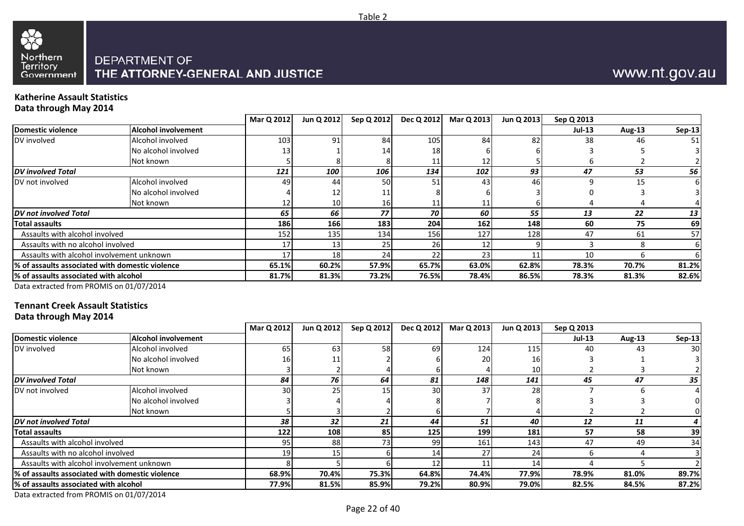Table 2

Northern Territory Government

DEPARTMENT OF THE ATTORNEY-GENERAL AND JUSTICE

www.nt.gov.au

**Katherine Assault Statistics**
**Data through May 2014**

| | | Mar Q 2012 | Jun Q 2012 | Sep Q 2012 | Dec Q 2012 | Mar Q 2013 | Jun Q 2013 | Sep Q 2013 | | |
|---|---|---|---|---|---|---|---|---|---|---|
| **Domestic violence** | **Alcohol involvement** | | | | | | | **Jul-13** | **Aug-13** | **Sep-13** |
| DV involved | Alcohol involved | 103 | 91 | 84 | 105 | 84 | 82 | 38 | 46 | 51 |
| | No alcohol involved | 13 | 1 | 14 | 18 | 6 | 6 | 3 | 5 | 3 |
| | Not known | 5 | 8 | 8 | 11 | 12 | 5 | 6 | 2 | 2 |
| ***DV involved Total*** | | ***121*** | ***100*** | ***106*** | ***134*** | ***102*** | ***93*** | ***47*** | ***53*** | ***56*** |
| DV not involved | Alcohol involved | 49 | 44 | 50 | 51 | 43 | 46 | 9 | 15 | 6 |
| | No alcohol involved | 4 | 12 | 11 | 8 | 6 | 3 | 0 | 3 | 3 |
| | Not known | 12 | 10 | 16 | 11 | 11 | 6 | 4 | 4 | 4 |
| ***DV not involved Total*** | | ***65*** | ***66*** | ***77*** | ***70*** | ***60*** | ***55*** | ***13*** | ***22*** | ***13*** |
| **Total assaults** | | **186** | **166** | **183** | **204** | **162** | **148** | **60** | **75** | **69** |
| Assaults with alcohol involved | | 152 | 135 | 134 | 156 | 127 | 128 | 47 | 61 | 57 |
| Assaults with no alcohol involved | | 17 | 13 | 25 | 26 | 12 | 9 | 3 | 8 | 6 |
| Assaults with alcohol involvement unknown | | 17 | 18 | 24 | 22 | 23 | 11 | 10 | 6 | 6 |
| **% of assaults associated with domestic violence** | | **65.1%** | **60.2%** | **57.9%** | **65.7%** | **63.0%** | **62.8%** | **78.3%** | **70.7%** | **81.2%** |
| **% of assaults associated with alcohol** | | **81.7%** | **81.3%** | **73.2%** | **76.5%** | **78.4%** | **86.5%** | **78.3%** | **81.3%** | **82.6%** |

Data extracted from PROMIS on 01/07/2014

**Tennant Creek Assault Statistics**
**Data through May 2014**

| | | Mar Q 2012 | Jun Q 2012 | Sep Q 2012 | Dec Q 2012 | Mar Q 2013 | Jun Q 2013 | Sep Q 2013 | | |
|---|---|---|---|---|---|---|---|---|---|---|
| **Domestic violence** | **Alcohol involvement** | | | | | | | **Jul-13** | **Aug-13** | **Sep-13** |
| DV involved | Alcohol involved | 65 | 63 | 58 | 69 | 124 | 115 | 40 | 43 | 30 |
| | No alcohol involved | 16 | 11 | 2 | 6 | 20 | 16 | 3 | 1 | 3 |
| | Not known | 3 | 2 | 4 | 6 | 4 | 10 | 2 | 3 | 2 |
| ***DV involved Total*** | | ***84*** | ***76*** | ***64*** | ***81*** | ***148*** | ***141*** | ***45*** | ***47*** | ***35*** |
| DV not involved | Alcohol involved | 30 | 25 | 15 | 30 | 37 | 28 | 7 | 6 | 4 |
| | No alcohol involved | 3 | 4 | 4 | 8 | 7 | 8 | 3 | 3 | 0 |
| | Not known | 5 | 3 | 2 | 6 | 7 | 4 | 2 | 2 | 0 |
| ***DV not involved Total*** | | ***38*** | ***32*** | ***21*** | ***44*** | ***51*** | ***40*** | ***12*** | ***11*** | ***4*** |
| **Total assaults** | | **122** | **108** | **85** | **125** | **199** | **181** | **57** | **58** | **39** |
| Assaults with alcohol involved | | 95 | 88 | 73 | 99 | 161 | 143 | 47 | 49 | 34 |
| Assaults with no alcohol involved | | 19 | 15 | 6 | 14 | 27 | 24 | 6 | 4 | 3 |
| Assaults with alcohol involvement unknown | | 8 | 5 | 6 | 12 | 11 | 14 | 4 | 5 | 2 |
| **% of assaults associated with domestic violence** | | **68.9%** | **70.4%** | **75.3%** | **64.8%** | **74.4%** | **77.9%** | **78.9%** | **81.0%** | **89.7%** |
| **% of assaults associated with alcohol** | | **77.9%** | **81.5%** | **85.9%** | **79.2%** | **80.9%** | **79.0%** | **82.5%** | **84.5%** | **87.2%** |

Data extracted from PROMIS on 01/07/2014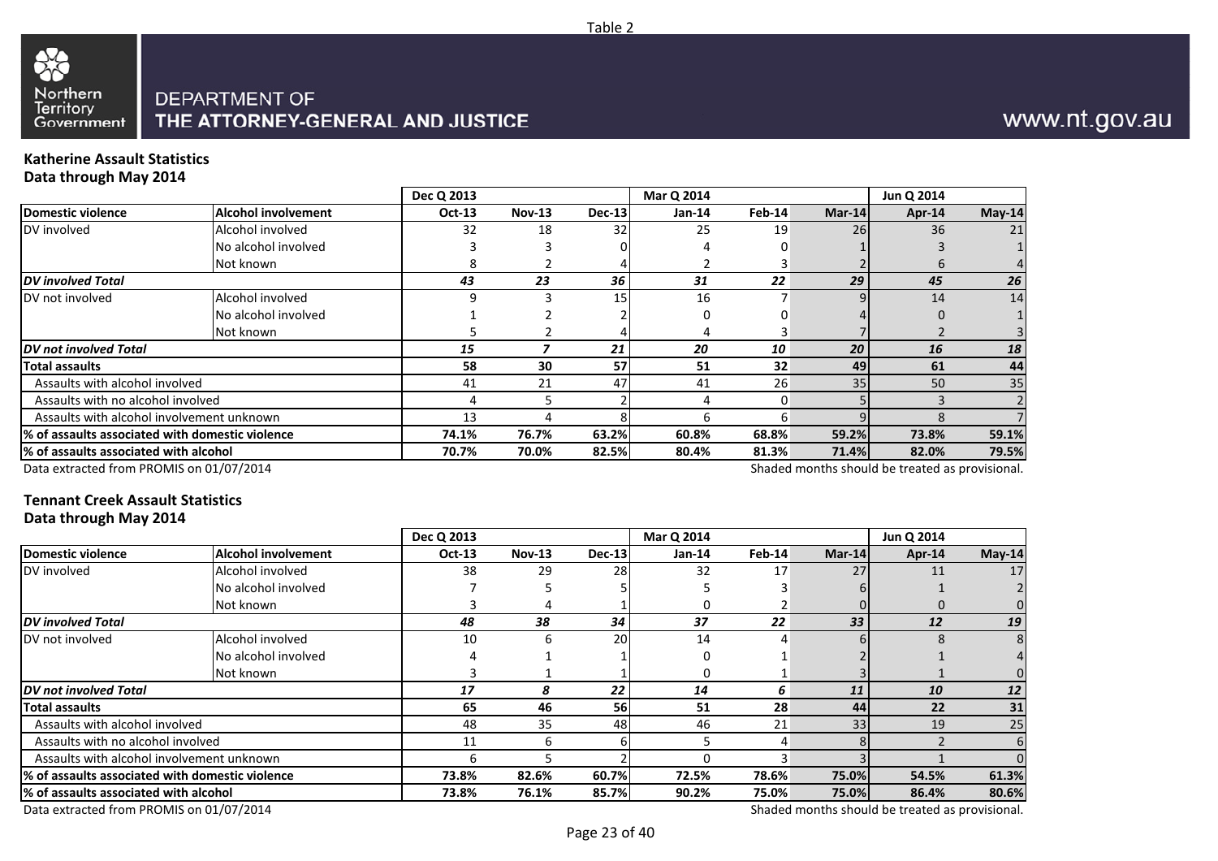Table 2

DEPARTMENT OF THE ATTORNEY-GENERAL AND JUSTICE

www.nt.gov.au

## Katherine Assault Statistics
### Data through May 2014

| | | Dec Q 2013 | | | Mar Q 2014 | | | Jun Q 2014 | |
|---|---|---|---|---|---|---|---|---|---|
| **Domestic violence** | **Alcohol involvement** | **Oct-13** | **Nov-13** | **Dec-13** | **Jan-14** | **Feb-14** | **Mar-14** | **Apr-14** | **May-14** |
| DV involved | Alcohol involved | 32 | 18 | 32 | 25 | 19 | 26 | 36 | 21 |
| | No alcohol involved | 3 | 3 | 0 | 4 | 0 | 1 | 3 | 1 |
| | Not known | 8 | 2 | 4 | 2 | 3 | 2 | 6 | 4 |
| ***DV involved Total*** | | ***43*** | ***23*** | ***36*** | ***31*** | ***22*** | ***29*** | ***45*** | ***26*** |
| DV not involved | Alcohol involved | 9 | 3 | 15 | 16 | 7 | 9 | 14 | 14 |
| | No alcohol involved | 1 | 2 | 2 | 0 | 0 | 4 | 0 | 1 |
| | Not known | 5 | 2 | 4 | 4 | 3 | 7 | 2 | 3 |
| ***DV not involved Total*** | | ***15*** | ***7*** | ***21*** | ***20*** | ***10*** | ***20*** | ***16*** | ***18*** |
| **Total assaults** | | **58** | **30** | **57** | **51** | **32** | **49** | **61** | **44** |
| Assaults with alcohol involved | | 41 | 21 | 47 | 41 | 26 | 35 | 50 | 35 |
| Assaults with no alcohol involved | | 4 | 5 | 2 | 4 | 0 | 5 | 3 | 2 |
| Assaults with alcohol involvement unknown | | 13 | 4 | 8 | 6 | 6 | 9 | 8 | 7 |
| **% of assaults associated with domestic violence** | | **74.1%** | **76.7%** | **63.2%** | **60.8%** | **68.8%** | **59.2%** | **73.8%** | **59.1%** |
| **% of assaults associated with alcohol** | | **70.7%** | **70.0%** | **82.5%** | **80.4%** | **81.3%** | **71.4%** | **82.0%** | **79.5%** |

Data extracted from PROMIS on 01/07/2014

Shaded months should be treated as provisional.

## Tennant Creek Assault Statistics
### Data through May 2014

| | | Dec Q 2013 | | | Mar Q 2014 | | | Jun Q 2014 | |
|---|---|---|---|---|---|---|---|---|---|
| **Domestic violence** | **Alcohol involvement** | **Oct-13** | **Nov-13** | **Dec-13** | **Jan-14** | **Feb-14** | **Mar-14** | **Apr-14** | **May-14** |
| DV involved | Alcohol involved | 38 | 29 | 28 | 32 | 17 | 27 | 11 | 17 |
| | No alcohol involved | 7 | 5 | 5 | 5 | 3 | 6 | 1 | 2 |
| | Not known | 3 | 4 | 1 | 0 | 2 | 0 | 0 | 0 |
| ***DV involved Total*** | | ***48*** | ***38*** | ***34*** | ***37*** | ***22*** | ***33*** | ***12*** | ***19*** |
| DV not involved | Alcohol involved | 10 | 6 | 20 | 14 | 4 | 6 | 8 | 8 |
| | No alcohol involved | 4 | 1 | 1 | 0 | 1 | 2 | 1 | 4 |
| | Not known | 3 | 1 | 1 | 0 | 1 | 3 | 1 | 0 |
| ***DV not involved Total*** | | ***17*** | ***8*** | ***22*** | ***14*** | ***6*** | ***11*** | ***10*** | ***12*** |
| **Total assaults** | | **65** | **46** | **56** | **51** | **28** | **44** | **22** | **31** |
| Assaults with alcohol involved | | 48 | 35 | 48 | 46 | 21 | 33 | 19 | 25 |
| Assaults with no alcohol involved | | 11 | 6 | 6 | 5 | 4 | 8 | 2 | 6 |
| Assaults with alcohol involvement unknown | | 6 | 5 | 2 | 0 | 3 | 3 | 1 | 0 |
| **% of assaults associated with domestic violence** | | **73.8%** | **82.6%** | **60.7%** | **72.5%** | **78.6%** | **75.0%** | **54.5%** | **61.3%** |
| **% of assaults associated with alcohol** | | **73.8%** | **76.1%** | **85.7%** | **90.2%** | **75.0%** | **75.0%** | **86.4%** | **80.6%** |

Data extracted from PROMIS on 01/07/2014

Shaded months should be treated as provisional.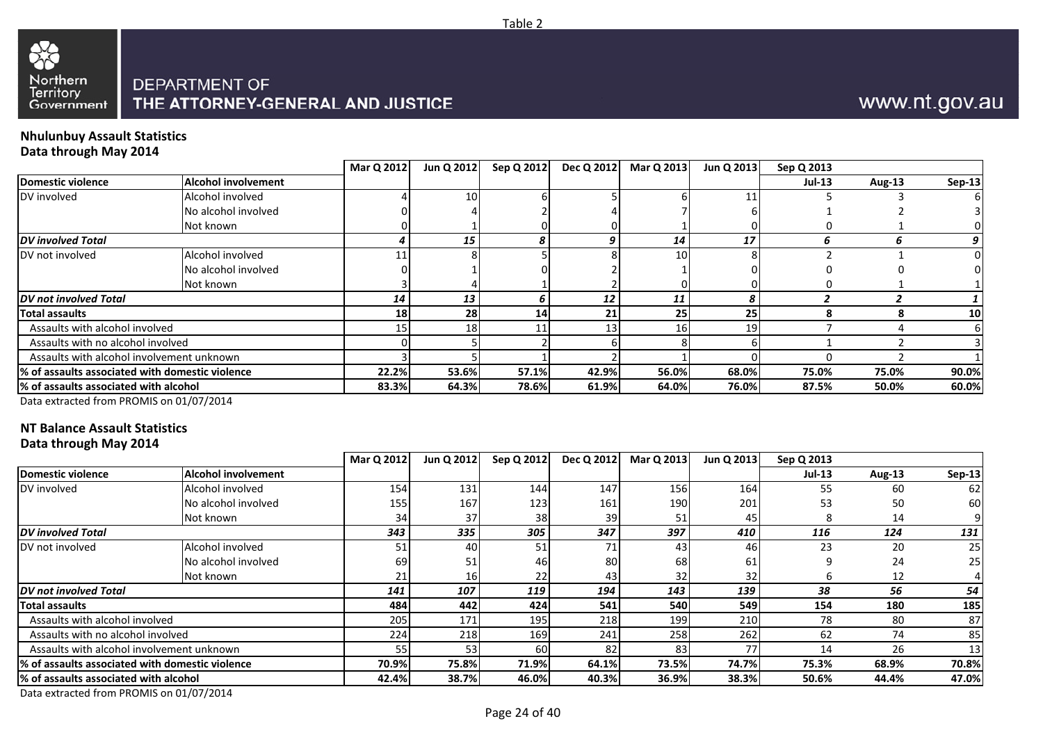Table 2

Northern Territory Government

DEPARTMENT OF THE ATTORNEY-GENERAL AND JUSTICE

www.nt.gov.au

**Nhulunbuy Assault Statistics**
**Data through May 2014**

| | | Mar Q 2012 | Jun Q 2012 | Sep Q 2012 | Dec Q 2012 | Mar Q 2013 | Jun Q 2013 | Sep Q 2013 | | |
|---|---|---|---|---|---|---|---|---|---|---|
| **Domestic violence** | **Alcohol involvement** | | | | | | | **Jul-13** | **Aug-13** | **Sep-13** |
| DV involved | Alcohol involved | 4 | 10 | 6 | 5 | 6 | 11 | 5 | 3 | 6 |
| | No alcohol involved | 0 | 4 | 2 | 4 | 7 | 6 | 1 | 2 | 3 |
| | Not known | 0 | 1 | 0 | 0 | 1 | 0 | 0 | 1 | 0 |
| ***DV involved Total*** | | ***4*** | ***15*** | ***8*** | ***9*** | ***14*** | ***17*** | ***6*** | ***6*** | ***9*** |
| DV not involved | Alcohol involved | 11 | 8 | 5 | 8 | 10 | 8 | 2 | 1 | 0 |
| | No alcohol involved | 0 | 1 | 0 | 2 | 1 | 0 | 0 | 0 | 0 |
| | Not known | 3 | 4 | 1 | 2 | 0 | 0 | 0 | 1 | 1 |
| ***DV not involved Total*** | | ***14*** | ***13*** | ***6*** | ***12*** | ***11*** | ***8*** | ***2*** | ***2*** | ***1*** |
| **Total assaults** | | **18** | **28** | **14** | **21** | **25** | **25** | **8** | **8** | **10** |
| Assaults with alcohol involved | | 15 | 18 | 11 | 13 | 16 | 19 | 7 | 4 | 6 |
| Assaults with no alcohol involved | | 0 | 5 | 2 | 6 | 8 | 6 | 1 | 2 | 3 |
| Assaults with alcohol involvement unknown | | 3 | 5 | 1 | 2 | 1 | 0 | 0 | 2 | 1 |
| **% of assaults associated with domestic violence** | | **22.2%** | **53.6%** | **57.1%** | **42.9%** | **56.0%** | **68.0%** | **75.0%** | **75.0%** | **90.0%** |
| **% of assaults associated with alcohol** | | **83.3%** | **64.3%** | **78.6%** | **61.9%** | **64.0%** | **76.0%** | **87.5%** | **50.0%** | **60.0%** |

Data extracted from PROMIS on 01/07/2014

**NT Balance Assault Statistics**
**Data through May 2014**

| | | Mar Q 2012 | Jun Q 2012 | Sep Q 2012 | Dec Q 2012 | Mar Q 2013 | Jun Q 2013 | Sep Q 2013 | | |
|---|---|---|---|---|---|---|---|---|---|---|
| **Domestic violence** | **Alcohol involvement** | | | | | | | **Jul-13** | **Aug-13** | **Sep-13** |
| DV involved | Alcohol involved | 154 | 131 | 144 | 147 | 156 | 164 | 55 | 60 | 62 |
| | No alcohol involved | 155 | 167 | 123 | 161 | 190 | 201 | 53 | 50 | 60 |
| | Not known | 34 | 37 | 38 | 39 | 51 | 45 | 8 | 14 | 9 |
| ***DV involved Total*** | | ***343*** | ***335*** | ***305*** | ***347*** | ***397*** | ***410*** | ***116*** | ***124*** | ***131*** |
| DV not involved | Alcohol involved | 51 | 40 | 51 | 71 | 43 | 46 | 23 | 20 | 25 |
| | No alcohol involved | 69 | 51 | 46 | 80 | 68 | 61 | 9 | 24 | 25 |
| | Not known | 21 | 16 | 22 | 43 | 32 | 32 | 6 | 12 | 4 |
| ***DV not involved Total*** | | ***141*** | ***107*** | ***119*** | ***194*** | ***143*** | ***139*** | ***38*** | ***56*** | ***54*** |
| **Total assaults** | | **484** | **442** | **424** | **541** | **540** | **549** | **154** | **180** | **185** |
| Assaults with alcohol involved | | 205 | 171 | 195 | 218 | 199 | 210 | 78 | 80 | 87 |
| Assaults with no alcohol involved | | 224 | 218 | 169 | 241 | 258 | 262 | 62 | 74 | 85 |
| Assaults with alcohol involvement unknown | | 55 | 53 | 60 | 82 | 83 | 77 | 14 | 26 | 13 |
| **% of assaults associated with domestic violence** | | **70.9%** | **75.8%** | **71.9%** | **64.1%** | **73.5%** | **74.7%** | **75.3%** | **68.9%** | **70.8%** |
| **% of assaults associated with alcohol** | | **42.4%** | **38.7%** | **46.0%** | **40.3%** | **36.9%** | **38.3%** | **50.6%** | **44.4%** | **47.0%** |

Data extracted from PROMIS on 01/07/2014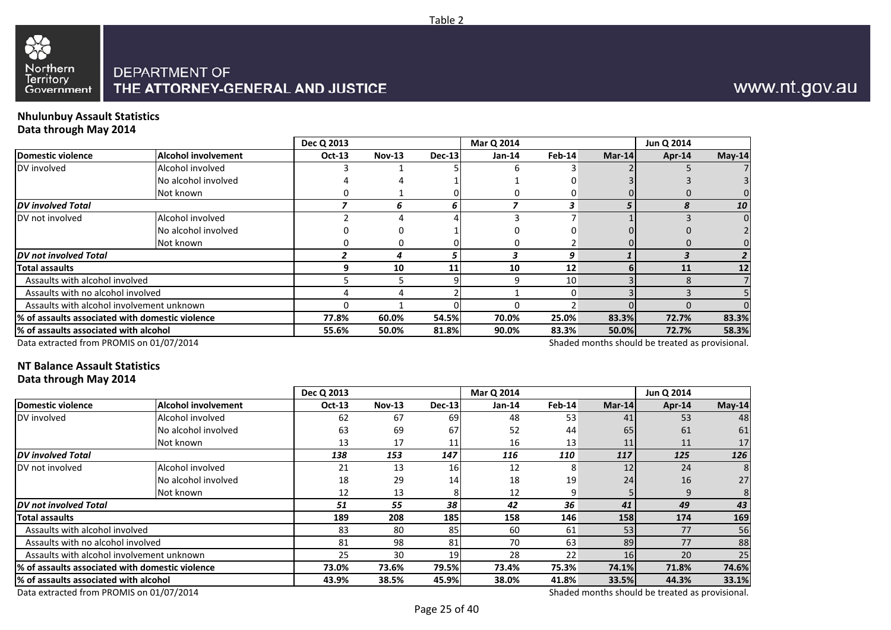Table 2

DEPARTMENT OF
THE ATTORNEY-GENERAL AND JUSTICE

www.nt.gov.au

## Nhulunbuy Assault Statistics
### Data through May 2014

| | | Dec Q 2013 | | | Mar Q 2014 | | | Jun Q 2014 | |
|---|---|---|---|---|---|---|---|---|---|
| **Domestic violence** | **Alcohol involvement** | **Oct-13** | **Nov-13** | **Dec-13** | **Jan-14** | **Feb-14** | **Mar-14** | **Apr-14** | **May-14** |
| DV involved | Alcohol involved | 3 | 1 | 5 | 6 | 3 | 2 | 5 | 7 |
| | No alcohol involved | 4 | 4 | 1 | 1 | 0 | 3 | 3 | 3 |
| | Not known | 0 | 1 | 0 | 0 | 0 | 0 | 0 | 0 |
| ***DV involved Total*** | | ***7*** | ***6*** | ***6*** | ***7*** | ***3*** | ***5*** | ***8*** | ***10*** |
| DV not involved | Alcohol involved | 2 | 4 | 4 | 3 | 7 | 1 | 3 | 0 |
| | No alcohol involved | 0 | 0 | 1 | 0 | 0 | 0 | 0 | 2 |
| | Not known | 0 | 0 | 0 | 0 | 2 | 0 | 0 | 0 |
| ***DV not involved Total*** | | ***2*** | ***4*** | ***5*** | ***3*** | ***9*** | ***1*** | ***3*** | ***2*** |
| **Total assaults** | | **9** | **10** | **11** | **10** | **12** | **6** | **11** | **12** |
| Assaults with alcohol involved | | 5 | 5 | 9 | 9 | 10 | 3 | 8 | 7 |
| Assaults with no alcohol involved | | 4 | 4 | 2 | 1 | 0 | 3 | 3 | 5 |
| Assaults with alcohol involvement unknown | | 0 | 1 | 0 | 0 | 2 | 0 | 0 | 0 |
| **% of assaults associated with domestic violence** | | **77.8%** | **60.0%** | **54.5%** | **70.0%** | **25.0%** | **83.3%** | **72.7%** | **83.3%** |
| **% of assaults associated with alcohol** | | **55.6%** | **50.0%** | **81.8%** | **90.0%** | **83.3%** | **50.0%** | **72.7%** | **58.3%** |

Data extracted from PROMIS on 01/07/2014

Shaded months should be treated as provisional.

## NT Balance Assault Statistics
### Data through May 2014

| | | Dec Q 2013 | | | Mar Q 2014 | | | Jun Q 2014 | |
|---|---|---|---|---|---|---|---|---|---|
| **Domestic violence** | **Alcohol involvement** | **Oct-13** | **Nov-13** | **Dec-13** | **Jan-14** | **Feb-14** | **Mar-14** | **Apr-14** | **May-14** |
| DV involved | Alcohol involved | 62 | 67 | 69 | 48 | 53 | 41 | 53 | 48 |
| | No alcohol involved | 63 | 69 | 67 | 52 | 44 | 65 | 61 | 61 |
| | Not known | 13 | 17 | 11 | 16 | 13 | 11 | 11 | 17 |
| ***DV involved Total*** | | ***138*** | ***153*** | ***147*** | ***116*** | ***110*** | ***117*** | ***125*** | ***126*** |
| DV not involved | Alcohol involved | 21 | 13 | 16 | 12 | 8 | 12 | 24 | 8 |
| | No alcohol involved | 18 | 29 | 14 | 18 | 19 | 24 | 16 | 27 |
| | Not known | 12 | 13 | 8 | 12 | 9 | 5 | 9 | 8 |
| ***DV not involved Total*** | | ***51*** | ***55*** | ***38*** | ***42*** | ***36*** | ***41*** | ***49*** | ***43*** |
| **Total assaults** | | **189** | **208** | **185** | **158** | **146** | **158** | **174** | **169** |
| Assaults with alcohol involved | | 83 | 80 | 85 | 60 | 61 | 53 | 77 | 56 |
| Assaults with no alcohol involved | | 81 | 98 | 81 | 70 | 63 | 89 | 77 | 88 |
| Assaults with alcohol involvement unknown | | 25 | 30 | 19 | 28 | 22 | 16 | 20 | 25 |
| **% of assaults associated with domestic violence** | | **73.0%** | **73.6%** | **79.5%** | **73.4%** | **75.3%** | **74.1%** | **71.8%** | **74.6%** |
| **% of assaults associated with alcohol** | | **43.9%** | **38.5%** | **45.9%** | **38.0%** | **41.8%** | **33.5%** | **44.3%** | **33.1%** |

Data extracted from PROMIS on 01/07/2014

Shaded months should be treated as provisional.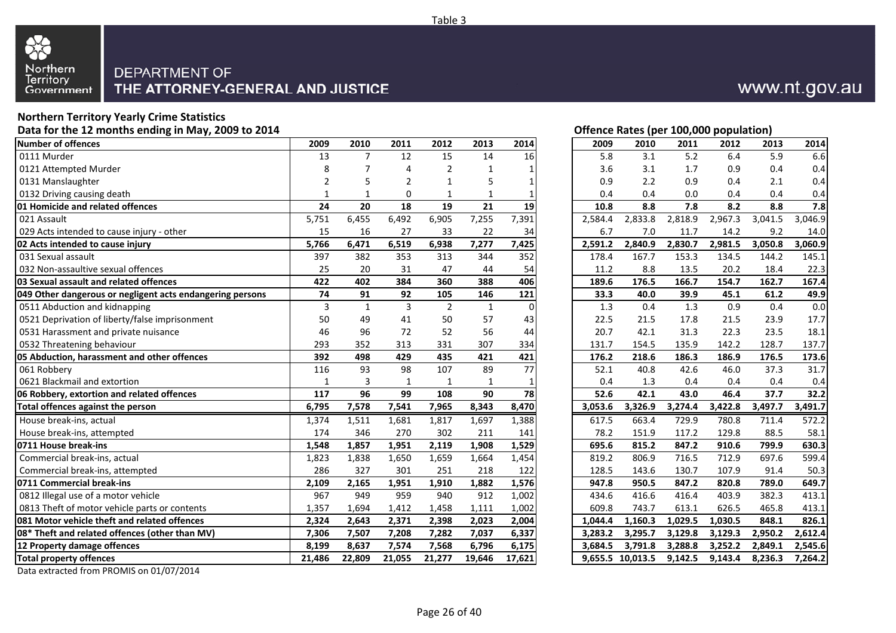Table 3

Northern Territory Government

DEPARTMENT OF THE ATTORNEY-GENERAL AND JUSTICE

www.nt.gov.au

**Northern Territory Yearly Crime Statistics**

**Data for the 12 months ending in May, 2009 to 2014**

| Number of offences | 2009 | 2010 | 2011 | 2012 | 2013 | 2014 | | Offence Rates (per 100,000 population) 2009 | 2010 | 2011 | 2012 | 2013 | 2014 |
|---|---|---|---|---|---|---|---|---|---|---|---|---|---|
| 0111 Murder | 13 | 7 | 12 | 15 | 14 | 16 | | 5.8 | 3.1 | 5.2 | 6.4 | 5.9 | 6.6 |
| 0121 Attempted Murder | 8 | 7 | 4 | 2 | 1 | 1 | | 3.6 | 3.1 | 1.7 | 0.9 | 0.4 | 0.4 |
| 0131 Manslaughter | 2 | 5 | 2 | 1 | 5 | 1 | | 0.9 | 2.2 | 0.9 | 0.4 | 2.1 | 0.4 |
| 0132 Driving causing death | 1 | 1 | 0 | 1 | 1 | 1 | | 0.4 | 0.4 | 0.0 | 0.4 | 0.4 | 0.4 |
| **01 Homicide and related offences** | **24** | **20** | **18** | **19** | **21** | **19** | | **10.8** | **8.8** | **7.8** | **8.2** | **8.8** | **7.8** |
| 021 Assault | 5,751 | 6,455 | 6,492 | 6,905 | 7,255 | 7,391 | | 2,584.4 | 2,833.8 | 2,818.9 | 2,967.3 | 3,041.5 | 3,046.9 |
| 029 Acts intended to cause injury - other | 15 | 16 | 27 | 33 | 22 | 34 | | 6.7 | 7.0 | 11.7 | 14.2 | 9.2 | 14.0 |
| **02 Acts intended to cause injury** | **5,766** | **6,471** | **6,519** | **6,938** | **7,277** | **7,425** | | **2,591.2** | **2,840.9** | **2,830.7** | **2,981.5** | **3,050.8** | **3,060.9** |
| 031 Sexual assault | 397 | 382 | 353 | 313 | 344 | 352 | | 178.4 | 167.7 | 153.3 | 134.5 | 144.2 | 145.1 |
| 032 Non-assaultive sexual offences | 25 | 20 | 31 | 47 | 44 | 54 | | 11.2 | 8.8 | 13.5 | 20.2 | 18.4 | 22.3 |
| **03 Sexual assault and related offences** | **422** | **402** | **384** | **360** | **388** | **406** | | **189.6** | **176.5** | **166.7** | **154.7** | **162.7** | **167.4** |
| **049 Other dangerous or negligent acts endangering persons** | **74** | **91** | **92** | **105** | **146** | **121** | | **33.3** | **40.0** | **39.9** | **45.1** | **61.2** | **49.9** |
| 0511 Abduction and kidnapping | 3 | 1 | 3 | 2 | 1 | 0 | | 1.3 | 0.4 | 1.3 | 0.9 | 0.4 | 0.0 |
| 0521 Deprivation of liberty/false imprisonment | 50 | 49 | 41 | 50 | 57 | 43 | | 22.5 | 21.5 | 17.8 | 21.5 | 23.9 | 17.7 |
| 0531 Harassment and private nuisance | 46 | 96 | 72 | 52 | 56 | 44 | | 20.7 | 42.1 | 31.3 | 22.3 | 23.5 | 18.1 |
| 0532 Threatening behaviour | 293 | 352 | 313 | 331 | 307 | 334 | | 131.7 | 154.5 | 135.9 | 142.2 | 128.7 | 137.7 |
| **05 Abduction, harassment and other offences** | **392** | **498** | **429** | **435** | **421** | **421** | | **176.2** | **218.6** | **186.3** | **186.9** | **176.5** | **173.6** |
| 061 Robbery | 116 | 93 | 98 | 107 | 89 | 77 | | 52.1 | 40.8 | 42.6 | 46.0 | 37.3 | 31.7 |
| 0621 Blackmail and extortion | 1 | 3 | 1 | 1 | 1 | 1 | | 0.4 | 1.3 | 0.4 | 0.4 | 0.4 | 0.4 |
| **06 Robbery, extortion and related offences** | **117** | **96** | **99** | **108** | **90** | **78** | | **52.6** | **42.1** | **43.0** | **46.4** | **37.7** | **32.2** |
| **Total offences against the person** | **6,795** | **7,578** | **7,541** | **7,965** | **8,343** | **8,470** | | **3,053.6** | **3,326.9** | **3,274.4** | **3,422.8** | **3,497.7** | **3,491.7** |
| House break-ins, actual | 1,374 | 1,511 | 1,681 | 1,817 | 1,697 | 1,388 | | 617.5 | 663.4 | 729.9 | 780.8 | 711.4 | 572.2 |
| House break-ins, attempted | 174 | 346 | 270 | 302 | 211 | 141 | | 78.2 | 151.9 | 117.2 | 129.8 | 88.5 | 58.1 |
| **0711 House break-ins** | **1,548** | **1,857** | **1,951** | **2,119** | **1,908** | **1,529** | | **695.6** | **815.2** | **847.2** | **910.6** | **799.9** | **630.3** |
| Commercial break-ins, actual | 1,823 | 1,838 | 1,650 | 1,659 | 1,664 | 1,454 | | 819.2 | 806.9 | 716.5 | 712.9 | 697.6 | 599.4 |
| Commercial break-ins, attempted | 286 | 327 | 301 | 251 | 218 | 122 | | 128.5 | 143.6 | 130.7 | 107.9 | 91.4 | 50.3 |
| **0711 Commercial break-ins** | **2,109** | **2,165** | **1,951** | **1,910** | **1,882** | **1,576** | | **947.8** | **950.5** | **847.2** | **820.8** | **789.0** | **649.7** |
| 0812 Illegal use of a motor vehicle | 967 | 949 | 959 | 940 | 912 | 1,002 | | 434.6 | 416.6 | 416.4 | 403.9 | 382.3 | 413.1 |
| 0813 Theft of motor vehicle parts or contents | 1,357 | 1,694 | 1,412 | 1,458 | 1,111 | 1,002 | | 609.8 | 743.7 | 613.1 | 626.5 | 465.8 | 413.1 |
| **081 Motor vehicle theft and related offences** | **2,324** | **2,643** | **2,371** | **2,398** | **2,023** | **2,004** | | **1,044.4** | **1,160.3** | **1,029.5** | **1,030.5** | **848.1** | **826.1** |
| **08* Theft and related offences (other than MV)** | **7,306** | **7,507** | **7,208** | **7,282** | **7,037** | **6,337** | | **3,283.2** | **3,295.7** | **3,129.8** | **3,129.3** | **2,950.2** | **2,612.4** |
| **12 Property damage offences** | **8,199** | **8,637** | **7,574** | **7,568** | **6,796** | **6,175** | | **3,684.5** | **3,791.8** | **3,288.8** | **3,252.2** | **2,849.1** | **2,545.6** |
| **Total property offences** | **21,486** | **22,809** | **21,055** | **21,277** | **19,646** | **17,621** | | **9,655.5** | **10,013.5** | **9,142.5** | **9,143.4** | **8,236.3** | **7,264.2** |

Data extracted from PROMIS on 01/07/2014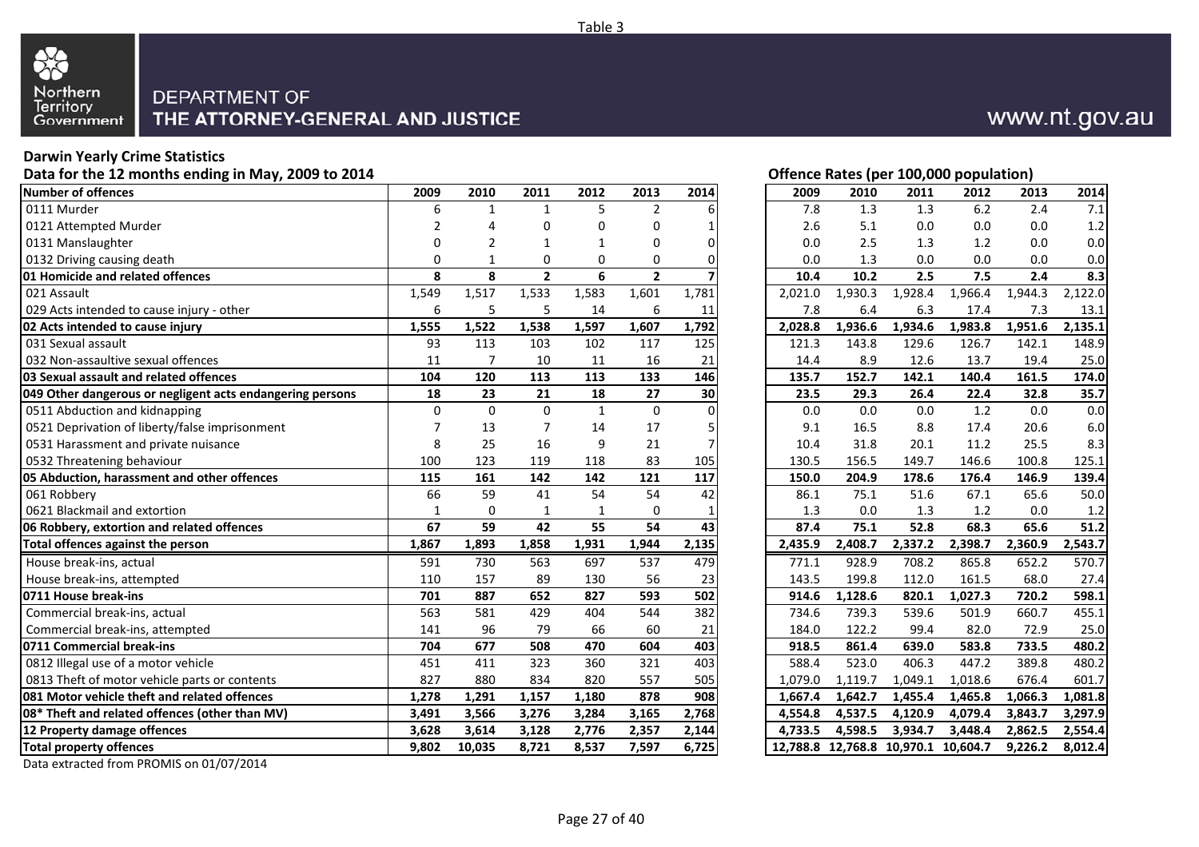Table 3

Northern Territory Government

DEPARTMENT OF THE ATTORNEY-GENERAL AND JUSTICE

www.nt.gov.au

**Darwin Yearly Crime Statistics**

**Data for the 12 months ending in May, 2009 to 2014**

| Number of offences | 2009 | 2010 | 2011 | 2012 | 2013 | 2014 |
|---|---|---|---|---|---|---|
| 0111 Murder | 6 | 1 | 1 | 5 | 2 | 6 |
| 0121 Attempted Murder | 2 | 4 | 0 | 0 | 0 | 1 |
| 0131 Manslaughter | 0 | 2 | 1 | 1 | 0 | 0 |
| 0132 Driving causing death | 0 | 1 | 0 | 0 | 0 | 0 |
| **01 Homicide and related offences** | **8** | **8** | **2** | **6** | **2** | **7** |
| 021 Assault | 1,549 | 1,517 | 1,533 | 1,583 | 1,601 | 1,781 |
| 029 Acts intended to cause injury - other | 6 | 5 | 5 | 14 | 6 | 11 |
| **02 Acts intended to cause injury** | **1,555** | **1,522** | **1,538** | **1,597** | **1,607** | **1,792** |
| 031 Sexual assault | 93 | 113 | 103 | 102 | 117 | 125 |
| 032 Non-assaultive sexual offences | 11 | 7 | 10 | 11 | 16 | 21 |
| **03 Sexual assault and related offences** | **104** | **120** | **113** | **113** | **133** | **146** |
| **049 Other dangerous or negligent acts endangering persons** | **18** | **23** | **21** | **18** | **27** | **30** |
| 0511 Abduction and kidnapping | 0 | 0 | 0 | 1 | 0 | 0 |
| 0521 Deprivation of liberty/false imprisonment | 7 | 13 | 7 | 14 | 17 | 5 |
| 0531 Harassment and private nuisance | 8 | 25 | 16 | 9 | 21 | 7 |
| 0532 Threatening behaviour | 100 | 123 | 119 | 118 | 83 | 105 |
| **05 Abduction, harassment and other offences** | **115** | **161** | **142** | **142** | **121** | **117** |
| 061 Robbery | 66 | 59 | 41 | 54 | 54 | 42 |
| 0621 Blackmail and extortion | 1 | 0 | 1 | 1 | 0 | 1 |
| **06 Robbery, extortion and related offences** | **67** | **59** | **42** | **55** | **54** | **43** |
| **Total offences against the person** | **1,867** | **1,893** | **1,858** | **1,931** | **1,944** | **2,135** |
| House break-ins, actual | 591 | 730 | 563 | 697 | 537 | 479 |
| House break-ins, attempted | 110 | 157 | 89 | 130 | 56 | 23 |
| **0711 House break-ins** | **701** | **887** | **652** | **827** | **593** | **502** |
| Commercial break-ins, actual | 563 | 581 | 429 | 404 | 544 | 382 |
| Commercial break-ins, attempted | 141 | 96 | 79 | 66 | 60 | 21 |
| **0711 Commercial break-ins** | **704** | **677** | **508** | **470** | **604** | **403** |
| 0812 Illegal use of a motor vehicle | 451 | 411 | 323 | 360 | 321 | 403 |
| 0813 Theft of motor vehicle parts or contents | 827 | 880 | 834 | 820 | 557 | 505 |
| **081 Motor vehicle theft and related offences** | **1,278** | **1,291** | **1,157** | **1,180** | **878** | **908** |
| **08* Theft and related offences (other than MV)** | **3,491** | **3,566** | **3,276** | **3,284** | **3,165** | **2,768** |
| **12 Property damage offences** | **3,628** | **3,614** | **3,128** | **2,776** | **2,357** | **2,144** |
| **Total property offences** | **9,802** | **10,035** | **8,721** | **8,537** | **7,597** | **6,725** |

**Offence Rates (per 100,000 population)**

| Number of offences | 2009 | 2010 | 2011 | 2012 | 2013 | 2014 |
|---|---|---|---|---|---|---|
| 0111 Murder | 7.8 | 1.3 | 1.3 | 6.2 | 2.4 | 7.1 |
| 0121 Attempted Murder | 2.6 | 5.1 | 0.0 | 0.0 | 0.0 | 1.2 |
| 0131 Manslaughter | 0.0 | 2.5 | 1.3 | 1.2 | 0.0 | 0.0 |
| 0132 Driving causing death | 0.0 | 1.3 | 0.0 | 0.0 | 0.0 | 0.0 |
| **01 Homicide and related offences** | **10.4** | **10.2** | **2.5** | **7.5** | **2.4** | **8.3** |
| 021 Assault | 2,021.0 | 1,930.3 | 1,928.4 | 1,966.4 | 1,944.3 | 2,122.0 |
| 029 Acts intended to cause injury - other | 7.8 | 6.4 | 6.3 | 17.4 | 7.3 | 13.1 |
| **02 Acts intended to cause injury** | **2,028.8** | **1,936.6** | **1,934.6** | **1,983.8** | **1,951.6** | **2,135.1** |
| 031 Sexual assault | 121.3 | 143.8 | 129.6 | 126.7 | 142.1 | 148.9 |
| 032 Non-assaultive sexual offences | 14.4 | 8.9 | 12.6 | 13.7 | 19.4 | 25.0 |
| **03 Sexual assault and related offences** | **135.7** | **152.7** | **142.1** | **140.4** | **161.5** | **174.0** |
| **049 Other dangerous or negligent acts endangering persons** | **23.5** | **29.3** | **26.4** | **22.4** | **32.8** | **35.7** |
| 0511 Abduction and kidnapping | 0.0 | 0.0 | 0.0 | 1.2 | 0.0 | 0.0 |
| 0521 Deprivation of liberty/false imprisonment | 9.1 | 16.5 | 8.8 | 17.4 | 20.6 | 6.0 |
| 0531 Harassment and private nuisance | 10.4 | 31.8 | 20.1 | 11.2 | 25.5 | 8.3 |
| 0532 Threatening behaviour | 130.5 | 156.5 | 149.7 | 146.6 | 100.8 | 125.1 |
| **05 Abduction, harassment and other offences** | **150.0** | **204.9** | **178.6** | **176.4** | **146.9** | **139.4** |
| 061 Robbery | 86.1 | 75.1 | 51.6 | 67.1 | 65.6 | 50.0 |
| 0621 Blackmail and extortion | 1.3 | 0.0 | 1.3 | 1.2 | 0.0 | 1.2 |
| **06 Robbery, extortion and related offences** | **87.4** | **75.1** | **52.8** | **68.3** | **65.6** | **51.2** |
| **Total offences against the person** | **2,435.9** | **2,408.7** | **2,337.2** | **2,398.7** | **2,360.9** | **2,543.7** |
| House break-ins, actual | 771.1 | 928.9 | 708.2 | 865.8 | 652.2 | 570.7 |
| House break-ins, attempted | 143.5 | 199.8 | 112.0 | 161.5 | 68.0 | 27.4 |
| **0711 House break-ins** | **914.6** | **1,128.6** | **820.1** | **1,027.3** | **720.2** | **598.1** |
| Commercial break-ins, actual | 734.6 | 739.3 | 539.6 | 501.9 | 660.7 | 455.1 |
| Commercial break-ins, attempted | 184.0 | 122.2 | 99.4 | 82.0 | 72.9 | 25.0 |
| **0711 Commercial break-ins** | **918.5** | **861.4** | **639.0** | **583.8** | **733.5** | **480.2** |
| 0812 Illegal use of a motor vehicle | 588.4 | 523.0 | 406.3 | 447.2 | 389.8 | 480.2 |
| 0813 Theft of motor vehicle parts or contents | 1,079.0 | 1,119.7 | 1,049.1 | 1,018.6 | 676.4 | 601.7 |
| **081 Motor vehicle theft and related offences** | **1,667.4** | **1,642.7** | **1,455.4** | **1,465.8** | **1,066.3** | **1,081.8** |
| **08* Theft and related offences (other than MV)** | **4,554.8** | **4,537.5** | **4,120.9** | **4,079.4** | **3,843.7** | **3,297.9** |
| **12 Property damage offences** | **4,733.5** | **4,598.5** | **3,934.7** | **3,448.4** | **2,862.5** | **2,554.4** |
| **Total property offences** | **12,788.8** | **12,768.8** | **10,970.1** | **10,604.7** | **9,226.2** | **8,012.4** |

Data extracted from PROMIS on 01/07/2014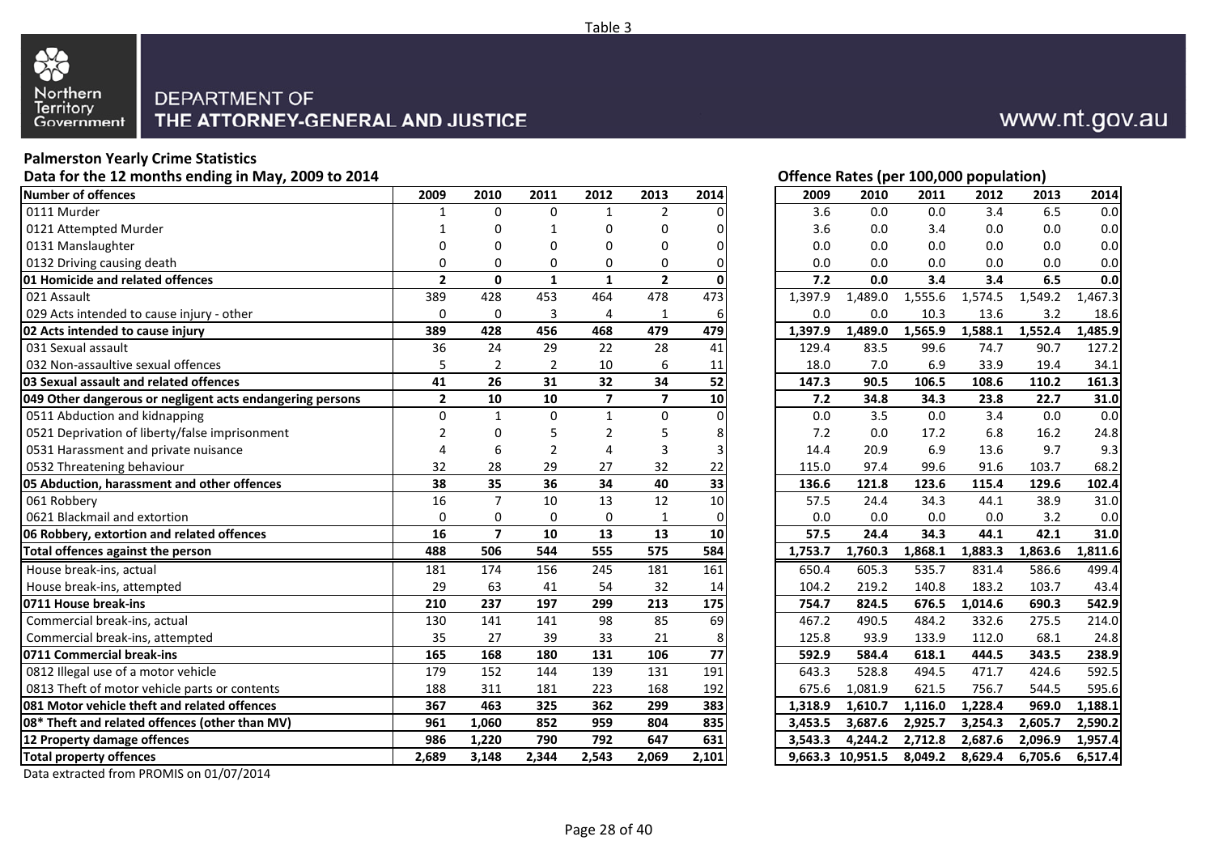Table 3

Northern Territory Government

DEPARTMENT OF THE ATTORNEY-GENERAL AND JUSTICE

www.nt.gov.au

## Palmerston Yearly Crime Statistics

**Data for the 12 months ending in May, 2009 to 2014**

| Number of offences | 2009 | 2010 | 2011 | 2012 | 2013 | 2014 |
|---|---|---|---|---|---|---|
| 0111 Murder | 1 | 0 | 0 | 1 | 2 | 0 |
| 0121 Attempted Murder | 1 | 0 | 1 | 0 | 0 | 0 |
| 0131 Manslaughter | 0 | 0 | 0 | 0 | 0 | 0 |
| 0132 Driving causing death | 0 | 0 | 0 | 0 | 0 | 0 |
| **01 Homicide and related offences** | **2** | **0** | **1** | **1** | **2** | **0** |
| 021 Assault | 389 | 428 | 453 | 464 | 478 | 473 |
| 029 Acts intended to cause injury - other | 0 | 0 | 3 | 4 | 1 | 6 |
| **02 Acts intended to cause injury** | **389** | **428** | **456** | **468** | **479** | **479** |
| 031 Sexual assault | 36 | 24 | 29 | 22 | 28 | 41 |
| 032 Non-assaultive sexual offences | 5 | 2 | 2 | 10 | 6 | 11 |
| **03 Sexual assault and related offences** | **41** | **26** | **31** | **32** | **34** | **52** |
| **049 Other dangerous or negligent acts endangering persons** | **2** | **10** | **10** | **7** | **7** | **10** |
| 0511 Abduction and kidnapping | 0 | 1 | 0 | 1 | 0 | 0 |
| 0521 Deprivation of liberty/false imprisonment | 2 | 0 | 5 | 2 | 5 | 8 |
| 0531 Harassment and private nuisance | 4 | 6 | 2 | 4 | 3 | 3 |
| 0532 Threatening behaviour | 32 | 28 | 29 | 27 | 32 | 22 |
| **05 Abduction, harassment and other offences** | **38** | **35** | **36** | **34** | **40** | **33** |
| 061 Robbery | 16 | 7 | 10 | 13 | 12 | 10 |
| 0621 Blackmail and extortion | 0 | 0 | 0 | 0 | 1 | 0 |
| **06 Robbery, extortion and related offences** | **16** | **7** | **10** | **13** | **13** | **10** |
| **Total offences against the person** | **488** | **506** | **544** | **555** | **575** | **584** |
| House break-ins, actual | 181 | 174 | 156 | 245 | 181 | 161 |
| House break-ins, attempted | 29 | 63 | 41 | 54 | 32 | 14 |
| **0711 House break-ins** | **210** | **237** | **197** | **299** | **213** | **175** |
| Commercial break-ins, actual | 130 | 141 | 141 | 98 | 85 | 69 |
| Commercial break-ins, attempted | 35 | 27 | 39 | 33 | 21 | 8 |
| **0711 Commercial break-ins** | **165** | **168** | **180** | **131** | **106** | **77** |
| 0812 Illegal use of a motor vehicle | 179 | 152 | 144 | 139 | 131 | 191 |
| 0813 Theft of motor vehicle parts or contents | 188 | 311 | 181 | 223 | 168 | 192 |
| **081 Motor vehicle theft and related offences** | **367** | **463** | **325** | **362** | **299** | **383** |
| **08* Theft and related offences (other than MV)** | **961** | **1,060** | **852** | **959** | **804** | **835** |
| **12 Property damage offences** | **986** | **1,220** | **790** | **792** | **647** | **631** |
| **Total property offences** | **2,689** | **3,148** | **2,344** | **2,543** | **2,069** | **2,101** |

**Offence Rates (per 100,000 population)**

| Number of offences | 2009 | 2010 | 2011 | 2012 | 2013 | 2014 |
|---|---|---|---|---|---|---|
| 0111 Murder | 3.6 | 0.0 | 0.0 | 3.4 | 6.5 | 0.0 |
| 0121 Attempted Murder | 3.6 | 0.0 | 3.4 | 0.0 | 0.0 | 0.0 |
| 0131 Manslaughter | 0.0 | 0.0 | 0.0 | 0.0 | 0.0 | 0.0 |
| 0132 Driving causing death | 0.0 | 0.0 | 0.0 | 0.0 | 0.0 | 0.0 |
| **01 Homicide and related offences** | **7.2** | **0.0** | **3.4** | **3.4** | **6.5** | **0.0** |
| 021 Assault | 1,397.9 | 1,489.0 | 1,555.6 | 1,574.5 | 1,549.2 | 1,467.3 |
| 029 Acts intended to cause injury - other | 0.0 | 0.0 | 10.3 | 13.6 | 3.2 | 18.6 |
| **02 Acts intended to cause injury** | **1,397.9** | **1,489.0** | **1,565.9** | **1,588.1** | **1,552.4** | **1,485.9** |
| 031 Sexual assault | 129.4 | 83.5 | 99.6 | 74.7 | 90.7 | 127.2 |
| 032 Non-assaultive sexual offences | 18.0 | 7.0 | 6.9 | 33.9 | 19.4 | 34.1 |
| **03 Sexual assault and related offences** | **147.3** | **90.5** | **106.5** | **108.6** | **110.2** | **161.3** |
| **049 Other dangerous or negligent acts endangering persons** | **7.2** | **34.8** | **34.3** | **23.8** | **22.7** | **31.0** |
| 0511 Abduction and kidnapping | 0.0 | 3.5 | 0.0 | 3.4 | 0.0 | 0.0 |
| 0521 Deprivation of liberty/false imprisonment | 7.2 | 0.0 | 17.2 | 6.8 | 16.2 | 24.8 |
| 0531 Harassment and private nuisance | 14.4 | 20.9 | 6.9 | 13.6 | 9.7 | 9.3 |
| 0532 Threatening behaviour | 115.0 | 97.4 | 99.6 | 91.6 | 103.7 | 68.2 |
| **05 Abduction, harassment and other offences** | **136.6** | **121.8** | **123.6** | **115.4** | **129.6** | **102.4** |
| 061 Robbery | 57.5 | 24.4 | 34.3 | 44.1 | 38.9 | 31.0 |
| 0621 Blackmail and extortion | 0.0 | 0.0 | 0.0 | 0.0 | 3.2 | 0.0 |
| **06 Robbery, extortion and related offences** | **57.5** | **24.4** | **34.3** | **44.1** | **42.1** | **31.0** |
| **Total offences against the person** | **1,753.7** | **1,760.3** | **1,868.1** | **1,883.3** | **1,863.6** | **1,811.6** |
| House break-ins, actual | 650.4 | 605.3 | 535.7 | 831.4 | 586.6 | 499.4 |
| House break-ins, attempted | 104.2 | 219.2 | 140.8 | 183.2 | 103.7 | 43.4 |
| **0711 House break-ins** | **754.7** | **824.5** | **676.5** | **1,014.6** | **690.3** | **542.9** |
| Commercial break-ins, actual | 467.2 | 490.5 | 484.2 | 332.6 | 275.5 | 214.0 |
| Commercial break-ins, attempted | 125.8 | 93.9 | 133.9 | 112.0 | 68.1 | 24.8 |
| **0711 Commercial break-ins** | **592.9** | **584.4** | **618.1** | **444.5** | **343.5** | **238.9** |
| 0812 Illegal use of a motor vehicle | 643.3 | 528.8 | 494.5 | 471.7 | 424.6 | 592.5 |
| 0813 Theft of motor vehicle parts or contents | 675.6 | 1,081.9 | 621.5 | 756.7 | 544.5 | 595.6 |
| **081 Motor vehicle theft and related offences** | **1,318.9** | **1,610.7** | **1,116.0** | **1,228.4** | **969.0** | **1,188.1** |
| **08* Theft and related offences (other than MV)** | **3,453.5** | **3,687.6** | **2,925.7** | **3,254.3** | **2,605.7** | **2,590.2** |
| **12 Property damage offences** | **3,543.3** | **4,244.2** | **2,712.8** | **2,687.6** | **2,096.9** | **1,957.4** |
| **Total property offences** | **9,663.3** | **10,951.5** | **8,049.2** | **8,629.4** | **6,705.6** | **6,517.4** |

Data extracted from PROMIS on 01/07/2014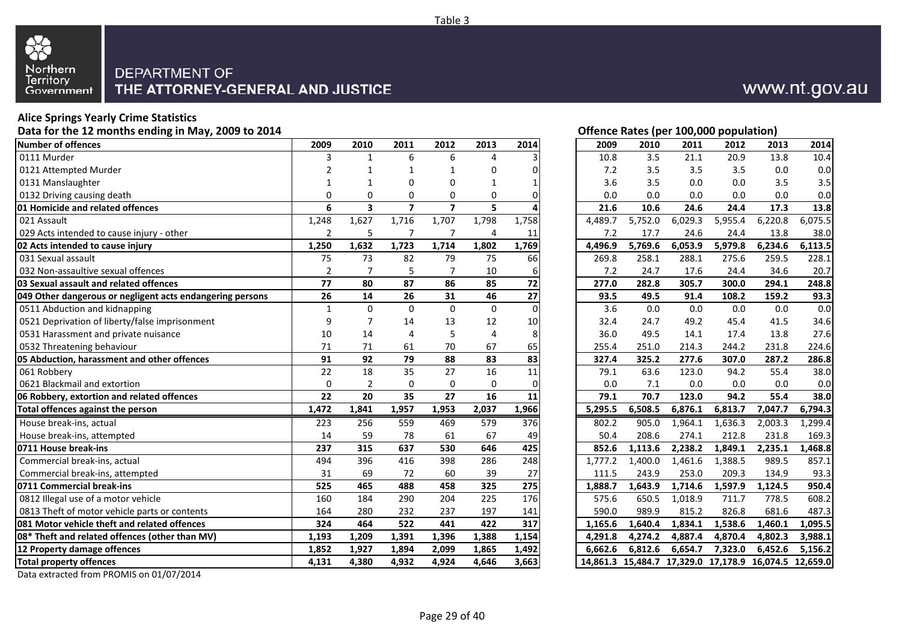Table 3

Northern Territory Government

DEPARTMENT OF THE ATTORNEY-GENERAL AND JUSTICE

www.nt.gov.au

**Alice Springs Yearly Crime Statistics**

**Data for the 12 months ending in May, 2009 to 2014**

| Number of offences | 2009 | 2010 | 2011 | 2012 | 2013 | 2014 | Offence Rates (per 100,000 population) 2009 | 2010 | 2011 | 2012 | 2013 | 2014 |
|---|---|---|---|---|---|---|---|---|---|---|---|---|
| 0111 Murder | 3 | 1 | 6 | 6 | 4 | 3 | 10.8 | 3.5 | 21.1 | 20.9 | 13.8 | 10.4 |
| 0121 Attempted Murder | 2 | 1 | 1 | 1 | 0 | 0 | 7.2 | 3.5 | 3.5 | 3.5 | 0.0 | 0.0 |
| 0131 Manslaughter | 1 | 1 | 0 | 0 | 1 | 1 | 3.6 | 3.5 | 0.0 | 0.0 | 3.5 | 3.5 |
| 0132 Driving causing death | 0 | 0 | 0 | 0 | 0 | 0 | 0.0 | 0.0 | 0.0 | 0.0 | 0.0 | 0.0 |
| **01 Homicide and related offences** | **6** | **3** | **7** | **7** | **5** | **4** | **21.6** | **10.6** | **24.6** | **24.4** | **17.3** | **13.8** |
| 021 Assault | 1,248 | 1,627 | 1,716 | 1,707 | 1,798 | 1,758 | 4,489.7 | 5,752.0 | 6,029.3 | 5,955.4 | 6,220.8 | 6,075.5 |
| 029 Acts intended to cause injury - other | 2 | 5 | 7 | 7 | 4 | 11 | 7.2 | 17.7 | 24.6 | 24.4 | 13.8 | 38.0 |
| **02 Acts intended to cause injury** | **1,250** | **1,632** | **1,723** | **1,714** | **1,802** | **1,769** | **4,496.9** | **5,769.6** | **6,053.9** | **5,979.8** | **6,234.6** | **6,113.5** |
| 031 Sexual assault | 75 | 73 | 82 | 79 | 75 | 66 | 269.8 | 258.1 | 288.1 | 275.6 | 259.5 | 228.1 |
| 032 Non-assaultive sexual offences | 2 | 7 | 5 | 7 | 10 | 6 | 7.2 | 24.7 | 17.6 | 24.4 | 34.6 | 20.7 |
| **03 Sexual assault and related offences** | **77** | **80** | **87** | **86** | **85** | **72** | **277.0** | **282.8** | **305.7** | **300.0** | **294.1** | **248.8** |
| **049 Other dangerous or negligent acts endangering persons** | **26** | **14** | **26** | **31** | **46** | **27** | **93.5** | **49.5** | **91.4** | **108.2** | **159.2** | **93.3** |
| 0511 Abduction and kidnapping | 1 | 0 | 0 | 0 | 0 | 0 | 3.6 | 0.0 | 0.0 | 0.0 | 0.0 | 0.0 |
| 0521 Deprivation of liberty/false imprisonment | 9 | 7 | 14 | 13 | 12 | 10 | 32.4 | 24.7 | 49.2 | 45.4 | 41.5 | 34.6 |
| 0531 Harassment and private nuisance | 10 | 14 | 4 | 5 | 4 | 8 | 36.0 | 49.5 | 14.1 | 17.4 | 13.8 | 27.6 |
| 0532 Threatening behaviour | 71 | 71 | 61 | 70 | 67 | 65 | 255.4 | 251.0 | 214.3 | 244.2 | 231.8 | 224.6 |
| **05 Abduction, harassment and other offences** | **91** | **92** | **79** | **88** | **83** | **83** | **327.4** | **325.2** | **277.6** | **307.0** | **287.2** | **286.8** |
| 061 Robbery | 22 | 18 | 35 | 27 | 16 | 11 | 79.1 | 63.6 | 123.0 | 94.2 | 55.4 | 38.0 |
| 0621 Blackmail and extortion | 0 | 2 | 0 | 0 | 0 | 0 | 0.0 | 7.1 | 0.0 | 0.0 | 0.0 | 0.0 |
| **06 Robbery, extortion and related offences** | **22** | **20** | **35** | **27** | **16** | **11** | **79.1** | **70.7** | **123.0** | **94.2** | **55.4** | **38.0** |
| **Total offences against the person** | **1,472** | **1,841** | **1,957** | **1,953** | **2,037** | **1,966** | **5,295.5** | **6,508.5** | **6,876.1** | **6,813.7** | **7,047.7** | **6,794.3** |
| House break-ins, actual | 223 | 256 | 559 | 469 | 579 | 376 | 802.2 | 905.0 | 1,964.1 | 1,636.3 | 2,003.3 | 1,299.4 |
| House break-ins, attempted | 14 | 59 | 78 | 61 | 67 | 49 | 50.4 | 208.6 | 274.1 | 212.8 | 231.8 | 169.3 |
| **0711 House break-ins** | **237** | **315** | **637** | **530** | **646** | **425** | **852.6** | **1,113.6** | **2,238.2** | **1,849.1** | **2,235.1** | **1,468.8** |
| Commercial break-ins, actual | 494 | 396 | 416 | 398 | 286 | 248 | 1,777.2 | 1,400.0 | 1,461.6 | 1,388.5 | 989.5 | 857.1 |
| Commercial break-ins, attempted | 31 | 69 | 72 | 60 | 39 | 27 | 111.5 | 243.9 | 253.0 | 209.3 | 134.9 | 93.3 |
| **0711 Commercial break-ins** | **525** | **465** | **488** | **458** | **325** | **275** | **1,888.7** | **1,643.9** | **1,714.6** | **1,597.9** | **1,124.5** | **950.4** |
| 0812 Illegal use of a motor vehicle | 160 | 184 | 290 | 204 | 225 | 176 | 575.6 | 650.5 | 1,018.9 | 711.7 | 778.5 | 608.2 |
| 0813 Theft of motor vehicle parts or contents | 164 | 280 | 232 | 237 | 197 | 141 | 590.0 | 989.9 | 815.2 | 826.8 | 681.6 | 487.3 |
| **081 Motor vehicle theft and related offences** | **324** | **464** | **522** | **441** | **422** | **317** | **1,165.6** | **1,640.4** | **1,834.1** | **1,538.6** | **1,460.1** | **1,095.5** |
| **08* Theft and related offences (other than MV)** | **1,193** | **1,209** | **1,391** | **1,396** | **1,388** | **1,154** | **4,291.8** | **4,274.2** | **4,887.4** | **4,870.4** | **4,802.3** | **3,988.1** |
| **12 Property damage offences** | **1,852** | **1,927** | **1,894** | **2,099** | **1,865** | **1,492** | **6,662.6** | **6,812.6** | **6,654.7** | **7,323.0** | **6,452.6** | **5,156.2** |
| **Total property offences** | **4,131** | **4,380** | **4,932** | **4,924** | **4,646** | **3,663** | **14,861.3** | **15,484.7** | **17,329.0** | **17,178.9** | **16,074.5** | **12,659.0** |

Data extracted from PROMIS on 01/07/2014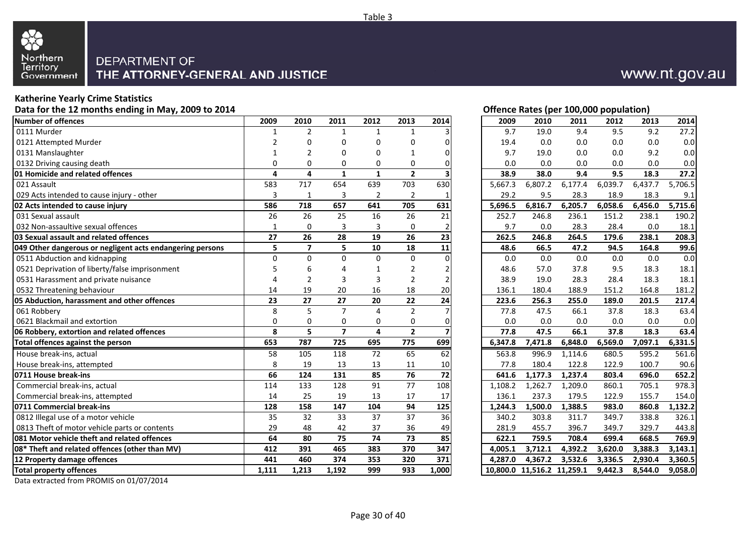Table 3

**DEPARTMENT OF THE ATTORNEY-GENERAL AND JUSTICE**

www.nt.gov.au

### Katherine Yearly Crime Statistics

**Data for the 12 months ending in May, 2009 to 2014**

| Number of offences | 2009 | 2010 | 2011 | 2012 | 2013 | 2014 |
|---|---|---|---|---|---|---|
| 0111 Murder | 1 | 2 | 1 | 1 | 1 | 3 |
| 0121 Attempted Murder | 2 | 0 | 0 | 0 | 0 | 0 |
| 0131 Manslaughter | 1 | 2 | 0 | 0 | 1 | 0 |
| 0132 Driving causing death | 0 | 0 | 0 | 0 | 0 | 0 |
| **01 Homicide and related offences** | **4** | **4** | **1** | **1** | **2** | **3** |
| 021 Assault | 583 | 717 | 654 | 639 | 703 | 630 |
| 029 Acts intended to cause injury - other | 3 | 1 | 3 | 2 | 2 | 1 |
| **02 Acts intended to cause injury** | **586** | **718** | **657** | **641** | **705** | **631** |
| 031 Sexual assault | 26 | 26 | 25 | 16 | 26 | 21 |
| 032 Non-assaultive sexual offences | 1 | 0 | 3 | 3 | 0 | 2 |
| **03 Sexual assault and related offences** | **27** | **26** | **28** | **19** | **26** | **23** |
| **049 Other dangerous or negligent acts endangering persons** | **5** | **7** | **5** | **10** | **18** | **11** |
| 0511 Abduction and kidnapping | 0 | 0 | 0 | 0 | 0 | 0 |
| 0521 Deprivation of liberty/false imprisonment | 5 | 6 | 4 | 1 | 2 | 2 |
| 0531 Harassment and private nuisance | 4 | 2 | 3 | 3 | 2 | 2 |
| 0532 Threatening behaviour | 14 | 19 | 20 | 16 | 18 | 20 |
| **05 Abduction, harassment and other offences** | **23** | **27** | **27** | **20** | **22** | **24** |
| 061 Robbery | 8 | 5 | 7 | 4 | 2 | 7 |
| 0621 Blackmail and extortion | 0 | 0 | 0 | 0 | 0 | 0 |
| **06 Robbery, extortion and related offences** | **8** | **5** | **7** | **4** | **2** | **7** |
| **Total offences against the person** | **653** | **787** | **725** | **695** | **775** | **699** |
| House break-ins, actual | 58 | 105 | 118 | 72 | 65 | 62 |
| House break-ins, attempted | 8 | 19 | 13 | 13 | 11 | 10 |
| **0711 House break-ins** | **66** | **124** | **131** | **85** | **76** | **72** |
| Commercial break-ins, actual | 114 | 133 | 128 | 91 | 77 | 108 |
| Commercial break-ins, attempted | 14 | 25 | 19 | 13 | 17 | 17 |
| **0711 Commercial break-ins** | **128** | **158** | **147** | **104** | **94** | **125** |
| 0812 Illegal use of a motor vehicle | 35 | 32 | 33 | 37 | 37 | 36 |
| 0813 Theft of motor vehicle parts or contents | 29 | 48 | 42 | 37 | 36 | 49 |
| **081 Motor vehicle theft and related offences** | **64** | **80** | **75** | **74** | **73** | **85** |
| **08* Theft and related offences (other than MV)** | **412** | **391** | **465** | **383** | **370** | **347** |
| **12 Property damage offences** | **441** | **460** | **374** | **353** | **320** | **371** |
| **Total property offences** | **1,111** | **1,213** | **1,192** | **999** | **933** | **1,000** |

**Offence Rates (per 100,000 population)**

| Number of offences | 2009 | 2010 | 2011 | 2012 | 2013 | 2014 |
|---|---|---|---|---|---|---|
| 0111 Murder | 9.7 | 19.0 | 9.4 | 9.5 | 9.2 | 27.2 |
| 0121 Attempted Murder | 19.4 | 0.0 | 0.0 | 0.0 | 0.0 | 0.0 |
| 0131 Manslaughter | 9.7 | 19.0 | 0.0 | 0.0 | 9.2 | 0.0 |
| 0132 Driving causing death | 0.0 | 0.0 | 0.0 | 0.0 | 0.0 | 0.0 |
| **01 Homicide and related offences** | **38.9** | **38.0** | **9.4** | **9.5** | **18.3** | **27.2** |
| 021 Assault | 5,667.3 | 6,807.2 | 6,177.4 | 6,039.7 | 6,437.7 | 5,706.5 |
| 029 Acts intended to cause injury - other | 29.2 | 9.5 | 28.3 | 18.9 | 18.3 | 9.1 |
| **02 Acts intended to cause injury** | **5,696.5** | **6,816.7** | **6,205.7** | **6,058.6** | **6,456.0** | **5,715.6** |
| 031 Sexual assault | 252.7 | 246.8 | 236.1 | 151.2 | 238.1 | 190.2 |
| 032 Non-assaultive sexual offences | 9.7 | 0.0 | 28.3 | 28.4 | 0.0 | 18.1 |
| **03 Sexual assault and related offences** | **262.5** | **246.8** | **264.5** | **179.6** | **238.1** | **208.3** |
| **049 Other dangerous or negligent acts endangering persons** | **48.6** | **66.5** | **47.2** | **94.5** | **164.8** | **99.6** |
| 0511 Abduction and kidnapping | 0.0 | 0.0 | 0.0 | 0.0 | 0.0 | 0.0 |
| 0521 Deprivation of liberty/false imprisonment | 48.6 | 57.0 | 37.8 | 9.5 | 18.3 | 18.1 |
| 0531 Harassment and private nuisance | 38.9 | 19.0 | 28.3 | 28.4 | 18.3 | 18.1 |
| 0532 Threatening behaviour | 136.1 | 180.4 | 188.9 | 151.2 | 164.8 | 181.2 |
| **05 Abduction, harassment and other offences** | **223.6** | **256.3** | **255.0** | **189.0** | **201.5** | **217.4** |
| 061 Robbery | 77.8 | 47.5 | 66.1 | 37.8 | 18.3 | 63.4 |
| 0621 Blackmail and extortion | 0.0 | 0.0 | 0.0 | 0.0 | 0.0 | 0.0 |
| **06 Robbery, extortion and related offences** | **77.8** | **47.5** | **66.1** | **37.8** | **18.3** | **63.4** |
| **Total offences against the person** | **6,347.8** | **7,471.8** | **6,848.0** | **6,569.0** | **7,097.1** | **6,331.5** |
| House break-ins, actual | 563.8 | 996.9 | 1,114.6 | 680.5 | 595.2 | 561.6 |
| House break-ins, attempted | 77.8 | 180.4 | 122.8 | 122.9 | 100.7 | 90.6 |
| **0711 House break-ins** | **641.6** | **1,177.3** | **1,237.4** | **803.4** | **696.0** | **652.2** |
| Commercial break-ins, actual | 1,108.2 | 1,262.7 | 1,209.0 | 860.1 | 705.1 | 978.3 |
| Commercial break-ins, attempted | 136.1 | 237.3 | 179.5 | 122.9 | 155.7 | 154.0 |
| **0711 Commercial break-ins** | **1,244.3** | **1,500.0** | **1,388.5** | **983.0** | **860.8** | **1,132.2** |
| 0812 Illegal use of a motor vehicle | 340.2 | 303.8 | 311.7 | 349.7 | 338.8 | 326.1 |
| 0813 Theft of motor vehicle parts or contents | 281.9 | 455.7 | 396.7 | 349.7 | 329.7 | 443.8 |
| **081 Motor vehicle theft and related offences** | **622.1** | **759.5** | **708.4** | **699.4** | **668.5** | **769.9** |
| **08* Theft and related offences (other than MV)** | **4,005.1** | **3,712.1** | **4,392.2** | **3,620.0** | **3,388.3** | **3,143.1** |
| **12 Property damage offences** | **4,287.0** | **4,367.2** | **3,532.6** | **3,336.5** | **2,930.4** | **3,360.5** |
| **Total property offences** | **10,800.0** | **11,516.2** | **11,259.1** | **9,442.3** | **8,544.0** | **9,058.0** |

Data extracted from PROMIS on 01/07/2014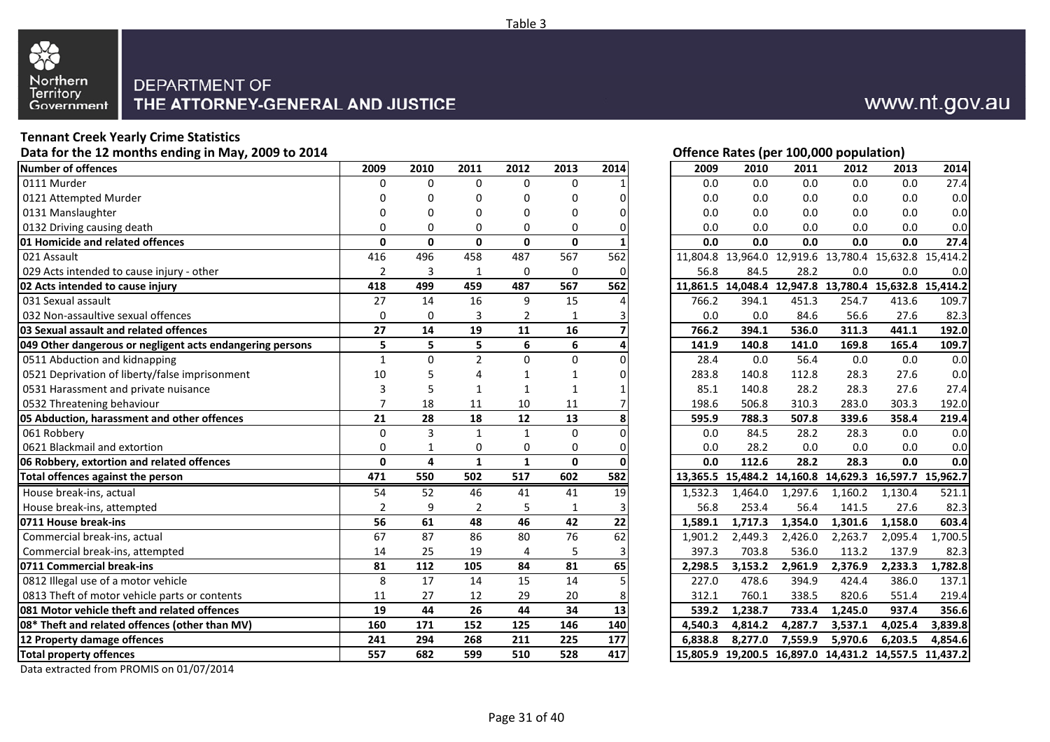Table 3

DEPARTMENT OF
THE ATTORNEY-GENERAL AND JUSTICE

www.nt.gov.au

## Tennant Creek Yearly Crime Statistics

Data for the 12 months ending in May, 2009 to 2014

| Number of offences | 2009 | 2010 | 2011 | 2012 | 2013 | 2014 | Offence Rates (per 100,000 population) 2009 | 2010 | 2011 | 2012 | 2013 | 2014 |
|---|---|---|---|---|---|---|---|---|---|---|---|---|
| 0111 Murder | 0 | 0 | 0 | 0 | 0 | 1 | 0.0 | 0.0 | 0.0 | 0.0 | 0.0 | 27.4 |
| 0121 Attempted Murder | 0 | 0 | 0 | 0 | 0 | 0 | 0.0 | 0.0 | 0.0 | 0.0 | 0.0 | 0.0 |
| 0131 Manslaughter | 0 | 0 | 0 | 0 | 0 | 0 | 0.0 | 0.0 | 0.0 | 0.0 | 0.0 | 0.0 |
| 0132 Driving causing death | 0 | 0 | 0 | 0 | 0 | 0 | 0.0 | 0.0 | 0.0 | 0.0 | 0.0 | 0.0 |
| **01 Homicide and related offences** | **0** | **0** | **0** | **0** | **0** | **1** | **0.0** | **0.0** | **0.0** | **0.0** | **0.0** | **27.4** |
| 021 Assault | 416 | 496 | 458 | 487 | 567 | 562 | 11,804.8 | 13,964.0 | 12,919.6 | 13,780.4 | 15,632.8 | 15,414.2 |
| 029 Acts intended to cause injury - other | 2 | 3 | 1 | 0 | 0 | 0 | 56.8 | 84.5 | 28.2 | 0.0 | 0.0 | 0.0 |
| **02 Acts intended to cause injury** | **418** | **499** | **459** | **487** | **567** | **562** | **11,861.5** | **14,048.4** | **12,947.8** | **13,780.4** | **15,632.8** | **15,414.2** |
| 031 Sexual assault | 27 | 14 | 16 | 9 | 15 | 4 | 766.2 | 394.1 | 451.3 | 254.7 | 413.6 | 109.7 |
| 032 Non-assaultive sexual offences | 0 | 0 | 3 | 2 | 1 | 3 | 0.0 | 0.0 | 84.6 | 56.6 | 27.6 | 82.3 |
| **03 Sexual assault and related offences** | **27** | **14** | **19** | **11** | **16** | **7** | **766.2** | **394.1** | **536.0** | **311.3** | **441.1** | **192.0** |
| **049 Other dangerous or negligent acts endangering persons** | **5** | **5** | **5** | **6** | **6** | **4** | **141.9** | **140.8** | **141.0** | **169.8** | **165.4** | **109.7** |
| 0511 Abduction and kidnapping | 1 | 0 | 2 | 0 | 0 | 0 | 28.4 | 0.0 | 56.4 | 0.0 | 0.0 | 0.0 |
| 0521 Deprivation of liberty/false imprisonment | 10 | 5 | 4 | 1 | 1 | 0 | 283.8 | 140.8 | 112.8 | 28.3 | 27.6 | 0.0 |
| 0531 Harassment and private nuisance | 3 | 5 | 1 | 1 | 1 | 1 | 85.1 | 140.8 | 28.2 | 28.3 | 27.6 | 27.4 |
| 0532 Threatening behaviour | 7 | 18 | 11 | 10 | 11 | 7 | 198.6 | 506.8 | 310.3 | 283.0 | 303.3 | 192.0 |
| **05 Abduction, harassment and other offences** | **21** | **28** | **18** | **12** | **13** | **8** | **595.9** | **788.3** | **507.8** | **339.6** | **358.4** | **219.4** |
| 061 Robbery | 0 | 3 | 1 | 1 | 0 | 0 | 0.0 | 84.5 | 28.2 | 28.3 | 0.0 | 0.0 |
| 0621 Blackmail and extortion | 0 | 1 | 0 | 0 | 0 | 0 | 0.0 | 28.2 | 0.0 | 0.0 | 0.0 | 0.0 |
| **06 Robbery, extortion and related offences** | **0** | **4** | **1** | **1** | **0** | **0** | **0.0** | **112.6** | **28.2** | **28.3** | **0.0** | **0.0** |
| **Total offences against the person** | **471** | **550** | **502** | **517** | **602** | **582** | **13,365.5** | **15,484.2** | **14,160.8** | **14,629.3** | **16,597.7** | **15,962.7** |
| House break-ins, actual | 54 | 52 | 46 | 41 | 41 | 19 | 1,532.3 | 1,464.0 | 1,297.6 | 1,160.2 | 1,130.4 | 521.1 |
| House break-ins, attempted | 2 | 9 | 2 | 5 | 1 | 3 | 56.8 | 253.4 | 56.4 | 141.5 | 27.6 | 82.3 |
| **0711 House break-ins** | **56** | **61** | **48** | **46** | **42** | **22** | **1,589.1** | **1,717.3** | **1,354.0** | **1,301.6** | **1,158.0** | **603.4** |
| Commercial break-ins, actual | 67 | 87 | 86 | 80 | 76 | 62 | 1,901.2 | 2,449.3 | 2,426.0 | 2,263.7 | 2,095.4 | 1,700.5 |
| Commercial break-ins, attempted | 14 | 25 | 19 | 4 | 5 | 3 | 397.3 | 703.8 | 536.0 | 113.2 | 137.9 | 82.3 |
| **0711 Commercial break-ins** | **81** | **112** | **105** | **84** | **81** | **65** | **2,298.5** | **3,153.2** | **2,961.9** | **2,376.9** | **2,233.3** | **1,782.8** |
| 0812 Illegal use of a motor vehicle | 8 | 17 | 14 | 15 | 14 | 5 | 227.0 | 478.6 | 394.9 | 424.4 | 386.0 | 137.1 |
| 0813 Theft of motor vehicle parts or contents | 11 | 27 | 12 | 29 | 20 | 8 | 312.1 | 760.1 | 338.5 | 820.6 | 551.4 | 219.4 |
| **081 Motor vehicle theft and related offences** | **19** | **44** | **26** | **44** | **34** | **13** | **539.2** | **1,238.7** | **733.4** | **1,245.0** | **937.4** | **356.6** |
| **08* Theft and related offences (other than MV)** | **160** | **171** | **152** | **125** | **146** | **140** | **4,540.3** | **4,814.2** | **4,287.7** | **3,537.1** | **4,025.4** | **3,839.8** |
| **12 Property damage offences** | **241** | **294** | **268** | **211** | **225** | **177** | **6,838.8** | **8,277.0** | **7,559.9** | **5,970.6** | **6,203.5** | **4,854.6** |
| **Total property offences** | **557** | **682** | **599** | **510** | **528** | **417** | **15,805.9** | **19,200.5** | **16,897.0** | **14,431.2** | **14,557.5** | **11,437.2** |

Data extracted from PROMIS on 01/07/2014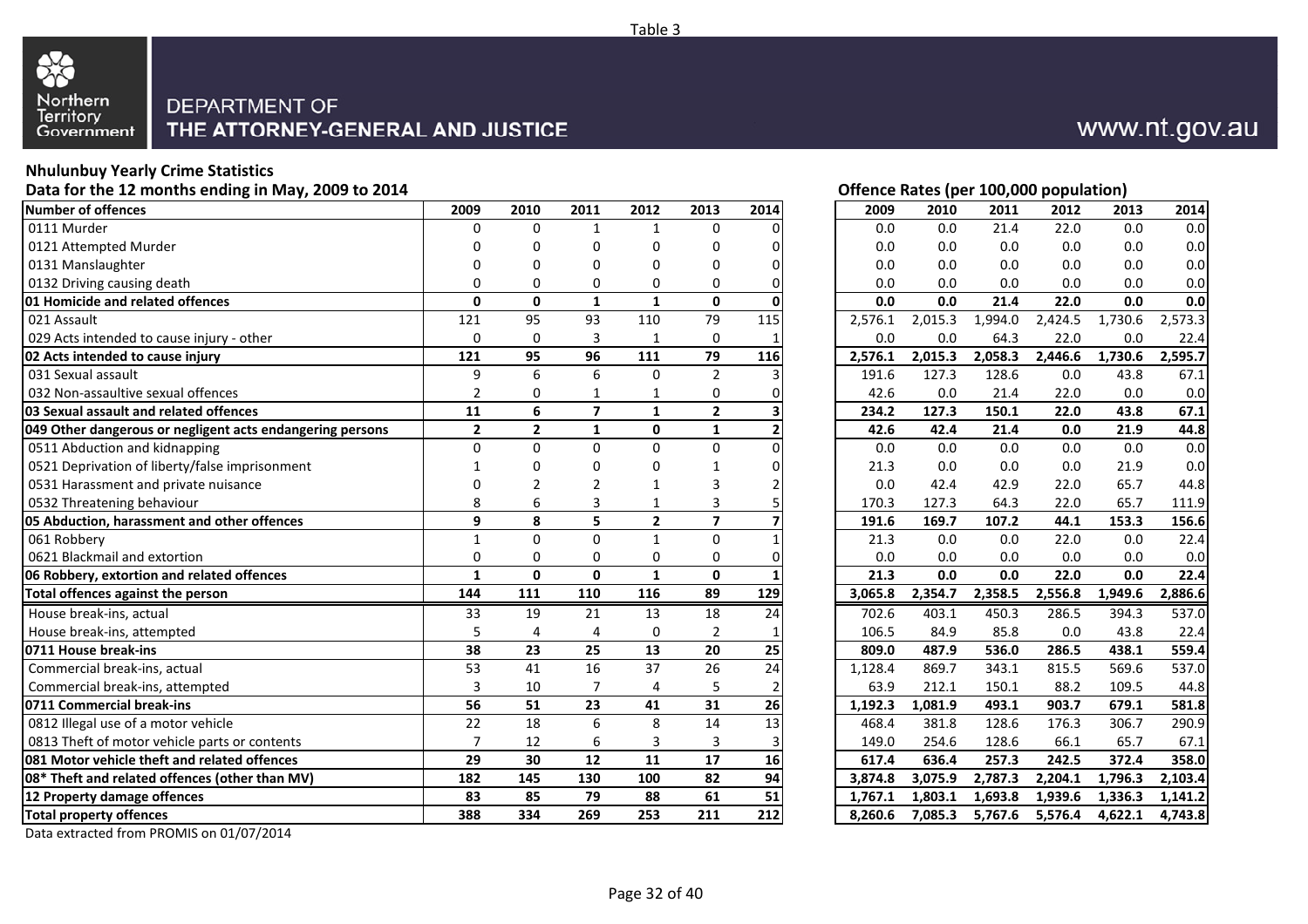Table 3

Northern Territory Government

DEPARTMENT OF
THE ATTORNEY-GENERAL AND JUSTICE

www.nt.gov.au

**Nhulunbuy Yearly Crime Statistics**

**Data for the 12 months ending in May, 2009 to 2014**

| Number of offences | 2009 | 2010 | 2011 | 2012 | 2013 | 2014 |
|---|---|---|---|---|---|---|
| 0111 Murder | 0 | 0 | 1 | 1 | 0 | 0 |
| 0121 Attempted Murder | 0 | 0 | 0 | 0 | 0 | 0 |
| 0131 Manslaughter | 0 | 0 | 0 | 0 | 0 | 0 |
| 0132 Driving causing death | 0 | 0 | 0 | 0 | 0 | 0 |
| **01 Homicide and related offences** | **0** | **0** | **1** | **1** | **0** | **0** |
| 021 Assault | 121 | 95 | 93 | 110 | 79 | 115 |
| 029 Acts intended to cause injury - other | 0 | 0 | 3 | 1 | 0 | 1 |
| **02 Acts intended to cause injury** | **121** | **95** | **96** | **111** | **79** | **116** |
| 031 Sexual assault | 9 | 6 | 6 | 0 | 2 | 3 |
| 032 Non-assaultive sexual offences | 2 | 0 | 1 | 1 | 0 | 0 |
| **03 Sexual assault and related offences** | **11** | **6** | **7** | **1** | **2** | **3** |
| **049 Other dangerous or negligent acts endangering persons** | **2** | **2** | **1** | **0** | **1** | **2** |
| 0511 Abduction and kidnapping | 0 | 0 | 0 | 0 | 0 | 0 |
| 0521 Deprivation of liberty/false imprisonment | 1 | 0 | 0 | 0 | 1 | 0 |
| 0531 Harassment and private nuisance | 0 | 2 | 2 | 1 | 3 | 2 |
| 0532 Threatening behaviour | 8 | 6 | 3 | 1 | 3 | 5 |
| **05 Abduction, harassment and other offences** | **9** | **8** | **5** | **2** | **7** | **7** |
| 061 Robbery | 1 | 0 | 0 | 1 | 0 | 1 |
| 0621 Blackmail and extortion | 0 | 0 | 0 | 0 | 0 | 0 |
| **06 Robbery, extortion and related offences** | **1** | **0** | **0** | **1** | **0** | **1** |
| **Total offences against the person** | **144** | **111** | **110** | **116** | **89** | **129** |
| House break-ins, actual | 33 | 19 | 21 | 13 | 18 | 24 |
| House break-ins, attempted | 5 | 4 | 4 | 0 | 2 | 1 |
| **0711 House break-ins** | **38** | **23** | **25** | **13** | **20** | **25** |
| Commercial break-ins, actual | 53 | 41 | 16 | 37 | 26 | 24 |
| Commercial break-ins, attempted | 3 | 10 | 7 | 4 | 5 | 2 |
| **0711 Commercial break-ins** | **56** | **51** | **23** | **41** | **31** | **26** |
| 0812 Illegal use of a motor vehicle | 22 | 18 | 6 | 8 | 14 | 13 |
| 0813 Theft of motor vehicle parts or contents | 7 | 12 | 6 | 3 | 3 | 3 |
| **081 Motor vehicle theft and related offences** | **29** | **30** | **12** | **11** | **17** | **16** |
| **08* Theft and related offences (other than MV)** | **182** | **145** | **130** | **100** | **82** | **94** |
| **12 Property damage offences** | **83** | **85** | **79** | **88** | **61** | **51** |
| **Total property offences** | **388** | **334** | **269** | **253** | **211** | **212** |

**Offence Rates (per 100,000 population)**

| Number of offences | 2009 | 2010 | 2011 | 2012 | 2013 | 2014 |
|---|---|---|---|---|---|---|
| 0111 Murder | 0.0 | 0.0 | 21.4 | 22.0 | 0.0 | 0.0 |
| 0121 Attempted Murder | 0.0 | 0.0 | 0.0 | 0.0 | 0.0 | 0.0 |
| 0131 Manslaughter | 0.0 | 0.0 | 0.0 | 0.0 | 0.0 | 0.0 |
| 0132 Driving causing death | 0.0 | 0.0 | 0.0 | 0.0 | 0.0 | 0.0 |
| **01 Homicide and related offences** | **0.0** | **0.0** | **21.4** | **22.0** | **0.0** | **0.0** |
| 021 Assault | 2,576.1 | 2,015.3 | 1,994.0 | 2,424.5 | 1,730.6 | 2,573.3 |
| 029 Acts intended to cause injury - other | 0.0 | 0.0 | 64.3 | 22.0 | 0.0 | 22.4 |
| **02 Acts intended to cause injury** | **2,576.1** | **2,015.3** | **2,058.3** | **2,446.6** | **1,730.6** | **2,595.7** |
| 031 Sexual assault | 191.6 | 127.3 | 128.6 | 0.0 | 43.8 | 67.1 |
| 032 Non-assaultive sexual offences | 42.6 | 0.0 | 21.4 | 22.0 | 0.0 | 0.0 |
| **03 Sexual assault and related offences** | **234.2** | **127.3** | **150.1** | **22.0** | **43.8** | **67.1** |
| **049 Other dangerous or negligent acts endangering persons** | **42.6** | **42.4** | **21.4** | **0.0** | **21.9** | **44.8** |
| 0511 Abduction and kidnapping | 0.0 | 0.0 | 0.0 | 0.0 | 0.0 | 0.0 |
| 0521 Deprivation of liberty/false imprisonment | 21.3 | 0.0 | 0.0 | 0.0 | 21.9 | 0.0 |
| 0531 Harassment and private nuisance | 0.0 | 42.4 | 42.9 | 22.0 | 65.7 | 44.8 |
| 0532 Threatening behaviour | 170.3 | 127.3 | 64.3 | 22.0 | 65.7 | 111.9 |
| **05 Abduction, harassment and other offences** | **191.6** | **169.7** | **107.2** | **44.1** | **153.3** | **156.6** |
| 061 Robbery | 21.3 | 0.0 | 0.0 | 22.0 | 0.0 | 22.4 |
| 0621 Blackmail and extortion | 0.0 | 0.0 | 0.0 | 0.0 | 0.0 | 0.0 |
| **06 Robbery, extortion and related offences** | **21.3** | **0.0** | **0.0** | **22.0** | **0.0** | **22.4** |
| **Total offences against the person** | **3,065.8** | **2,354.7** | **2,358.5** | **2,556.8** | **1,949.6** | **2,886.6** |
| House break-ins, actual | 702.6 | 403.1 | 450.3 | 286.5 | 394.3 | 537.0 |
| House break-ins, attempted | 106.5 | 84.9 | 85.8 | 0.0 | 43.8 | 22.4 |
| **0711 House break-ins** | **809.0** | **487.9** | **536.0** | **286.5** | **438.1** | **559.4** |
| Commercial break-ins, actual | 1,128.4 | 869.7 | 343.1 | 815.5 | 569.6 | 537.0 |
| Commercial break-ins, attempted | 63.9 | 212.1 | 150.1 | 88.2 | 109.5 | 44.8 |
| **0711 Commercial break-ins** | **1,192.3** | **1,081.9** | **493.1** | **903.7** | **679.1** | **581.8** |
| 0812 Illegal use of a motor vehicle | 468.4 | 381.8 | 128.6 | 176.3 | 306.7 | 290.9 |
| 0813 Theft of motor vehicle parts or contents | 149.0 | 254.6 | 128.6 | 66.1 | 65.7 | 67.1 |
| **081 Motor vehicle theft and related offences** | **617.4** | **636.4** | **257.3** | **242.5** | **372.4** | **358.0** |
| **08* Theft and related offences (other than MV)** | **3,874.8** | **3,075.9** | **2,787.3** | **2,204.1** | **1,796.3** | **2,103.4** |
| **12 Property damage offences** | **1,767.1** | **1,803.1** | **1,693.8** | **1,939.6** | **1,336.3** | **1,141.2** |
| **Total property offences** | **8,260.6** | **7,085.3** | **5,767.6** | **5,576.4** | **4,622.1** | **4,743.8** |

Data extracted from PROMIS on 01/07/2014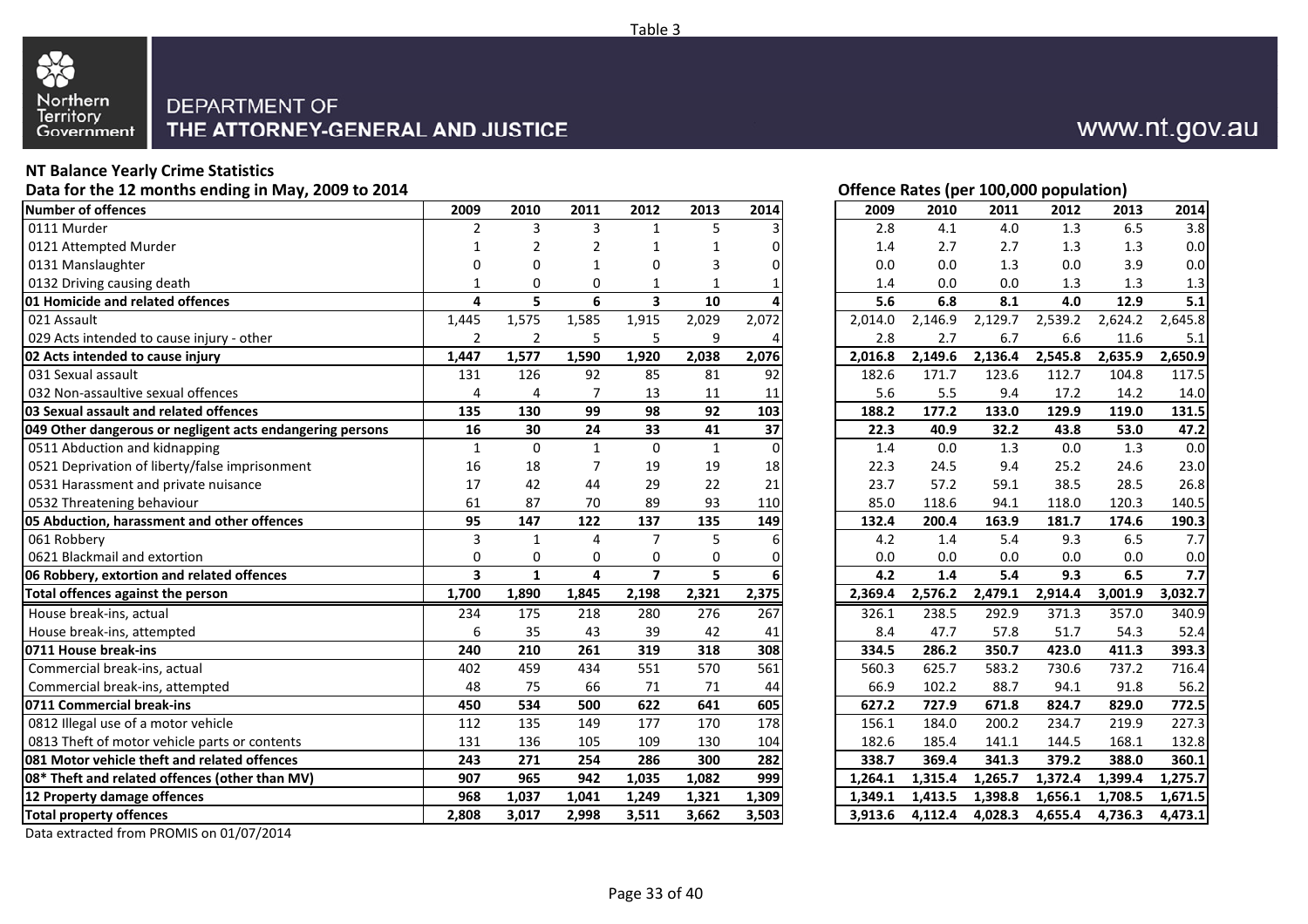Table 3

DEPARTMENT OF
THE ATTORNEY-GENERAL AND JUSTICE

www.nt.gov.au

**NT Balance Yearly Crime Statistics**

**Data for the 12 months ending in May, 2009 to 2014**

| Number of offences | 2009 | 2010 | 2011 | 2012 | 2013 | 2014 |
|---|---|---|---|---|---|---|
| 0111 Murder | 2 | 3 | 3 | 1 | 5 | 3 |
| 0121 Attempted Murder | 1 | 2 | 2 | 1 | 1 | 0 |
| 0131 Manslaughter | 0 | 0 | 1 | 0 | 3 | 0 |
| 0132 Driving causing death | 1 | 0 | 0 | 1 | 1 | 1 |
| **01 Homicide and related offences** | **4** | **5** | **6** | **3** | **10** | **4** |
| 021 Assault | 1,445 | 1,575 | 1,585 | 1,915 | 2,029 | 2,072 |
| 029 Acts intended to cause injury - other | 2 | 2 | 5 | 5 | 9 | 4 |
| **02 Acts intended to cause injury** | **1,447** | **1,577** | **1,590** | **1,920** | **2,038** | **2,076** |
| 031 Sexual assault | 131 | 126 | 92 | 85 | 81 | 92 |
| 032 Non-assaultive sexual offences | 4 | 4 | 7 | 13 | 11 | 11 |
| **03 Sexual assault and related offences** | **135** | **130** | **99** | **98** | **92** | **103** |
| **049 Other dangerous or negligent acts endangering persons** | **16** | **30** | **24** | **33** | **41** | **37** |
| 0511 Abduction and kidnapping | 1 | 0 | 1 | 0 | 1 | 0 |
| 0521 Deprivation of liberty/false imprisonment | 16 | 18 | 7 | 19 | 19 | 18 |
| 0531 Harassment and private nuisance | 17 | 42 | 44 | 29 | 22 | 21 |
| 0532 Threatening behaviour | 61 | 87 | 70 | 89 | 93 | 110 |
| **05 Abduction, harassment and other offences** | **95** | **147** | **122** | **137** | **135** | **149** |
| 061 Robbery | 3 | 1 | 4 | 7 | 5 | 6 |
| 0621 Blackmail and extortion | 0 | 0 | 0 | 0 | 0 | 0 |
| **06 Robbery, extortion and related offences** | **3** | **1** | **4** | **7** | **5** | **6** |
| **Total offences against the person** | **1,700** | **1,890** | **1,845** | **2,198** | **2,321** | **2,375** |
| House break-ins, actual | 234 | 175 | 218 | 280 | 276 | 267 |
| House break-ins, attempted | 6 | 35 | 43 | 39 | 42 | 41 |
| **0711 House break-ins** | **240** | **210** | **261** | **319** | **318** | **308** |
| Commercial break-ins, actual | 402 | 459 | 434 | 551 | 570 | 561 |
| Commercial break-ins, attempted | 48 | 75 | 66 | 71 | 71 | 44 |
| **0711 Commercial break-ins** | **450** | **534** | **500** | **622** | **641** | **605** |
| 0812 Illegal use of a motor vehicle | 112 | 135 | 149 | 177 | 170 | 178 |
| 0813 Theft of motor vehicle parts or contents | 131 | 136 | 105 | 109 | 130 | 104 |
| **081 Motor vehicle theft and related offences** | **243** | **271** | **254** | **286** | **300** | **282** |
| **08* Theft and related offences (other than MV)** | **907** | **965** | **942** | **1,035** | **1,082** | **999** |
| **12 Property damage offences** | **968** | **1,037** | **1,041** | **1,249** | **1,321** | **1,309** |
| **Total property offences** | **2,808** | **3,017** | **2,998** | **3,511** | **3,662** | **3,503** |

**Offence Rates (per 100,000 population)**

| Offence | 2009 | 2010 | 2011 | 2012 | 2013 | 2014 |
|---|---|---|---|---|---|---|
| 0111 Murder | 2.8 | 4.1 | 4.0 | 1.3 | 6.5 | 3.8 |
| 0121 Attempted Murder | 1.4 | 2.7 | 2.7 | 1.3 | 1.3 | 0.0 |
| 0131 Manslaughter | 0.0 | 0.0 | 1.3 | 0.0 | 3.9 | 0.0 |
| 0132 Driving causing death | 1.4 | 0.0 | 0.0 | 1.3 | 1.3 | 1.3 |
| **01 Homicide and related offences** | **5.6** | **6.8** | **8.1** | **4.0** | **12.9** | **5.1** |
| 021 Assault | 2,014.0 | 2,146.9 | 2,129.7 | 2,539.2 | 2,624.2 | 2,645.8 |
| 029 Acts intended to cause injury - other | 2.8 | 2.7 | 6.7 | 6.6 | 11.6 | 5.1 |
| **02 Acts intended to cause injury** | **2,016.8** | **2,149.6** | **2,136.4** | **2,545.8** | **2,635.9** | **2,650.9** |
| 031 Sexual assault | 182.6 | 171.7 | 123.6 | 112.7 | 104.8 | 117.5 |
| 032 Non-assaultive sexual offences | 5.6 | 5.5 | 9.4 | 17.2 | 14.2 | 14.0 |
| **03 Sexual assault and related offences** | **188.2** | **177.2** | **133.0** | **129.9** | **119.0** | **131.5** |
| **049 Other dangerous or negligent acts endangering persons** | **22.3** | **40.9** | **32.2** | **43.8** | **53.0** | **47.2** |
| 0511 Abduction and kidnapping | 1.4 | 0.0 | 1.3 | 0.0 | 1.3 | 0.0 |
| 0521 Deprivation of liberty/false imprisonment | 22.3 | 24.5 | 9.4 | 25.2 | 24.6 | 23.0 |
| 0531 Harassment and private nuisance | 23.7 | 57.2 | 59.1 | 38.5 | 28.5 | 26.8 |
| 0532 Threatening behaviour | 85.0 | 118.6 | 94.1 | 118.0 | 120.3 | 140.5 |
| **05 Abduction, harassment and other offences** | **132.4** | **200.4** | **163.9** | **181.7** | **174.6** | **190.3** |
| 061 Robbery | 4.2 | 1.4 | 5.4 | 9.3 | 6.5 | 7.7 |
| 0621 Blackmail and extortion | 0.0 | 0.0 | 0.0 | 0.0 | 0.0 | 0.0 |
| **06 Robbery, extortion and related offences** | **4.2** | **1.4** | **5.4** | **9.3** | **6.5** | **7.7** |
| **Total offences against the person** | **2,369.4** | **2,576.2** | **2,479.1** | **2,914.4** | **3,001.9** | **3,032.7** |
| House break-ins, actual | 326.1 | 238.5 | 292.9 | 371.3 | 357.0 | 340.9 |
| House break-ins, attempted | 8.4 | 47.7 | 57.8 | 51.7 | 54.3 | 52.4 |
| **0711 House break-ins** | **334.5** | **286.2** | **350.7** | **423.0** | **411.3** | **393.3** |
| Commercial break-ins, actual | 560.3 | 625.7 | 583.2 | 730.6 | 737.2 | 716.4 |
| Commercial break-ins, attempted | 66.9 | 102.2 | 88.7 | 94.1 | 91.8 | 56.2 |
| **0711 Commercial break-ins** | **627.2** | **727.9** | **671.8** | **824.7** | **829.0** | **772.5** |
| 0812 Illegal use of a motor vehicle | 156.1 | 184.0 | 200.2 | 234.7 | 219.9 | 227.3 |
| 0813 Theft of motor vehicle parts or contents | 182.6 | 185.4 | 141.1 | 144.5 | 168.1 | 132.8 |
| **081 Motor vehicle theft and related offences** | **338.7** | **369.4** | **341.3** | **379.2** | **388.0** | **360.1** |
| **08* Theft and related offences (other than MV)** | **1,264.1** | **1,315.4** | **1,265.7** | **1,372.4** | **1,399.4** | **1,275.7** |
| **12 Property damage offences** | **1,349.1** | **1,413.5** | **1,398.8** | **1,656.1** | **1,708.5** | **1,671.5** |
| **Total property offences** | **3,913.6** | **4,112.4** | **4,028.3** | **4,655.4** | **4,736.3** | **4,473.1** |

Data extracted from PROMIS on 01/07/2014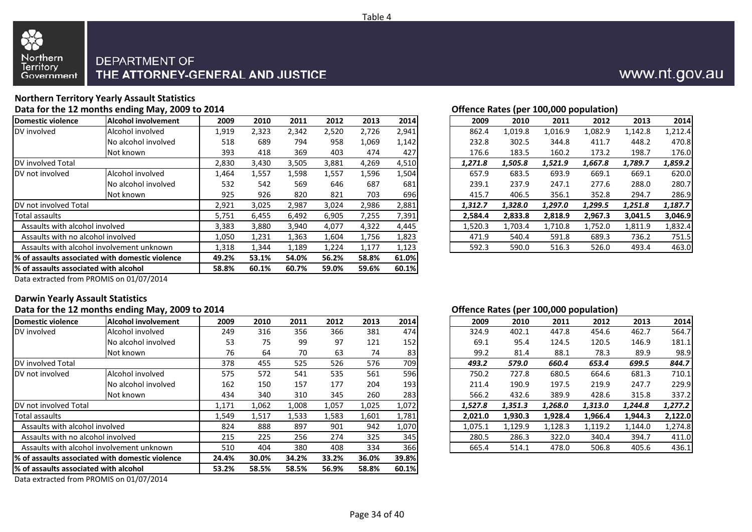Table 4

Northern Territory Government

DEPARTMENT OF
THE ATTORNEY-GENERAL AND JUSTICE

www.nt.gov.au

**Northern Territory Yearly Assault Statistics**

**Data for the 12 months ending May, 2009 to 2014**

| Domestic violence | Alcohol involvement | 2009 | 2010 | 2011 | 2012 | 2013 | 2014 |
|---|---|---|---|---|---|---|---|
| DV involved | Alcohol involved | 1,919 | 2,323 | 2,342 | 2,520 | 2,726 | 2,941 |
| | No alcohol involved | 518 | 689 | 794 | 958 | 1,069 | 1,142 |
| | Not known | 393 | 418 | 369 | 403 | 474 | 427 |
| DV involved Total | | 2,830 | 3,430 | 3,505 | 3,881 | 4,269 | 4,510 |
| DV not involved | Alcohol involved | 1,464 | 1,557 | 1,598 | 1,557 | 1,596 | 1,504 |
| | No alcohol involved | 532 | 542 | 569 | 646 | 687 | 681 |
| | Not known | 925 | 926 | 820 | 821 | 703 | 696 |
| DV not involved Total | | 2,921 | 3,025 | 2,987 | 3,024 | 2,986 | 2,881 |
| Total assaults | | 5,751 | 6,455 | 6,492 | 6,905 | 7,255 | 7,391 |
| Assaults with alcohol involved | | 3,383 | 3,880 | 3,940 | 4,077 | 4,322 | 4,445 |
| Assaults with no alcohol involved | | 1,050 | 1,231 | 1,363 | 1,604 | 1,756 | 1,823 |
| Assaults with alcohol involvement unknown | | 1,318 | 1,344 | 1,189 | 1,224 | 1,177 | 1,123 |
| **% of assaults associated with domestic violence** | | **49.2%** | **53.1%** | **54.0%** | **56.2%** | **58.8%** | **61.0%** |
| **% of assaults associated with alcohol** | | **58.8%** | **60.1%** | **60.7%** | **59.0%** | **59.6%** | **60.1%** |

Data extracted from PROMIS on 01/07/2014

**Offence Rates (per 100,000 population)**

| Domestic violence | Alcohol involvement | 2009 | 2010 | 2011 | 2012 | 2013 | 2014 |
|---|---|---|---|---|---|---|---|
| DV involved | Alcohol involved | 862.4 | 1,019.8 | 1,016.9 | 1,082.9 | 1,142.8 | 1,212.4 |
| | No alcohol involved | 232.8 | 302.5 | 344.8 | 411.7 | 448.2 | 470.8 |
| | Not known | 176.6 | 183.5 | 160.2 | 173.2 | 198.7 | 176.0 |
| DV involved Total | | ***1,271.8*** | ***1,505.8*** | ***1,521.9*** | ***1,667.8*** | ***1,789.7*** | ***1,859.2*** |
| DV not involved | Alcohol involved | 657.9 | 683.5 | 693.9 | 669.1 | 669.1 | 620.0 |
| | No alcohol involved | 239.1 | 237.9 | 247.1 | 277.6 | 288.0 | 280.7 |
| | Not known | 415.7 | 406.5 | 356.1 | 352.8 | 294.7 | 286.9 |
| DV not involved Total | | ***1,312.7*** | ***1,328.0*** | ***1,297.0*** | ***1,299.5*** | ***1,251.8*** | ***1,187.7*** |
| Total assaults | | **2,584.4** | **2,833.8** | **2,818.9** | **2,967.3** | **3,041.5** | **3,046.9** |
| Assaults with alcohol involved | | 1,520.3 | 1,703.4 | 1,710.8 | 1,752.0 | 1,811.9 | 1,832.4 |
| Assaults with no alcohol involved | | 471.9 | 540.4 | 591.8 | 689.3 | 736.2 | 751.5 |
| Assaults with alcohol involvement unknown | | 592.3 | 590.0 | 516.3 | 526.0 | 493.4 | 463.0 |

**Darwin Yearly Assault Statistics**

**Data for the 12 months ending May, 2009 to 2014**

| Domestic violence | Alcohol involvement | 2009 | 2010 | 2011 | 2012 | 2013 | 2014 |
|---|---|---|---|---|---|---|---|
| DV involved | Alcohol involved | 249 | 316 | 356 | 366 | 381 | 474 |
| | No alcohol involved | 53 | 75 | 99 | 97 | 121 | 152 |
| | Not known | 76 | 64 | 70 | 63 | 74 | 83 |
| DV involved Total | | 378 | 455 | 525 | 526 | 576 | 709 |
| DV not involved | Alcohol involved | 575 | 572 | 541 | 535 | 561 | 596 |
| | No alcohol involved | 162 | 150 | 157 | 177 | 204 | 193 |
| | Not known | 434 | 340 | 310 | 345 | 260 | 283 |
| DV not involved Total | | 1,171 | 1,062 | 1,008 | 1,057 | 1,025 | 1,072 |
| Total assaults | | 1,549 | 1,517 | 1,533 | 1,583 | 1,601 | 1,781 |
| Assaults with alcohol involved | | 824 | 888 | 897 | 901 | 942 | 1,070 |
| Assaults with no alcohol involved | | 215 | 225 | 256 | 274 | 325 | 345 |
| Assaults with alcohol involvement unknown | | 510 | 404 | 380 | 408 | 334 | 366 |
| **% of assaults associated with domestic violence** | | **24.4%** | **30.0%** | **34.2%** | **33.2%** | **36.0%** | **39.8%** |
| **% of assaults associated with alcohol** | | **53.2%** | **58.5%** | **58.5%** | **56.9%** | **58.8%** | **60.1%** |

Data extracted from PROMIS on 01/07/2014

**Offence Rates (per 100,000 population)**

| Domestic violence | Alcohol involvement | 2009 | 2010 | 2011 | 2012 | 2013 | 2014 |
|---|---|---|---|---|---|---|---|
| DV involved | Alcohol involved | 324.9 | 402.1 | 447.8 | 454.6 | 462.7 | 564.7 |
| | No alcohol involved | 69.1 | 95.4 | 124.5 | 120.5 | 146.9 | 181.1 |
| | Not known | 99.2 | 81.4 | 88.1 | 78.3 | 89.9 | 98.9 |
| DV involved Total | | ***493.2*** | ***579.0*** | ***660.4*** | ***653.4*** | ***699.5*** | ***844.7*** |
| DV not involved | Alcohol involved | 750.2 | 727.8 | 680.5 | 664.6 | 681.3 | 710.1 |
| | No alcohol involved | 211.4 | 190.9 | 197.5 | 219.9 | 247.7 | 229.9 |
| | Not known | 566.2 | 432.6 | 389.9 | 428.6 | 315.8 | 337.2 |
| DV not involved Total | | ***1,527.8*** | ***1,351.3*** | ***1,268.0*** | ***1,313.0*** | ***1,244.8*** | ***1,277.2*** |
| Total assaults | | **2,021.0** | **1,930.3** | **1,928.4** | **1,966.4** | **1,944.3** | **2,122.0** |
| Assaults with alcohol involved | | 1,075.1 | 1,129.9 | 1,128.3 | 1,119.2 | 1,144.0 | 1,274.8 |
| Assaults with no alcohol involved | | 280.5 | 286.3 | 322.0 | 340.4 | 394.7 | 411.0 |
| Assaults with alcohol involvement unknown | | 665.4 | 514.1 | 478.0 | 506.8 | 405.6 | 436.1 |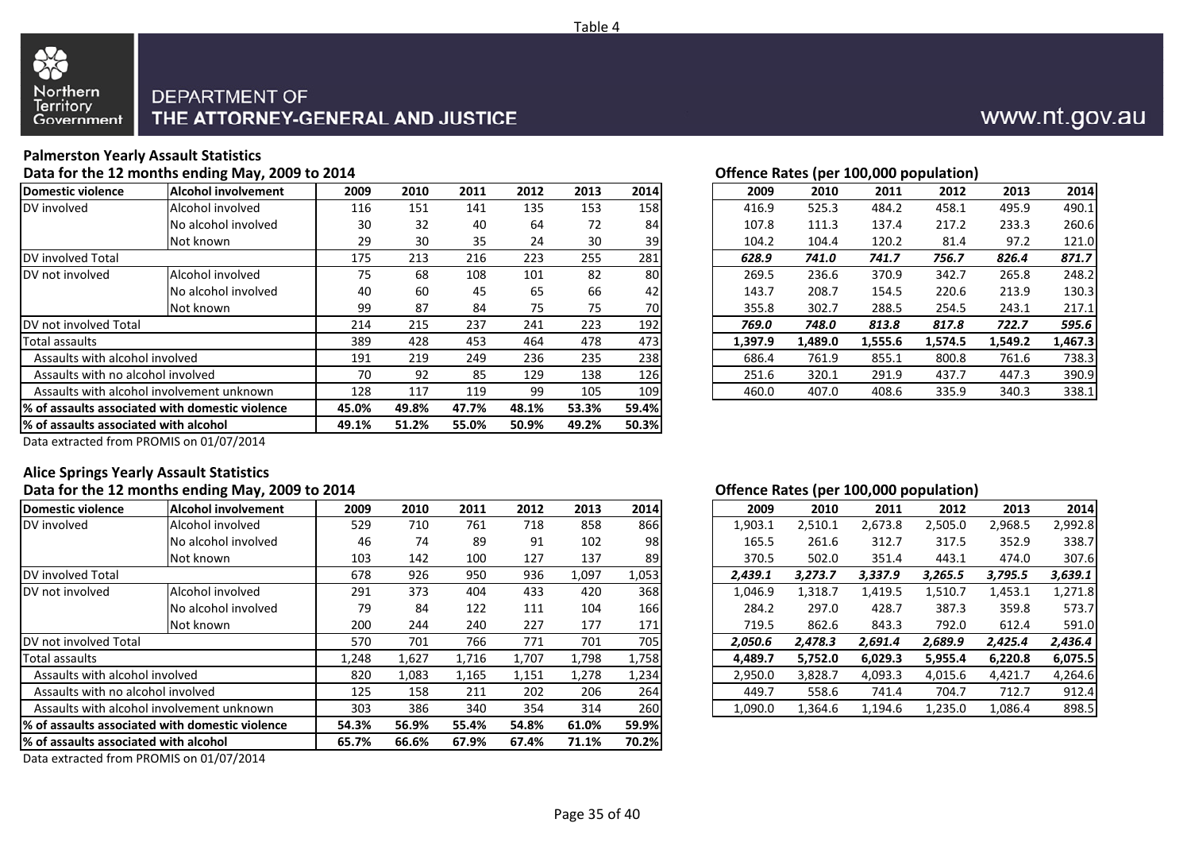Table 4

DEPARTMENT OF THE ATTORNEY-GENERAL AND JUSTICE

www.nt.gov.au

## Palmerston Yearly Assault Statistics

**Data for the 12 months ending May, 2009 to 2014**

| Domestic violence | Alcohol involvement | 2009 | 2010 | 2011 | 2012 | 2013 | 2014 |
|---|---|---|---|---|---|---|---|
| DV involved | Alcohol involved | 116 | 151 | 141 | 135 | 153 | 158 |
| | No alcohol involved | 30 | 32 | 40 | 64 | 72 | 84 |
| | Not known | 29 | 30 | 35 | 24 | 30 | 39 |
| DV involved Total | | 175 | 213 | 216 | 223 | 255 | 281 |
| DV not involved | Alcohol involved | 75 | 68 | 108 | 101 | 82 | 80 |
| | No alcohol involved | 40 | 60 | 45 | 65 | 66 | 42 |
| | Not known | 99 | 87 | 84 | 75 | 75 | 70 |
| DV not involved Total | | 214 | 215 | 237 | 241 | 223 | 192 |
| Total assaults | | 389 | 428 | 453 | 464 | 478 | 473 |
| Assaults with alcohol involved | | 191 | 219 | 249 | 236 | 235 | 238 |
| Assaults with no alcohol involved | | 70 | 92 | 85 | 129 | 138 | 126 |
| Assaults with alcohol involvement unknown | | 128 | 117 | 119 | 99 | 105 | 109 |
| **% of assaults associated with domestic violence** | | **45.0%** | **49.8%** | **47.7%** | **48.1%** | **53.3%** | **59.4%** |
| **% of assaults associated with alcohol** | | **49.1%** | **51.2%** | **55.0%** | **50.9%** | **49.2%** | **50.3%** |

Data extracted from PROMIS on 01/07/2014

**Offence Rates (per 100,000 population)**

| Domestic violence | Alcohol involvement | 2009 | 2010 | 2011 | 2012 | 2013 | 2014 |
|---|---|---|---|---|---|---|---|
| DV involved | Alcohol involved | 416.9 | 525.3 | 484.2 | 458.1 | 495.9 | 490.1 |
| | No alcohol involved | 107.8 | 111.3 | 137.4 | 217.2 | 233.3 | 260.6 |
| | Not known | 104.2 | 104.4 | 120.2 | 81.4 | 97.2 | 121.0 |
| DV involved Total | | ***628.9*** | ***741.0*** | ***741.7*** | ***756.7*** | ***826.4*** | ***871.7*** |
| DV not involved | Alcohol involved | 269.5 | 236.6 | 370.9 | 342.7 | 265.8 | 248.2 |
| | No alcohol involved | 143.7 | 208.7 | 154.5 | 220.6 | 213.9 | 130.3 |
| | Not known | 355.8 | 302.7 | 288.5 | 254.5 | 243.1 | 217.1 |
| DV not involved Total | | ***769.0*** | ***748.0*** | ***813.8*** | ***817.8*** | ***722.7*** | ***595.6*** |
| Total assaults | | **1,397.9** | **1,489.0** | **1,555.6** | **1,574.5** | **1,549.2** | **1,467.3** |
| Assaults with alcohol involved | | 686.4 | 761.9 | 855.1 | 800.8 | 761.6 | 738.3 |
| Assaults with no alcohol involved | | 251.6 | 320.1 | 291.9 | 437.7 | 447.3 | 390.9 |
| Assaults with alcohol involvement unknown | | 460.0 | 407.0 | 408.6 | 335.9 | 340.3 | 338.1 |

## Alice Springs Yearly Assault Statistics

**Data for the 12 months ending May, 2009 to 2014**

| Domestic violence | Alcohol involvement | 2009 | 2010 | 2011 | 2012 | 2013 | 2014 |
|---|---|---|---|---|---|---|---|
| DV involved | Alcohol involved | 529 | 710 | 761 | 718 | 858 | 866 |
| | No alcohol involved | 46 | 74 | 89 | 91 | 102 | 98 |
| | Not known | 103 | 142 | 100 | 127 | 137 | 89 |
| DV involved Total | | 678 | 926 | 950 | 936 | 1,097 | 1,053 |
| DV not involved | Alcohol involved | 291 | 373 | 404 | 433 | 420 | 368 |
| | No alcohol involved | 79 | 84 | 122 | 111 | 104 | 166 |
| | Not known | 200 | 244 | 240 | 227 | 177 | 171 |
| DV not involved Total | | 570 | 701 | 766 | 771 | 701 | 705 |
| Total assaults | | 1,248 | 1,627 | 1,716 | 1,707 | 1,798 | 1,758 |
| Assaults with alcohol involved | | 820 | 1,083 | 1,165 | 1,151 | 1,278 | 1,234 |
| Assaults with no alcohol involved | | 125 | 158 | 211 | 202 | 206 | 264 |
| Assaults with alcohol involvement unknown | | 303 | 386 | 340 | 354 | 314 | 260 |
| **% of assaults associated with domestic violence** | | **54.3%** | **56.9%** | **55.4%** | **54.8%** | **61.0%** | **59.9%** |
| **% of assaults associated with alcohol** | | **65.7%** | **66.6%** | **67.9%** | **67.4%** | **71.1%** | **70.2%** |

Data extracted from PROMIS on 01/07/2014

**Offence Rates (per 100,000 population)**

| Domestic violence | Alcohol involvement | 2009 | 2010 | 2011 | 2012 | 2013 | 2014 |
|---|---|---|---|---|---|---|---|
| DV involved | Alcohol involved | 1,903.1 | 2,510.1 | 2,673.8 | 2,505.0 | 2,968.5 | 2,992.8 |
| | No alcohol involved | 165.5 | 261.6 | 312.7 | 317.5 | 352.9 | 338.7 |
| | Not known | 370.5 | 502.0 | 351.4 | 443.1 | 474.0 | 307.6 |
| DV involved Total | | ***2,439.1*** | ***3,273.7*** | ***3,337.9*** | ***3,265.5*** | ***3,795.5*** | ***3,639.1*** |
| DV not involved | Alcohol involved | 1,046.9 | 1,318.7 | 1,419.5 | 1,510.7 | 1,453.1 | 1,271.8 |
| | No alcohol involved | 284.2 | 297.0 | 428.7 | 387.3 | 359.8 | 573.7 |
| | Not known | 719.5 | 862.6 | 843.3 | 792.0 | 612.4 | 591.0 |
| DV not involved Total | | ***2,050.6*** | ***2,478.3*** | ***2,691.4*** | ***2,689.9*** | ***2,425.4*** | ***2,436.4*** |
| Total assaults | | **4,489.7** | **5,752.0** | **6,029.3** | **5,955.4** | **6,220.8** | **6,075.5** |
| Assaults with alcohol involved | | 2,950.0 | 3,828.7 | 4,093.3 | 4,015.6 | 4,421.7 | 4,264.6 |
| Assaults with no alcohol involved | | 449.7 | 558.6 | 741.4 | 704.7 | 712.7 | 912.4 |
| Assaults with alcohol involvement unknown | | 1,090.0 | 1,364.6 | 1,194.6 | 1,235.0 | 1,086.4 | 898.5 |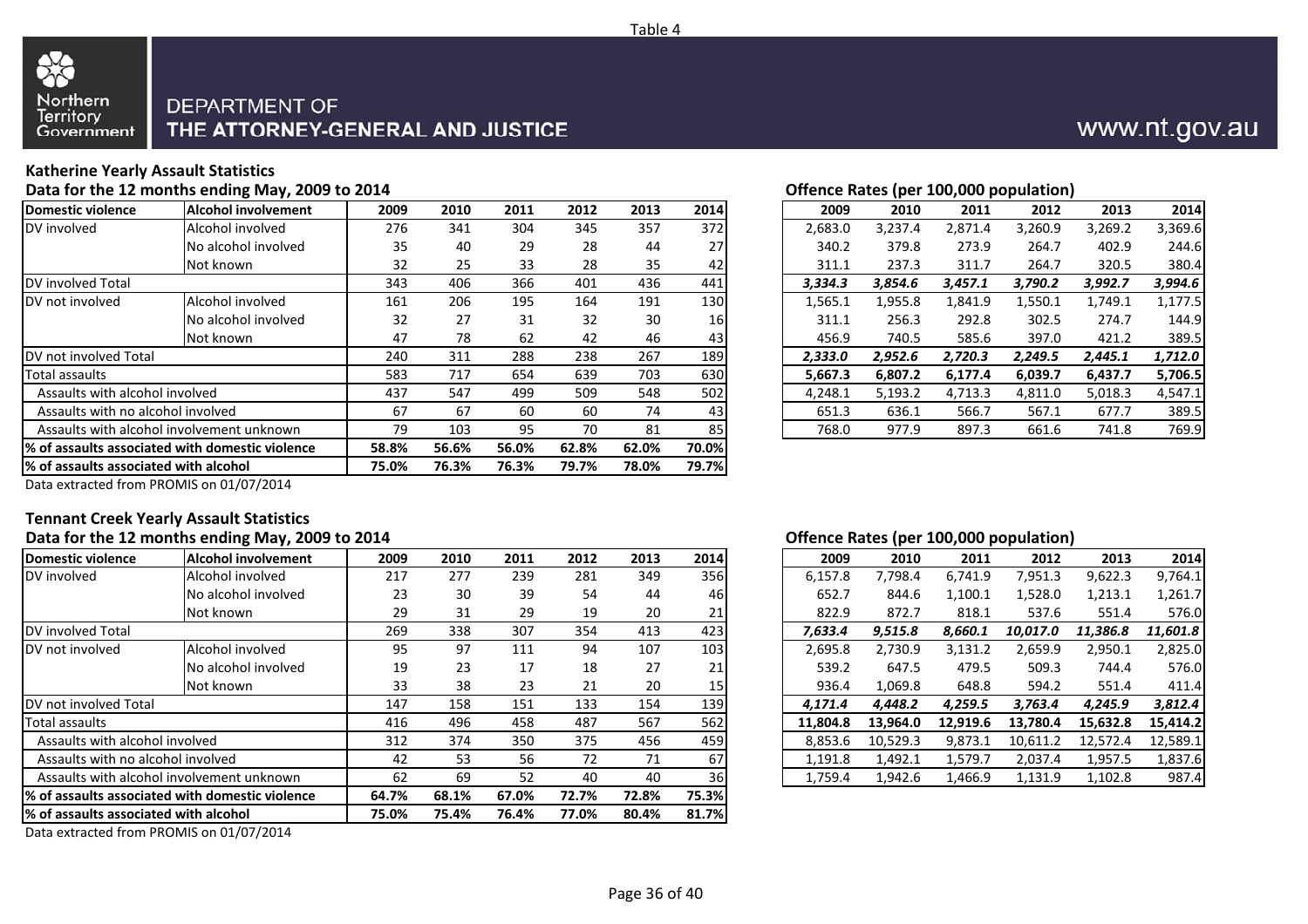Table 4

Northern Territory Government

DEPARTMENT OF THE ATTORNEY-GENERAL AND JUSTICE

www.nt.gov.au

## Katherine Yearly Assault Statistics

### Data for the 12 months ending May, 2009 to 2014

| Domestic violence | Alcohol involvement | 2009 | 2010 | 2011 | 2012 | 2013 | 2014 |
|---|---|---|---|---|---|---|---|
| DV involved | Alcohol involved | 276 | 341 | 304 | 345 | 357 | 372 |
| | No alcohol involved | 35 | 40 | 29 | 28 | 44 | 27 |
| | Not known | 32 | 25 | 33 | 28 | 35 | 42 |
| DV involved Total | | 343 | 406 | 366 | 401 | 436 | 441 |
| DV not involved | Alcohol involved | 161 | 206 | 195 | 164 | 191 | 130 |
| | No alcohol involved | 32 | 27 | 31 | 32 | 30 | 16 |
| | Not known | 47 | 78 | 62 | 42 | 46 | 43 |
| DV not involved Total | | 240 | 311 | 288 | 238 | 267 | 189 |
| Total assaults | | 583 | 717 | 654 | 639 | 703 | 630 |
| Assaults with alcohol involved | | 437 | 547 | 499 | 509 | 548 | 502 |
| Assaults with no alcohol involved | | 67 | 67 | 60 | 60 | 74 | 43 |
| Assaults with alcohol involvement unknown | | 79 | 103 | 95 | 70 | 81 | 85 |
| **% of assaults associated with domestic violence** | | **58.8%** | **56.6%** | **56.0%** | **62.8%** | **62.0%** | **70.0%** |
| **% of assaults associated with alcohol** | | **75.0%** | **76.3%** | **76.3%** | **79.7%** | **78.0%** | **79.7%** |

Data extracted from PROMIS on 01/07/2014

### Offence Rates (per 100,000 population)

| Domestic violence | Alcohol involvement | 2009 | 2010 | 2011 | 2012 | 2013 | 2014 |
|---|---|---|---|---|---|---|---|
| DV involved | Alcohol involved | 2,683.0 | 3,237.4 | 2,871.4 | 3,260.9 | 3,269.2 | 3,369.6 |
| | No alcohol involved | 340.2 | 379.8 | 273.9 | 264.7 | 402.9 | 244.6 |
| | Not known | 311.1 | 237.3 | 311.7 | 264.7 | 320.5 | 380.4 |
| DV involved Total | | ***3,334.3*** | ***3,854.6*** | ***3,457.1*** | ***3,790.2*** | ***3,992.7*** | ***3,994.6*** |
| DV not involved | Alcohol involved | 1,565.1 | 1,955.8 | 1,841.9 | 1,550.1 | 1,749.1 | 1,177.5 |
| | No alcohol involved | 311.1 | 256.3 | 292.8 | 302.5 | 274.7 | 144.9 |
| | Not known | 456.9 | 740.5 | 585.6 | 397.0 | 421.2 | 389.5 |
| DV not involved Total | | ***2,333.0*** | ***2,952.6*** | ***2,720.3*** | ***2,249.5*** | ***2,445.1*** | ***1,712.0*** |
| Total assaults | | **5,667.3** | **6,807.2** | **6,177.4** | **6,039.7** | **6,437.7** | **5,706.5** |
| Assaults with alcohol involved | | 4,248.1 | 5,193.2 | 4,713.3 | 4,811.0 | 5,018.3 | 4,547.1 |
| Assaults with no alcohol involved | | 651.3 | 636.1 | 566.7 | 567.1 | 677.7 | 389.5 |
| Assaults with alcohol involvement unknown | | 768.0 | 977.9 | 897.3 | 661.6 | 741.8 | 769.9 |

## Tennant Creek Yearly Assault Statistics

### Data for the 12 months ending May, 2009 to 2014

| Domestic violence | Alcohol involvement | 2009 | 2010 | 2011 | 2012 | 2013 | 2014 |
|---|---|---|---|---|---|---|---|
| DV involved | Alcohol involved | 217 | 277 | 239 | 281 | 349 | 356 |
| | No alcohol involved | 23 | 30 | 39 | 54 | 44 | 46 |
| | Not known | 29 | 31 | 29 | 19 | 20 | 21 |
| DV involved Total | | 269 | 338 | 307 | 354 | 413 | 423 |
| DV not involved | Alcohol involved | 95 | 97 | 111 | 94 | 107 | 103 |
| | No alcohol involved | 19 | 23 | 17 | 18 | 27 | 21 |
| | Not known | 33 | 38 | 23 | 21 | 20 | 15 |
| DV not involved Total | | 147 | 158 | 151 | 133 | 154 | 139 |
| Total assaults | | 416 | 496 | 458 | 487 | 567 | 562 |
| Assaults with alcohol involved | | 312 | 374 | 350 | 375 | 456 | 459 |
| Assaults with no alcohol involved | | 42 | 53 | 56 | 72 | 71 | 67 |
| Assaults with alcohol involvement unknown | | 62 | 69 | 52 | 40 | 40 | 36 |
| **% of assaults associated with domestic violence** | | **64.7%** | **68.1%** | **67.0%** | **72.7%** | **72.8%** | **75.3%** |
| **% of assaults associated with alcohol** | | **75.0%** | **75.4%** | **76.4%** | **77.0%** | **80.4%** | **81.7%** |

Data extracted from PROMIS on 01/07/2014

### Offence Rates (per 100,000 population)

| Domestic violence | Alcohol involvement | 2009 | 2010 | 2011 | 2012 | 2013 | 2014 |
|---|---|---|---|---|---|---|---|
| DV involved | Alcohol involved | 6,157.8 | 7,798.4 | 6,741.9 | 7,951.3 | 9,622.3 | 9,764.1 |
| | No alcohol involved | 652.7 | 844.6 | 1,100.1 | 1,528.0 | 1,213.1 | 1,261.7 |
| | Not known | 822.9 | 872.7 | 818.1 | 537.6 | 551.4 | 576.0 |
| DV involved Total | | ***7,633.4*** | ***9,515.8*** | ***8,660.1*** | ***10,017.0*** | ***11,386.8*** | ***11,601.8*** |
| DV not involved | Alcohol involved | 2,695.8 | 2,730.9 | 3,131.2 | 2,659.9 | 2,950.1 | 2,825.0 |
| | No alcohol involved | 539.2 | 647.5 | 479.5 | 509.3 | 744.4 | 576.0 |
| | Not known | 936.4 | 1,069.8 | 648.8 | 594.2 | 551.4 | 411.4 |
| DV not involved Total | | ***4,171.4*** | ***4,448.2*** | ***4,259.5*** | ***3,763.4*** | ***4,245.9*** | ***3,812.4*** |
| Total assaults | | **11,804.8** | **13,964.0** | **12,919.6** | **13,780.4** | **15,632.8** | **15,414.2** |
| Assaults with alcohol involved | | 8,853.6 | 10,529.3 | 9,873.1 | 10,611.2 | 12,572.4 | 12,589.1 |
| Assaults with no alcohol involved | | 1,191.8 | 1,492.1 | 1,579.7 | 2,037.4 | 1,957.5 | 1,837.6 |
| Assaults with alcohol involvement unknown | | 1,759.4 | 1,942.6 | 1,466.9 | 1,131.9 | 1,102.8 | 987.4 |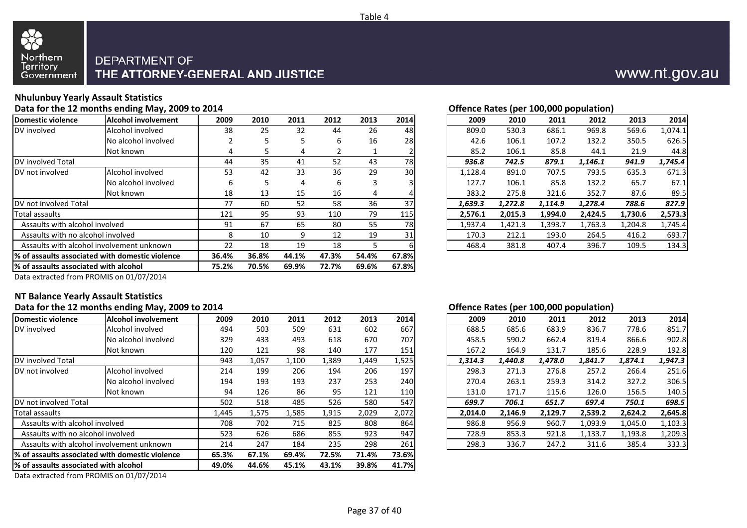Table 4

DEPARTMENT OF THE ATTORNEY-GENERAL AND JUSTICE

### Nhulunbuy Yearly Assault Statistics

**Data for the 12 months ending May, 2009 to 2014**

| Domestic violence | Alcohol involvement | 2009 | 2010 | 2011 | 2012 | 2013 | 2014 |
|---|---|---|---|---|---|---|---|
| DV involved | Alcohol involved | 38 | 25 | 32 | 44 | 26 | 48 |
| | No alcohol involved | 2 | 5 | 5 | 6 | 16 | 28 |
| | Not known | 4 | 5 | 4 | 2 | 1 | 2 |
| DV involved Total | | 44 | 35 | 41 | 52 | 43 | 78 |
| DV not involved | Alcohol involved | 53 | 42 | 33 | 36 | 29 | 30 |
| | No alcohol involved | 6 | 5 | 4 | 6 | 3 | 3 |
| | Not known | 18 | 13 | 15 | 16 | 4 | 4 |
| DV not involved Total | | 77 | 60 | 52 | 58 | 36 | 37 |
| Total assaults | | 121 | 95 | 93 | 110 | 79 | 115 |
| Assaults with alcohol involved | | 91 | 67 | 65 | 80 | 55 | 78 |
| Assaults with no alcohol involved | | 8 | 10 | 9 | 12 | 19 | 31 |
| Assaults with alcohol involvement unknown | | 22 | 18 | 19 | 18 | 5 | 6 |
| **% of assaults associated with domestic violence** | | **36.4%** | **36.8%** | **44.1%** | **47.3%** | **54.4%** | **67.8%** |
| **% of assaults associated with alcohol** | | **75.2%** | **70.5%** | **69.9%** | **72.7%** | **69.6%** | **67.8%** |

Data extracted from PROMIS on 01/07/2014

**Offence Rates (per 100,000 population)**

| Domestic violence | Alcohol involvement | 2009 | 2010 | 2011 | 2012 | 2013 | 2014 |
|---|---|---|---|---|---|---|---|
| DV involved | Alcohol involved | 809.0 | 530.3 | 686.1 | 969.8 | 569.6 | 1,074.1 |
| | No alcohol involved | 42.6 | 106.1 | 107.2 | 132.2 | 350.5 | 626.5 |
| | Not known | 85.2 | 106.1 | 85.8 | 44.1 | 21.9 | 44.8 |
| DV involved Total | | ***936.8*** | ***742.5*** | ***879.1*** | ***1,146.1*** | ***941.9*** | ***1,745.4*** |
| DV not involved | Alcohol involved | 1,128.4 | 891.0 | 707.5 | 793.5 | 635.3 | 671.3 |
| | No alcohol involved | 127.7 | 106.1 | 85.8 | 132.2 | 65.7 | 67.1 |
| | Not known | 383.2 | 275.8 | 321.6 | 352.7 | 87.6 | 89.5 |
| DV not involved Total | | ***1,639.3*** | ***1,272.8*** | ***1,114.9*** | ***1,278.4*** | ***788.6*** | ***827.9*** |
| Total assaults | | **2,576.1** | **2,015.3** | **1,994.0** | **2,424.5** | **1,730.6** | **2,573.3** |
| Assaults with alcohol involved | | 1,937.4 | 1,421.3 | 1,393.7 | 1,763.3 | 1,204.8 | 1,745.4 |
| Assaults with no alcohol involved | | 170.3 | 212.1 | 193.0 | 264.5 | 416.2 | 693.7 |
| Assaults with alcohol involvement unknown | | 468.4 | 381.8 | 407.4 | 396.7 | 109.5 | 134.3 |

### NT Balance Yearly Assault Statistics

**Data for the 12 months ending May, 2009 to 2014**

| Domestic violence | Alcohol involvement | 2009 | 2010 | 2011 | 2012 | 2013 | 2014 |
|---|---|---|---|---|---|---|---|
| DV involved | Alcohol involved | 494 | 503 | 509 | 631 | 602 | 667 |
| | No alcohol involved | 329 | 433 | 493 | 618 | 670 | 707 |
| | Not known | 120 | 121 | 98 | 140 | 177 | 151 |
| DV involved Total | | 943 | 1,057 | 1,100 | 1,389 | 1,449 | 1,525 |
| DV not involved | Alcohol involved | 214 | 199 | 206 | 194 | 206 | 197 |
| | No alcohol involved | 194 | 193 | 193 | 237 | 253 | 240 |
| | Not known | 94 | 126 | 86 | 95 | 121 | 110 |
| DV not involved Total | | 502 | 518 | 485 | 526 | 580 | 547 |
| Total assaults | | 1,445 | 1,575 | 1,585 | 1,915 | 2,029 | 2,072 |
| Assaults with alcohol involved | | 708 | 702 | 715 | 825 | 808 | 864 |
| Assaults with no alcohol involved | | 523 | 626 | 686 | 855 | 923 | 947 |
| Assaults with alcohol involvement unknown | | 214 | 247 | 184 | 235 | 298 | 261 |
| **% of assaults associated with domestic violence** | | **65.3%** | **67.1%** | **69.4%** | **72.5%** | **71.4%** | **73.6%** |
| **% of assaults associated with alcohol** | | **49.0%** | **44.6%** | **45.1%** | **43.1%** | **39.8%** | **41.7%** |

Data extracted from PROMIS on 01/07/2014

**Offence Rates (per 100,000 population)**

| Domestic violence | Alcohol involvement | 2009 | 2010 | 2011 | 2012 | 2013 | 2014 |
|---|---|---|---|---|---|---|---|
| DV involved | Alcohol involved | 688.5 | 685.6 | 683.9 | 836.7 | 778.6 | 851.7 |
| | No alcohol involved | 458.5 | 590.2 | 662.4 | 819.4 | 866.6 | 902.8 |
| | Not known | 167.2 | 164.9 | 131.7 | 185.6 | 228.9 | 192.8 |
| DV involved Total | | ***1,314.3*** | ***1,440.8*** | ***1,478.0*** | ***1,841.7*** | ***1,874.1*** | ***1,947.3*** |
| DV not involved | Alcohol involved | 298.3 | 271.3 | 276.8 | 257.2 | 266.4 | 251.6 |
| | No alcohol involved | 270.4 | 263.1 | 259.3 | 314.2 | 327.2 | 306.5 |
| | Not known | 131.0 | 171.7 | 115.6 | 126.0 | 156.5 | 140.5 |
| DV not involved Total | | ***699.7*** | ***706.1*** | ***651.7*** | ***697.4*** | ***750.1*** | ***698.5*** |
| Total assaults | | **2,014.0** | **2,146.9** | **2,129.7** | **2,539.2** | **2,624.2** | **2,645.8** |
| Assaults with alcohol involved | | 986.8 | 956.9 | 960.7 | 1,093.9 | 1,045.0 | 1,103.3 |
| Assaults with no alcohol involved | | 728.9 | 853.3 | 921.8 | 1,133.7 | 1,193.8 | 1,209.3 |
| Assaults with alcohol involvement unknown | | 298.3 | 336.7 | 247.2 | 311.6 | 385.4 | 333.3 |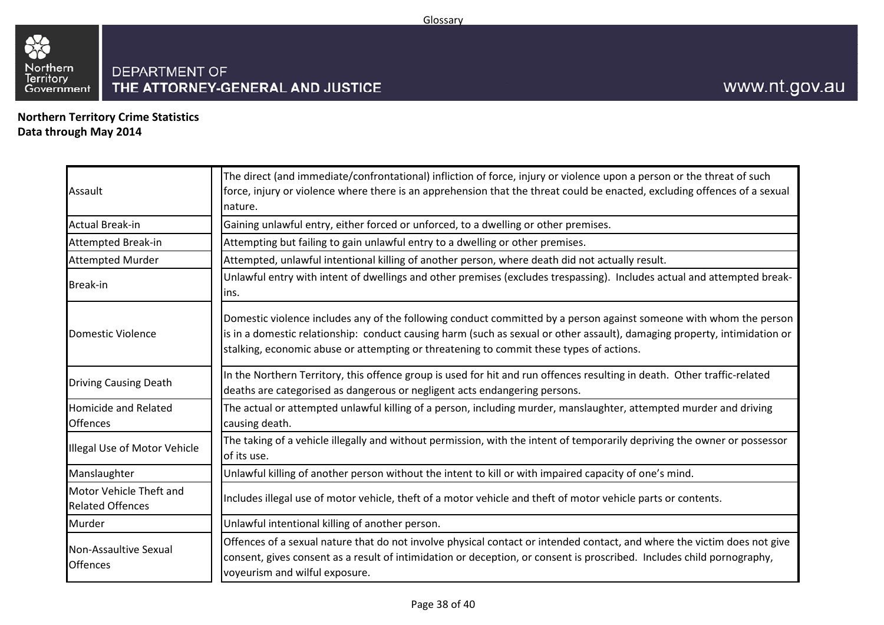**Northern Territory Crime Statistics**
**Data through May 2014**

| Term | Definition |
|---|---|
| Assault | The direct (and immediate/confrontational) infliction of force, injury or violence upon a person or the threat of such force, injury or violence where there is an apprehension that the threat could be enacted, excluding offences of a sexual nature. |
| Actual Break-in | Gaining unlawful entry, either forced or unforced, to a dwelling or other premises. |
| Attempted Break-in | Attempting but failing to gain unlawful entry to a dwelling or other premises. |
| Attempted Murder | Attempted, unlawful intentional killing of another person, where death did not actually result. |
| Break-in | Unlawful entry with intent of dwellings and other premises (excludes trespassing). Includes actual and attempted break-ins. |
| Domestic Violence | Domestic violence includes any of the following conduct committed by a person against someone with whom the person is in a domestic relationship: conduct causing harm (such as sexual or other assault), damaging property, intimidation or stalking, economic abuse or attempting or threatening to commit these types of actions. |
| Driving Causing Death | In the Northern Territory, this offence group is used for hit and run offences resulting in death. Other traffic-related deaths are categorised as dangerous or negligent acts endangering persons. |
| Homicide and Related Offences | The actual or attempted unlawful killing of a person, including murder, manslaughter, attempted murder and driving causing death. |
| Illegal Use of Motor Vehicle | The taking of a vehicle illegally and without permission, with the intent of temporarily depriving the owner or possessor of its use. |
| Manslaughter | Unlawful killing of another person without the intent to kill or with impaired capacity of one's mind. |
| Motor Vehicle Theft and Related Offences | Includes illegal use of motor vehicle, theft of a motor vehicle and theft of motor vehicle parts or contents. |
| Murder | Unlawful intentional killing of another person. |
| Non-Assaultive Sexual Offences | Offences of a sexual nature that do not involve physical contact or intended contact, and where the victim does not give consent, gives consent as a result of intimidation or deception, or consent is proscribed. Includes child pornography, voyeurism and wilful exposure. |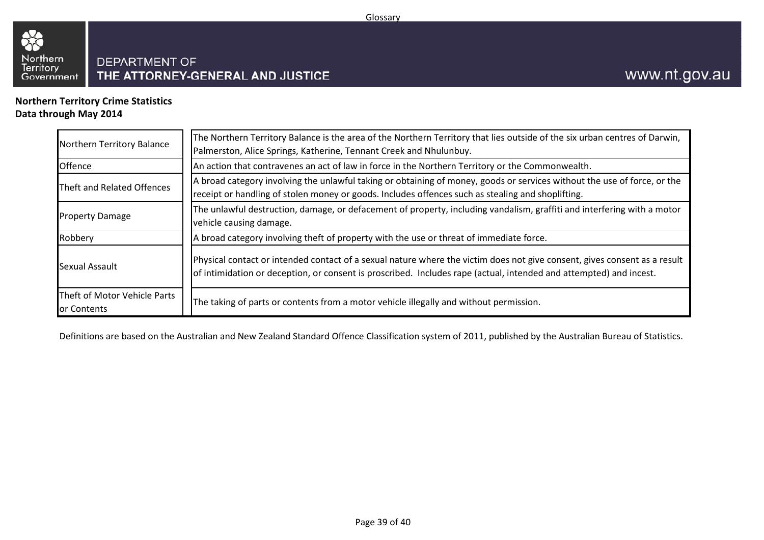DEPARTMENT OF
THE ATTORNEY-GENERAL AND JUSTICE

www.nt.gov.au

**Northern Territory Crime Statistics**
**Data through May 2014**

| Term | Definition |
|---|---|
| Northern Territory Balance | The Northern Territory Balance is the area of the Northern Territory that lies outside of the six urban centres of Darwin, Palmerston, Alice Springs, Katherine, Tennant Creek and Nhulunbuy. |
| Offence | An action that contravenes an act of law in force in the Northern Territory or the Commonwealth. |
| Theft and Related Offences | A broad category involving the unlawful taking or obtaining of money, goods or services without the use of force, or the receipt or handling of stolen money or goods. Includes offences such as stealing and shoplifting. |
| Property Damage | The unlawful destruction, damage, or defacement of property, including vandalism, graffiti and interfering with a motor vehicle causing damage. |
| Robbery | A broad category involving theft of property with the use or threat of immediate force. |
| Sexual Assault | Physical contact or intended contact of a sexual nature where the victim does not give consent, gives consent as a result of intimidation or deception, or consent is proscribed. Includes rape (actual, intended and attempted) and incest. |
| Theft of Motor Vehicle Parts or Contents | The taking of parts or contents from a motor vehicle illegally and without permission. |

Definitions are based on the Australian and New Zealand Standard Offence Classification system of 2011, published by the Australian Bureau of Statistics.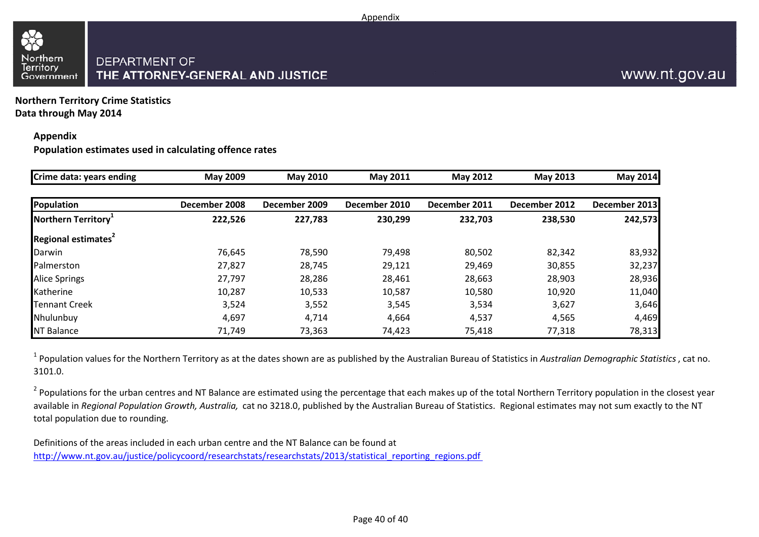DEPARTMENT OF
THE ATTORNEY-GENERAL AND JUSTICE

www.nt.gov.au

**Northern Territory Crime Statistics**
**Data through May 2014**

### Appendix

**Population estimates used in calculating offence rates**

| Crime data: years ending | May 2009 | May 2010 | May 2011 | May 2012 | May 2013 | May 2014 |
|---|---|---|---|---|---|---|
| **Population** | **December 2008** | **December 2009** | **December 2010** | **December 2011** | **December 2012** | **December 2013** |
| **Northern Territory**[1] | **222,526** | **227,783** | **230,299** | **232,703** | **238,530** | **242,573** |
| **Regional estimates**[2] | | | | | | |
| Darwin | 76,645 | 78,590 | 79,498 | 80,502 | 82,342 | 83,932 |
| Palmerston | 27,827 | 28,745 | 29,121 | 29,469 | 30,855 | 32,237 |
| Alice Springs | 27,797 | 28,286 | 28,461 | 28,663 | 28,903 | 28,936 |
| Katherine | 10,287 | 10,533 | 10,587 | 10,580 | 10,920 | 11,040 |
| Tennant Creek | 3,524 | 3,552 | 3,545 | 3,534 | 3,627 | 3,646 |
| Nhulunbuy | 4,697 | 4,714 | 4,664 | 4,537 | 4,565 | 4,469 |
| NT Balance | 71,749 | 73,363 | 74,423 | 75,418 | 77,318 | 78,313 |

[1] Population values for the Northern Territory as at the dates shown are as published by the Australian Bureau of Statistics in *Australian Demographic Statistics* , cat no. 3101.0.

[2] Populations for the urban centres and NT Balance are estimated using the percentage that each makes up of the total Northern Territory population in the closest year available in *Regional Population Growth, Australia,* cat no 3218.0, published by the Australian Bureau of Statistics. Regional estimates may not sum exactly to the NT total population due to rounding.

Definitions of the areas included in each urban centre and the NT Balance can be found at
http://www.nt.gov.au/justice/policycoord/researchstats/researchstats/2013/statistical_reporting_regions.pdf